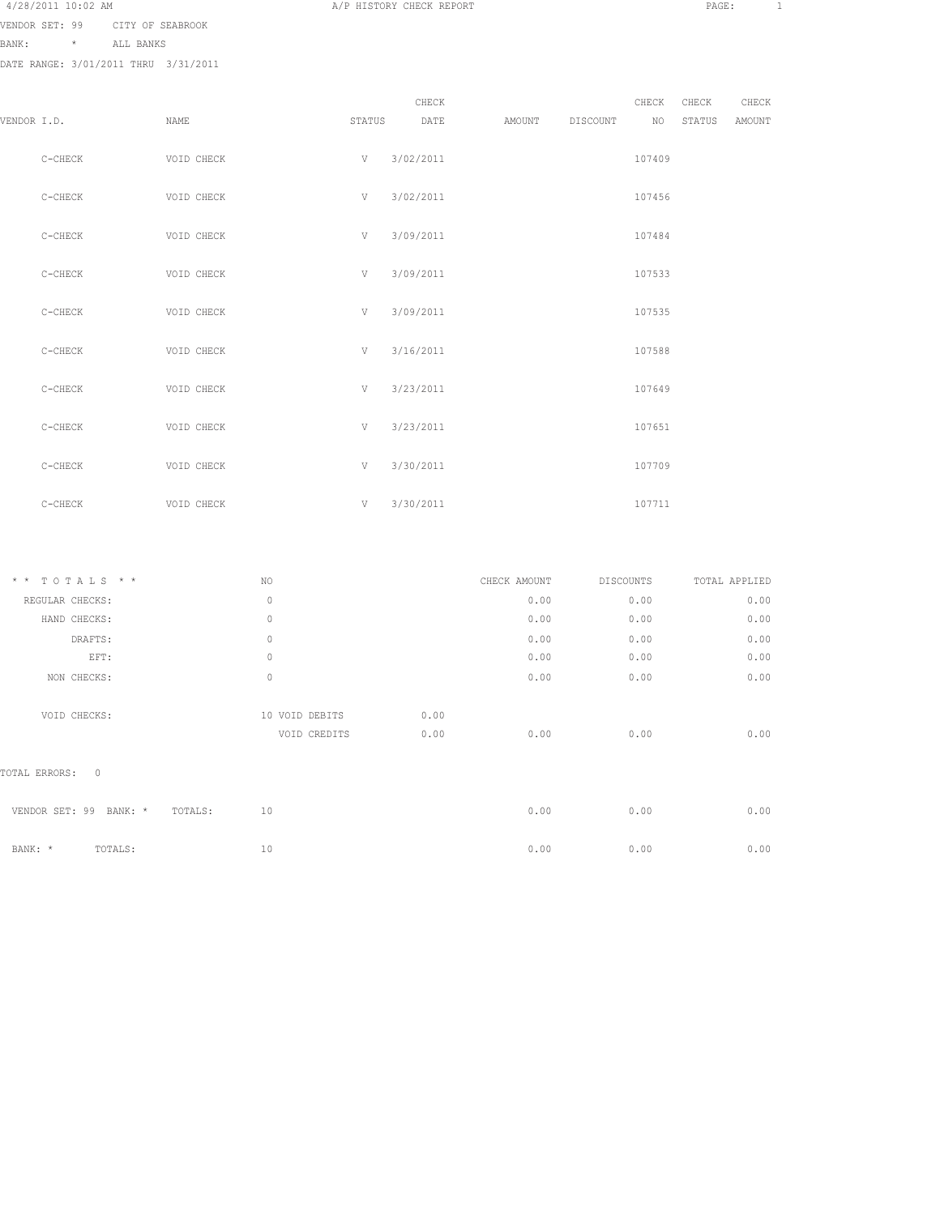4/28/2011 10:02 AM — A/P HISTORY CHECK REPORT

VENDOR SET: 99 CITY OF SEABROOK
BANK: * ALL BANKS
DATE RANGE: 3/01/2011 THRU 3/31/2011

| VENDOR I.D. | NAME | STATUS | CHECK DATE | AMOUNT | DISCOUNT | CHECK NO | CHECK STATUS | CHECK AMOUNT |
|---|---|---|---|---|---|---|---|---|
| C-CHECK | VOID CHECK | V | 3/02/2011 | | | 107409 | | |
| C-CHECK | VOID CHECK | V | 3/02/2011 | | | 107456 | | |
| C-CHECK | VOID CHECK | V | 3/09/2011 | | | 107484 | | |
| C-CHECK | VOID CHECK | V | 3/09/2011 | | | 107533 | | |
| C-CHECK | VOID CHECK | V | 3/09/2011 | | | 107535 | | |
| C-CHECK | VOID CHECK | V | 3/16/2011 | | | 107588 | | |
| C-CHECK | VOID CHECK | V | 3/23/2011 | | | 107649 | | |
| C-CHECK | VOID CHECK | V | 3/23/2011 | | | 107651 | | |
| C-CHECK | VOID CHECK | V | 3/30/2011 | | | 107709 | | |
| C-CHECK | VOID CHECK | V | 3/30/2011 | | | 107711 | | |

| * * T O T A L S * * | NO | | | CHECK AMOUNT | DISCOUNTS | TOTAL APPLIED |
|---|---|---|---|---|---|---|
| REGULAR CHECKS: | 0 | | | 0.00 | 0.00 | 0.00 |
| HAND CHECKS: | 0 | | | 0.00 | 0.00 | 0.00 |
| DRAFTS: | 0 | | | 0.00 | 0.00 | 0.00 |
| EFT: | 0 | | | 0.00 | 0.00 | 0.00 |
| NON CHECKS: | 0 | | | 0.00 | 0.00 | 0.00 |
| VOID CHECKS: | 10 | VOID DEBITS | 0.00 | | | |
| | | VOID CREDITS | 0.00 | 0.00 | 0.00 | 0.00 |

TOTAL ERRORS: 0

| | NO | CHECK AMOUNT | DISCOUNTS | TOTAL APPLIED |
|---|---|---|---|---|
| VENDOR SET: 99 BANK: * TOTALS: | 10 | 0.00 | 0.00 | 0.00 |
| BANK: * TOTALS: | 10 | 0.00 | 0.00 | 0.00 |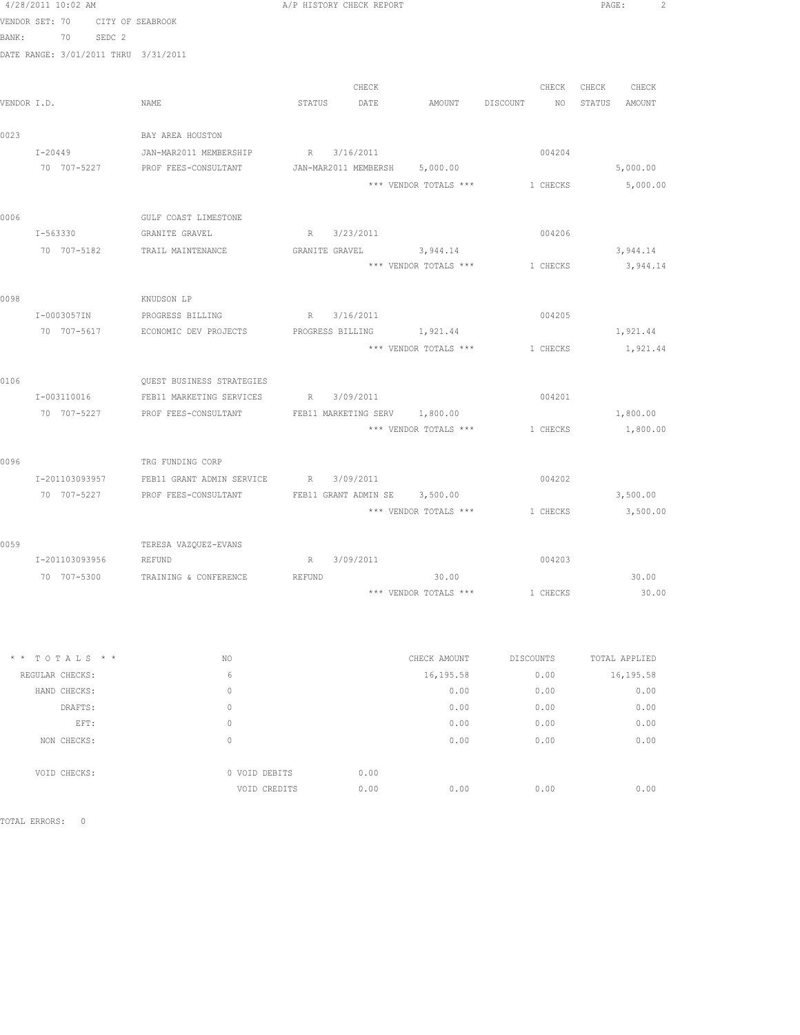4/28/2011 10:02 AM — A/P HISTORY CHECK REPORT

VENDOR SET: 70 CITY OF SEABROOK
BANK: 70 SEDC 2
DATE RANGE: 3/01/2011 THRU 3/31/2011

| VENDOR I.D. | NAME | STATUS | CHECK DATE | AMOUNT | DISCOUNT | CHECK NO | CHECK STATUS | CHECK AMOUNT |
|---|---|---|---|---|---|---|---|---|
| 0023 | BAY AREA HOUSTON | | | | | | | |
| I-20449 | JAN-MAR2011 MEMBERSHIP | R | 3/16/2011 | | | 004204 | | |
| 70 707-5227 | PROF FEES-CONSULTANT | JAN-MAR2011 MEMBERSH | | 5,000.00 | | | | 5,000.00 |
| | | | | *** VENDOR TOTALS *** | | 1 CHECKS | | 5,000.00 |
| 0006 | GULF COAST LIMESTONE | | | | | | | |
| I-563330 | GRANITE GRAVEL | R | 3/23/2011 | | | 004206 | | |
| 70 707-5182 | TRAIL MAINTENANCE | GRANITE GRAVEL | | 3,944.14 | | | | 3,944.14 |
| | | | | *** VENDOR TOTALS *** | | 1 CHECKS | | 3,944.14 |
| 0098 | KNUDSON LP | | | | | | | |
| I-0003057IN | PROGRESS BILLING | R | 3/16/2011 | | | 004205 | | |
| 70 707-5617 | ECONOMIC DEV PROJECTS | PROGRESS BILLING | | 1,921.44 | | | | 1,921.44 |
| | | | | *** VENDOR TOTALS *** | | 1 CHECKS | | 1,921.44 |
| 0106 | QUEST BUSINESS STRATEGIES | | | | | | | |
| I-003110016 | FEB11 MARKETING SERVICES | R | 3/09/2011 | | | 004201 | | |
| 70 707-5227 | PROF FEES-CONSULTANT | FEB11 MARKETING SERV | | 1,800.00 | | | | 1,800.00 |
| | | | | *** VENDOR TOTALS *** | | 1 CHECKS | | 1,800.00 |
| 0096 | TRG FUNDING CORP | | | | | | | |
| I-201103093957 | FEB11 GRANT ADMIN SERVICE | R | 3/09/2011 | | | 004202 | | |
| 70 707-5227 | PROF FEES-CONSULTANT | FEB11 GRANT ADMIN SE | | 3,500.00 | | | | 3,500.00 |
| | | | | *** VENDOR TOTALS *** | | 1 CHECKS | | 3,500.00 |
| 0059 | TERESA VAZQUEZ-EVANS | | | | | | | |
| I-201103093956 | REFUND | R | 3/09/2011 | | | 004203 | | |
| 70 707-5300 | TRAINING & CONFERENCE | REFUND | | 30.00 | | | | 30.00 |
| | | | | *** VENDOR TOTALS *** | | 1 CHECKS | | 30.00 |

| * * T O T A L S * * | NO | | CHECK AMOUNT | DISCOUNTS | TOTAL APPLIED |
|---|---|---|---|---|---|
| REGULAR CHECKS: | 6 | | 16,195.58 | 0.00 | 16,195.58 |
| HAND CHECKS: | 0 | | 0.00 | 0.00 | 0.00 |
| DRAFTS: | 0 | | 0.00 | 0.00 | 0.00 |
| EFT: | 0 | | 0.00 | 0.00 | 0.00 |
| NON CHECKS: | 0 | | 0.00 | 0.00 | 0.00 |
| VOID CHECKS: | 0 VOID DEBITS | 0.00 | | | |
| | VOID CREDITS | 0.00 | 0.00 | 0.00 | 0.00 |

TOTAL ERRORS: 0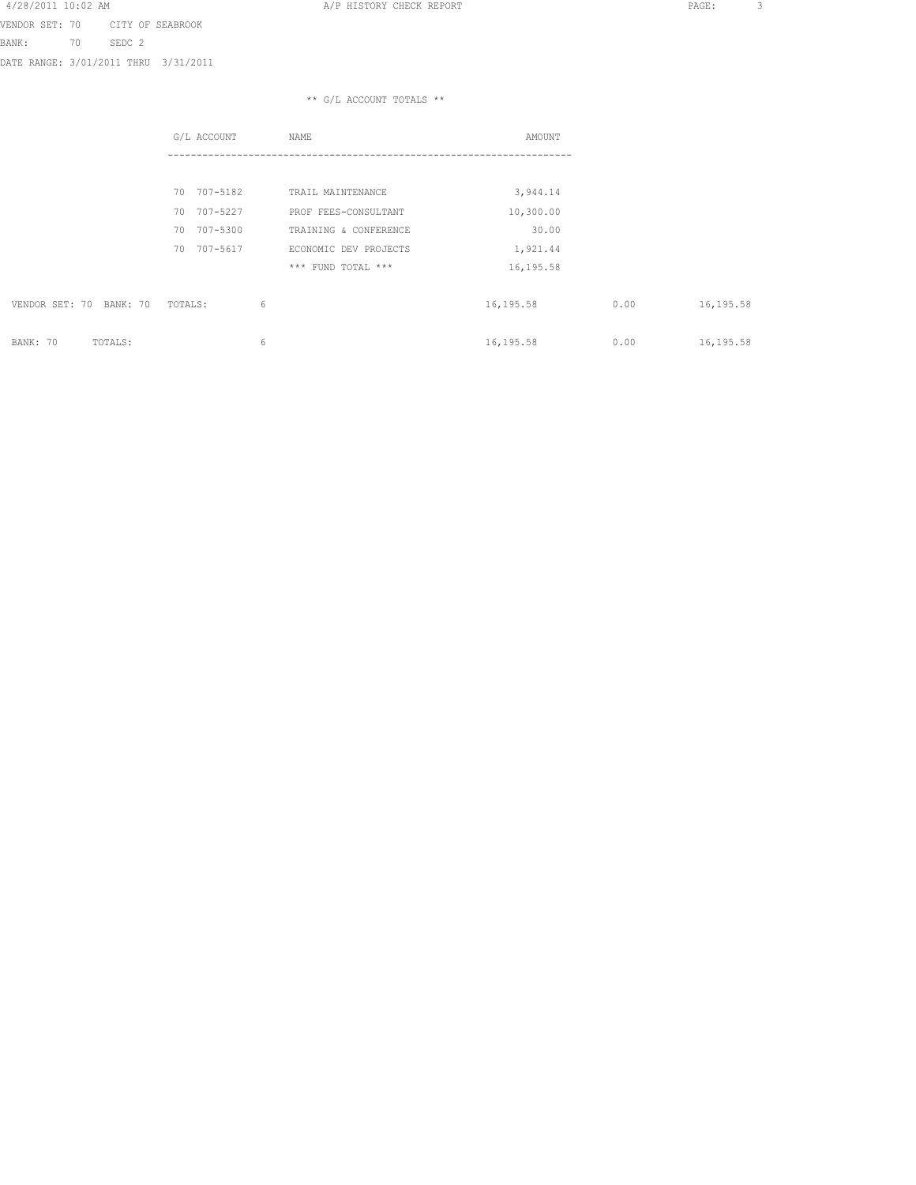VENDOR SET: 70 CITY OF SEABROOK

BANK: 70 SEDC 2

DATE RANGE: 3/01/2011 THRU 3/31/2011

** G/L ACCOUNT TOTALS **

| G/L ACCOUNT | NAME | AMOUNT |
|---|---|---|
| 70 707-5182 | TRAIL MAINTENANCE | 3,944.14 |
| 70 707-5227 | PROF FEES-CONSULTANT | 10,300.00 |
| 70 707-5300 | TRAINING & CONFERENCE | 30.00 |
| 70 707-5617 | ECONOMIC DEV PROJECTS | 1,921.44 |
| | *** FUND TOTAL *** | 16,195.58 |

| | | | | |
|---|---|---|---|---|
| VENDOR SET: 70 BANK: 70 TOTALS: | 6 | 16,195.58 | 0.00 | 16,195.58 |
| BANK: 70 TOTALS: | 6 | 16,195.58 | 0.00 | 16,195.58 |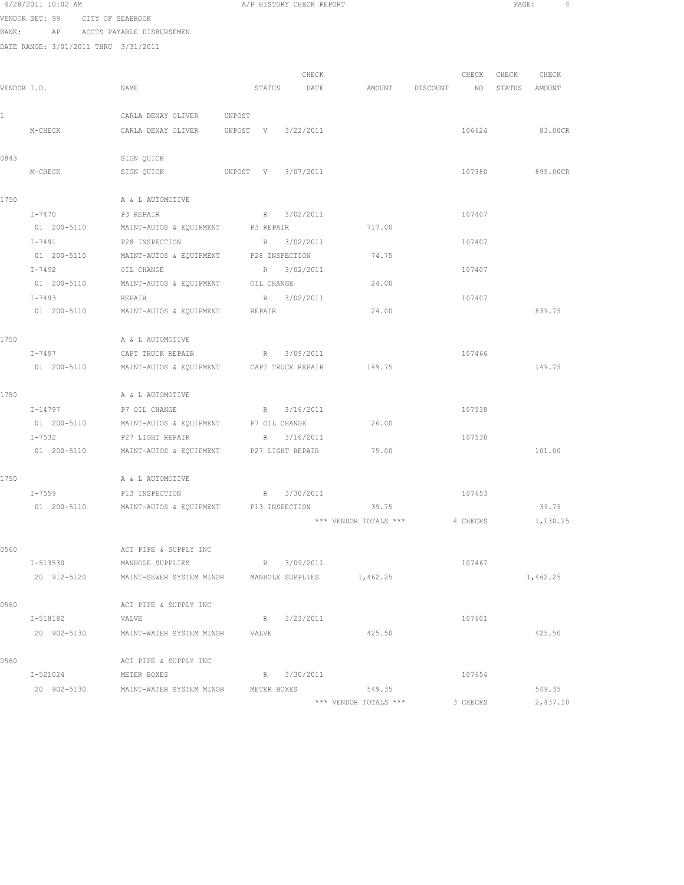4/28/2011 10:02 AM — A/P HISTORY CHECK REPORT

VENDOR SET: 99 CITY OF SEABROOK
BANK: AP ACCTS PAYABLE DISBURSEMEN
DATE RANGE: 3/01/2011 THRU 3/31/2011

| VENDOR I.D. | NAME | STATUS | CHECK DATE | AMOUNT | DISCOUNT | CHECK NO | CHECK STATUS | CHECK AMOUNT |
|---|---|---|---|---|---|---|---|---|
| 1 | CARLA DENAY OLIVER | UNPOST | | | | | | |
| M-CHECK | CARLA DENAY OLIVER | UNPOST V | 3/22/2011 | | | 106624 | | 83.00CR |
| 0843 | SIGN QUICK | | | | | | | |
| M-CHECK | SIGN QUICK | UNPOST V | 3/07/2011 | | | 107380 | | 895.00CR |
| 1750 | A & L AUTOMOTIVE | | | | | | | |
| I-7470 | P3 REPAIR | R | 3/02/2011 | | | 107407 | | |
| 01 200-5110 | MAINT-AUTOS & EQUIPMENT | P3 REPAIR | | 717.00 | | | | |
| I-7491 | P28 INSPECTION | R | 3/02/2011 | | | 107407 | | |
| 01 200-5110 | MAINT-AUTOS & EQUIPMENT | P28 INSPECTION | | 74.75 | | | | |
| I-7492 | OIL CHANGE | R | 3/02/2011 | | | 107407 | | |
| 01 200-5110 | MAINT-AUTOS & EQUIPMENT | OIL CHANGE | | 24.00 | | | | |
| I-7493 | REPAIR | R | 3/02/2011 | | | 107407 | | |
| 01 200-5110 | MAINT-AUTOS & EQUIPMENT | REPAIR | | 24.00 | | | | 839.75 |
| 1750 | A & L AUTOMOTIVE | | | | | | | |
| I-7497 | CAPT TRUCK REPAIR | R | 3/09/2011 | | | 107466 | | |
| 01 200-5110 | MAINT-AUTOS & EQUIPMENT | CAPT TRUCK REPAIR | | 149.75 | | | | 149.75 |
| 1750 | A & L AUTOMOTIVE | | | | | | | |
| I-14797 | P7 OIL CHANGE | R | 3/16/2011 | | | 107538 | | |
| 01 200-5110 | MAINT-AUTOS & EQUIPMENT | P7 OIL CHANGE | | 26.00 | | | | |
| I-7532 | P27 LIGHT REPAIR | R | 3/16/2011 | | | 107538 | | |
| 01 200-5110 | MAINT-AUTOS & EQUIPMENT | P27 LIGHT REPAIR | | 75.00 | | | | 101.00 |
| 1750 | A & L AUTOMOTIVE | | | | | | | |
| I-7559 | P13 INSPECTION | R | 3/30/2011 | | | 107653 | | |
| 01 200-5110 | MAINT-AUTOS & EQUIPMENT | P13 INSPECTION | | 39.75 | | | | 39.75 |
| | | | | *** VENDOR TOTALS *** | | 4 CHECKS | | 1,130.25 |
| 0560 | ACT PIPE & SUPPLY INC | | | | | | | |
| I-513530 | MANHOLE SUPPLIES | R | 3/09/2011 | | | 107467 | | |
| 20 912-5120 | MAINT-SEWER SYSTEM MINOR | MANHOLE SUPPLIES | | 1,462.25 | | | | 1,462.25 |
| 0560 | ACT PIPE & SUPPLY INC | | | | | | | |
| I-518182 | VALVE | R | 3/23/2011 | | | 107601 | | |
| 20 902-5130 | MAINT-WATER SYSTEM MINOR | VALVE | | 425.50 | | | | 425.50 |
| 0560 | ACT PIPE & SUPPLY INC | | | | | | | |
| I-521024 | METER BOXES | R | 3/30/2011 | | | 107654 | | |
| 20 902-5130 | MAINT-WATER SYSTEM MINOR | METER BOXES | | 549.35 | | | | 549.35 |
| | | | | *** VENDOR TOTALS *** | | 3 CHECKS | | 2,437.10 |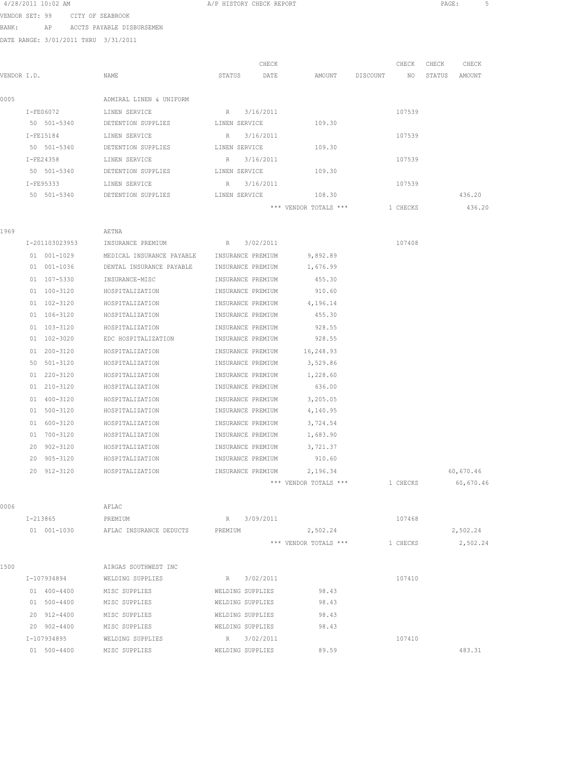4/28/2011 10:02 AM A/P HISTORY CHECK REPORT

VENDOR SET: 99 CITY OF SEABROOK

BANK: AP ACCTS PAYABLE DISBURSEMEN

DATE RANGE: 3/01/2011 THRU 3/31/2011

| VENDOR I.D. | NAME | STATUS | CHECK DATE | AMOUNT | DISCOUNT | CHECK NO | CHECK STATUS | CHECK AMOUNT |
|---|---|---|---|---|---|---|---|---|
| 0005 | ADMIRAL LINEN & UNIFORM | | | | | | | |
| I-FE06072 | LINEN SERVICE | R | 3/16/2011 | | | 107539 | | |
| 50 501-5340 | DETENTION SUPPLIES | LINEN SERVICE | | 109.30 | | | | |
| I-FE15184 | LINEN SERVICE | R | 3/16/2011 | | | 107539 | | |
| 50 501-5340 | DETENTION SUPPLIES | LINEN SERVICE | | 109.30 | | | | |
| I-FE24358 | LINEN SERVICE | R | 3/16/2011 | | | 107539 | | |
| 50 501-5340 | DETENTION SUPPLIES | LINEN SERVICE | | 109.30 | | | | |
| I-FE95333 | LINEN SERVICE | R | 3/16/2011 | | | 107539 | | |
| 50 501-5340 | DETENTION SUPPLIES | LINEN SERVICE | | 108.30 | | | | 436.20 |
| | | | | *** VENDOR TOTALS *** | | 1 CHECKS | | 436.20 |
| 1969 | AETNA | | | | | | | |
| I-201103023953 | INSURANCE PREMIUM | R | 3/02/2011 | | | 107408 | | |
| 01 001-1029 | MEDICAL INSURANCE PAYABLE | INSURANCE PREMIUM | | 9,892.89 | | | | |
| 01 001-1036 | DENTAL INSURANCE PAYABLE | INSURANCE PREMIUM | | 1,676.99 | | | | |
| 01 107-5330 | INSURANCE-MISC | INSURANCE PREMIUM | | 455.30 | | | | |
| 01 100-3120 | HOSPITALIZATION | INSURANCE PREMIUM | | 910.60 | | | | |
| 01 102-3120 | HOSPITALIZATION | INSURANCE PREMIUM | | 4,196.14 | | | | |
| 01 106-3120 | HOSPITALIZATION | INSURANCE PREMIUM | | 455.30 | | | | |
| 01 103-3120 | HOSPITALIZATION | INSURANCE PREMIUM | | 928.55 | | | | |
| 01 102-3020 | EDC HOSPITALIZATION | INSURANCE PREMIUM | | 928.55 | | | | |
| 01 200-3120 | HOSPITALIZATION | INSURANCE PREMIUM | | 16,248.93 | | | | |
| 50 501-3120 | HOSPITALIZATION | INSURANCE PREMIUM | | 3,529.86 | | | | |
| 01 220-3120 | HOSPITALIZATION | INSURANCE PREMIUM | | 1,228.60 | | | | |
| 01 210-3120 | HOSPITALIZATION | INSURANCE PREMIUM | | 636.00 | | | | |
| 01 400-3120 | HOSPITALIZATION | INSURANCE PREMIUM | | 3,205.05 | | | | |
| 01 500-3120 | HOSPITALIZATION | INSURANCE PREMIUM | | 4,140.95 | | | | |
| 01 600-3120 | HOSPITALIZATION | INSURANCE PREMIUM | | 3,724.54 | | | | |
| 01 700-3120 | HOSPITALIZATION | INSURANCE PREMIUM | | 1,683.90 | | | | |
| 20 902-3120 | HOSPITALIZATION | INSURANCE PREMIUM | | 3,721.37 | | | | |
| 20 905-3120 | HOSPITALIZATION | INSURANCE PREMIUM | | 910.60 | | | | |
| 20 912-3120 | HOSPITALIZATION | INSURANCE PREMIUM | | 2,196.34 | | | | 60,670.46 |
| | | | | *** VENDOR TOTALS *** | | 1 CHECKS | | 60,670.46 |
| 0006 | AFLAC | | | | | | | |
| I-213865 | PREMIUM | R | 3/09/2011 | | | 107468 | | |
| 01 001-1030 | AFLAC INSURANCE DEDUCTS | PREMIUM | | 2,502.24 | | | | 2,502.24 |
| | | | | *** VENDOR TOTALS *** | | 1 CHECKS | | 2,502.24 |
| 1500 | AIRGAS SOUTHWEST INC | | | | | | | |
| I-107934894 | WELDING SUPPLIES | R | 3/02/2011 | | | 107410 | | |
| 01 400-4400 | MISC SUPPLIES | WELDING SUPPLIES | | 98.43 | | | | |
| 01 500-4400 | MISC SUPPLIES | WELDING SUPPLIES | | 98.43 | | | | |
| 20 912-4400 | MISC SUPPLIES | WELDING SUPPLIES | | 98.43 | | | | |
| 20 902-4400 | MISC SUPPLIES | WELDING SUPPLIES | | 98.43 | | | | |
| I-107934895 | WELDING SUPPLIES | R | 3/02/2011 | | | 107410 | | |
| 01 500-4400 | MISC SUPPLIES | WELDING SUPPLIES | | 89.59 | | | | 483.31 |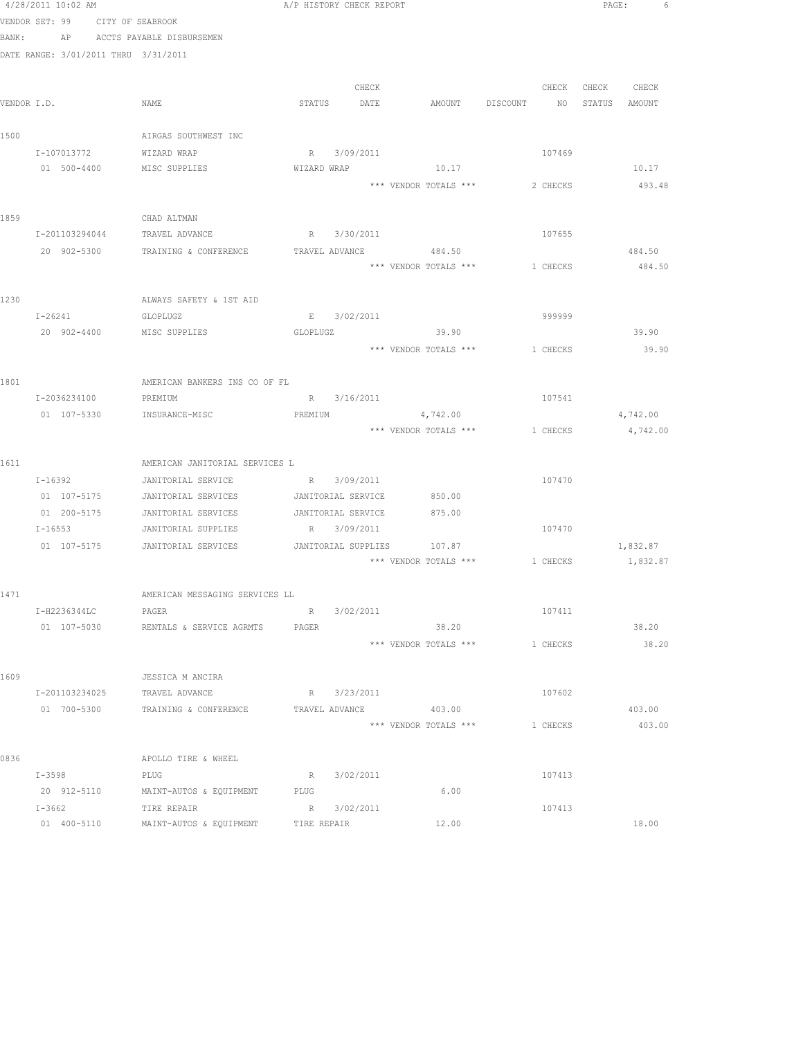4/28/2011 10:02 AM — A/P HISTORY CHECK REPORT

VENDOR SET: 99 CITY OF SEABROOK
BANK: AP ACCTS PAYABLE DISBURSEMEN
DATE RANGE: 3/01/2011 THRU 3/31/2011

| VENDOR I.D. | NAME | STATUS | CHECK DATE | AMOUNT | DISCOUNT | CHECK NO | CHECK STATUS | CHECK AMOUNT |
|---|---|---|---|---|---|---|---|---|
| 1500 | AIRGAS SOUTHWEST INC | | | | | | | |
| I-107013772 | WIZARD WRAP | R | 3/09/2011 | | | 107469 | | |
| 01 500-4400 | MISC SUPPLIES | WIZARD WRAP | | 10.17 | | | | 10.17 |
| | | | | *** VENDOR TOTALS *** | | 2 CHECKS | | 493.48 |
| 1859 | CHAD ALTMAN | | | | | | | |
| I-201103294044 | TRAVEL ADVANCE | R | 3/30/2011 | | | 107655 | | |
| 20 902-5300 | TRAINING & CONFERENCE | TRAVEL ADVANCE | | 484.50 | | | | 484.50 |
| | | | | *** VENDOR TOTALS *** | | 1 CHECKS | | 484.50 |
| 1230 | ALWAYS SAFETY & 1ST AID | | | | | | | |
| I-26241 | GLOPLUGZ | E | 3/02/2011 | | | 999999 | | |
| 20 902-4400 | MISC SUPPLIES | GLOPLUGZ | | 39.90 | | | | 39.90 |
| | | | | *** VENDOR TOTALS *** | | 1 CHECKS | | 39.90 |
| 1801 | AMERICAN BANKERS INS CO OF FL | | | | | | | |
| I-2036234100 | PREMIUM | R | 3/16/2011 | | | 107541 | | |
| 01 107-5330 | INSURANCE-MISC | PREMIUM | | 4,742.00 | | | | 4,742.00 |
| | | | | *** VENDOR TOTALS *** | | 1 CHECKS | | 4,742.00 |
| 1611 | AMERICAN JANITORIAL SERVICES L | | | | | | | |
| I-16392 | JANITORIAL SERVICE | R | 3/09/2011 | | | 107470 | | |
| 01 107-5175 | JANITORIAL SERVICES | JANITORIAL SERVICE | | 850.00 | | | | |
| 01 200-5175 | JANITORIAL SERVICES | JANITORIAL SERVICE | | 875.00 | | | | |
| I-16553 | JANITORIAL SUPPLIES | R | 3/09/2011 | | | 107470 | | |
| 01 107-5175 | JANITORIAL SERVICES | JANITORIAL SUPPLIES | | 107.87 | | | | 1,832.87 |
| | | | | *** VENDOR TOTALS *** | | 1 CHECKS | | 1,832.87 |
| 1471 | AMERICAN MESSAGING SERVICES LL | | | | | | | |
| I-H2236344LC | PAGER | R | 3/02/2011 | | | 107411 | | |
| 01 107-5030 | RENTALS & SERVICE AGRMTS | PAGER | | 38.20 | | | | 38.20 |
| | | | | *** VENDOR TOTALS *** | | 1 CHECKS | | 38.20 |
| 1609 | JESSICA M ANCIRA | | | | | | | |
| I-201103234025 | TRAVEL ADVANCE | R | 3/23/2011 | | | 107602 | | |
| 01 700-5300 | TRAINING & CONFERENCE | TRAVEL ADVANCE | | 403.00 | | | | 403.00 |
| | | | | *** VENDOR TOTALS *** | | 1 CHECKS | | 403.00 |
| 0836 | APOLLO TIRE & WHEEL | | | | | | | |
| I-3598 | PLUG | R | 3/02/2011 | | | 107413 | | |
| 20 912-5110 | MAINT-AUTOS & EQUIPMENT | PLUG | | 6.00 | | | | |
| I-3662 | TIRE REPAIR | R | 3/02/2011 | | | 107413 | | |
| 01 400-5110 | MAINT-AUTOS & EQUIPMENT | TIRE REPAIR | | 12.00 | | | | 18.00 |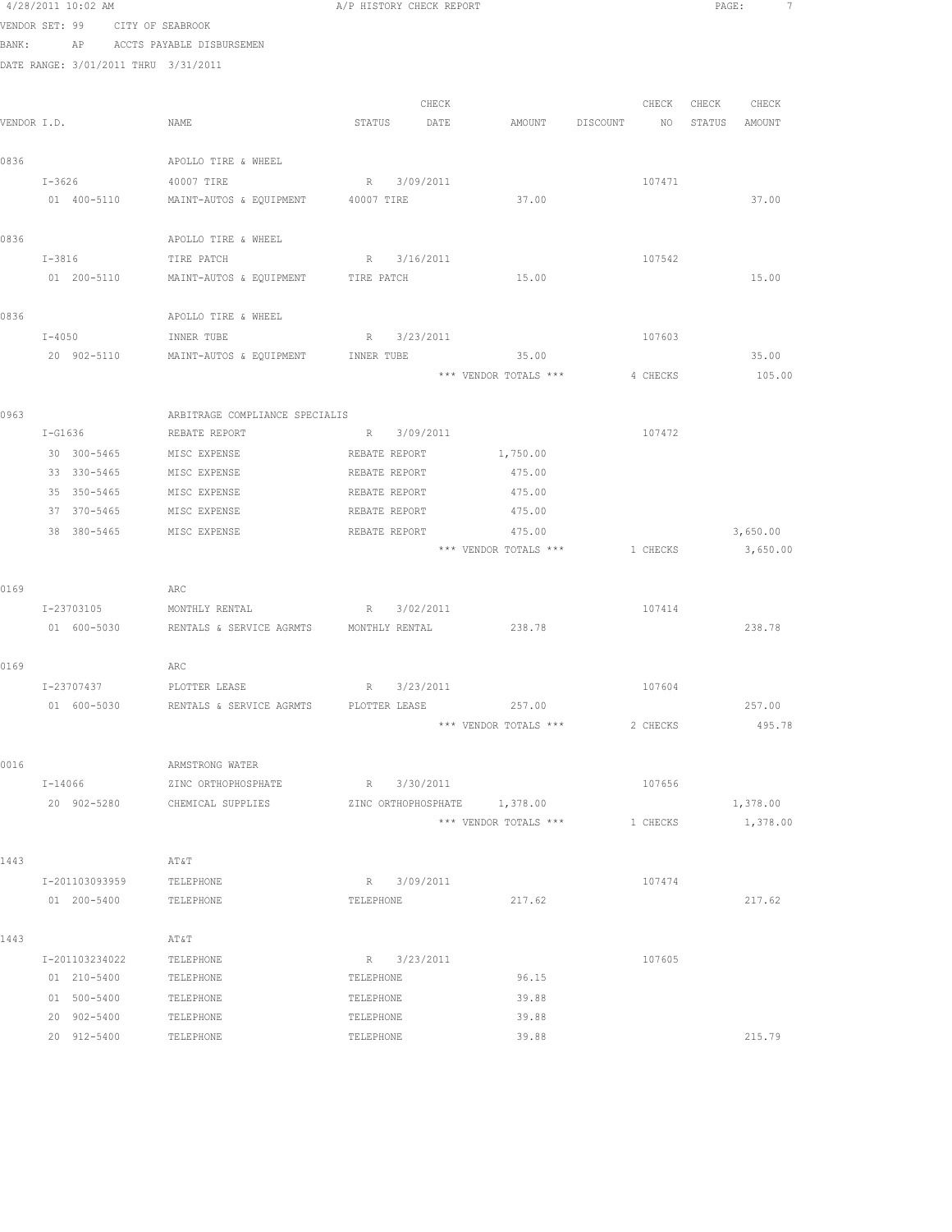A/P HISTORY CHECK REPORT

VENDOR SET: 99 CITY OF SEABROOK
BANK: AP ACCTS PAYABLE DISBURSEMEN
DATE RANGE: 3/01/2011 THRU 3/31/2011

| VENDOR I.D. | NAME | STATUS | CHECK DATE | AMOUNT | DISCOUNT | CHECK NO | CHECK STATUS | CHECK AMOUNT |
|---|---|---|---|---|---|---|---|---|
| 0836 | APOLLO TIRE & WHEEL | | | | | | | |
| I-3626 | 40007 TIRE | R | 3/09/2011 | | | 107471 | | |
| 01 400-5110 | MAINT-AUTOS & EQUIPMENT | 40007 TIRE | | 37.00 | | | | 37.00 |
| 0836 | APOLLO TIRE & WHEEL | | | | | | | |
| I-3816 | TIRE PATCH | R | 3/16/2011 | | | 107542 | | |
| 01 200-5110 | MAINT-AUTOS & EQUIPMENT | TIRE PATCH | | 15.00 | | | | 15.00 |
| 0836 | APOLLO TIRE & WHEEL | | | | | | | |
| I-4050 | INNER TUBE | R | 3/23/2011 | | | 107603 | | |
| 20 902-5110 | MAINT-AUTOS & EQUIPMENT | INNER TUBE | | 35.00 | | | | 35.00 |
| | | | | *** VENDOR TOTALS *** | | 4 CHECKS | | 105.00 |
| 0963 | ARBITRAGE COMPLIANCE SPECIALIS | | | | | | | |
| I-G1636 | REBATE REPORT | R | 3/09/2011 | | | 107472 | | |
| 30 300-5465 | MISC EXPENSE | REBATE REPORT | | 1,750.00 | | | | |
| 33 330-5465 | MISC EXPENSE | REBATE REPORT | | 475.00 | | | | |
| 35 350-5465 | MISC EXPENSE | REBATE REPORT | | 475.00 | | | | |
| 37 370-5465 | MISC EXPENSE | REBATE REPORT | | 475.00 | | | | |
| 38 380-5465 | MISC EXPENSE | REBATE REPORT | | 475.00 | | | | 3,650.00 |
| | | | | *** VENDOR TOTALS *** | | 1 CHECKS | | 3,650.00 |
| 0169 | ARC | | | | | | | |
| I-23703105 | MONTHLY RENTAL | R | 3/02/2011 | | | 107414 | | |
| 01 600-5030 | RENTALS & SERVICE AGRMTS | MONTHLY RENTAL | | 238.78 | | | | 238.78 |
| 0169 | ARC | | | | | | | |
| I-23707437 | PLOTTER LEASE | R | 3/23/2011 | | | 107604 | | |
| 01 600-5030 | RENTALS & SERVICE AGRMTS | PLOTTER LEASE | | 257.00 | | | | 257.00 |
| | | | | *** VENDOR TOTALS *** | | 2 CHECKS | | 495.78 |
| 0016 | ARMSTRONG WATER | | | | | | | |
| I-14066 | ZINC ORTHOPHOSPHATE | R | 3/30/2011 | | | 107656 | | |
| 20 902-5280 | CHEMICAL SUPPLIES | ZINC ORTHOPHOSPHATE | | 1,378.00 | | | | 1,378.00 |
| | | | | *** VENDOR TOTALS *** | | 1 CHECKS | | 1,378.00 |
| 1443 | AT&T | | | | | | | |
| I-201103093959 | TELEPHONE | R | 3/09/2011 | | | 107474 | | |
| 01 200-5400 | TELEPHONE | TELEPHONE | | 217.62 | | | | 217.62 |
| 1443 | AT&T | | | | | | | |
| I-201103234022 | TELEPHONE | R | 3/23/2011 | | | 107605 | | |
| 01 210-5400 | TELEPHONE | TELEPHONE | | 96.15 | | | | |
| 01 500-5400 | TELEPHONE | TELEPHONE | | 39.88 | | | | |
| 20 902-5400 | TELEPHONE | TELEPHONE | | 39.88 | | | | |
| 20 912-5400 | TELEPHONE | TELEPHONE | | 39.88 | | | | 215.79 |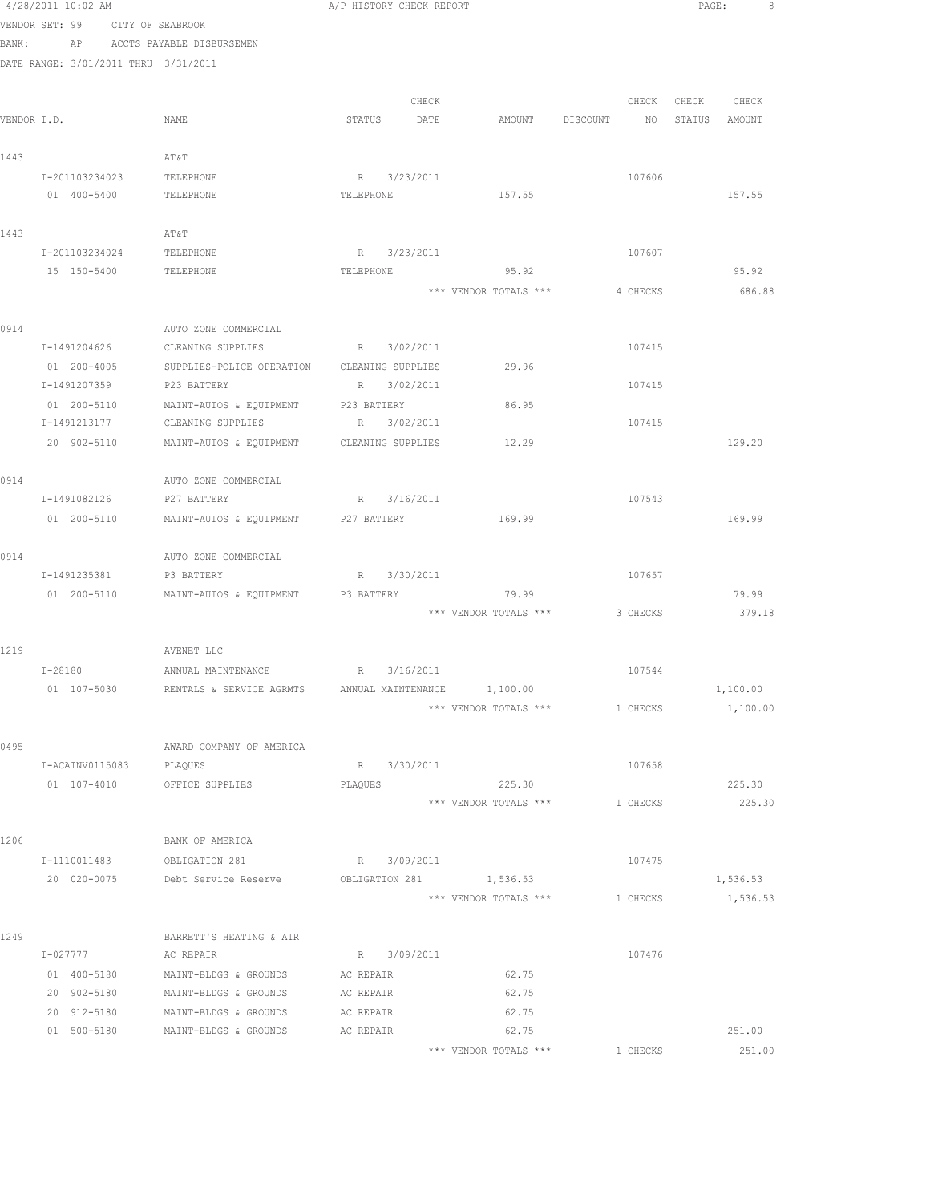4/28/2011 10:02 AM A/P HISTORY CHECK REPORT

VENDOR SET: 99 CITY OF SEABROOK
BANK: AP ACCTS PAYABLE DISBURSEMEN
DATE RANGE: 3/01/2011 THRU 3/31/2011

| VENDOR I.D. | NAME | STATUS | CHECK DATE | AMOUNT | DISCOUNT | CHECK NO | CHECK STATUS | CHECK AMOUNT |
|---|---|---|---|---|---|---|---|---|
| 1443 | AT&T | | | | | | | |
| I-201103234023 | TELEPHONE | R | 3/23/2011 | | | 107606 | | |
| 01 400-5400 | TELEPHONE | TELEPHONE | | 157.55 | | | | 157.55 |
| 1443 | AT&T | | | | | | | |
| I-201103234024 | TELEPHONE | R | 3/23/2011 | | | 107607 | | |
| 15 150-5400 | TELEPHONE | TELEPHONE | | 95.92 | | | | 95.92 |
| | | | | *** VENDOR TOTALS *** | | 4 CHECKS | | 686.88 |
| 0914 | AUTO ZONE COMMERCIAL | | | | | | | |
| I-1491204626 | CLEANING SUPPLIES | R | 3/02/2011 | | | 107415 | | |
| 01 200-4005 | SUPPLIES-POLICE OPERATION | CLEANING SUPPLIES | | 29.96 | | | | |
| I-1491207359 | P23 BATTERY | R | 3/02/2011 | | | 107415 | | |
| 01 200-5110 | MAINT-AUTOS & EQUIPMENT | P23 BATTERY | | 86.95 | | | | |
| I-1491213177 | CLEANING SUPPLIES | R | 3/02/2011 | | | 107415 | | |
| 20 902-5110 | MAINT-AUTOS & EQUIPMENT | CLEANING SUPPLIES | | 12.29 | | | | 129.20 |
| 0914 | AUTO ZONE COMMERCIAL | | | | | | | |
| I-1491082126 | P27 BATTERY | R | 3/16/2011 | | | 107543 | | |
| 01 200-5110 | MAINT-AUTOS & EQUIPMENT | P27 BATTERY | | 169.99 | | | | 169.99 |
| 0914 | AUTO ZONE COMMERCIAL | | | | | | | |
| I-1491235381 | P3 BATTERY | R | 3/30/2011 | | | 107657 | | |
| 01 200-5110 | MAINT-AUTOS & EQUIPMENT | P3 BATTERY | | 79.99 | | | | 79.99 |
| | | | | *** VENDOR TOTALS *** | | 3 CHECKS | | 379.18 |
| 1219 | AVENET LLC | | | | | | | |
| I-28180 | ANNUAL MAINTENANCE | R | 3/16/2011 | | | 107544 | | |
| 01 107-5030 | RENTALS & SERVICE AGRMTS | ANNUAL MAINTENANCE | | 1,100.00 | | | | 1,100.00 |
| | | | | *** VENDOR TOTALS *** | | 1 CHECKS | | 1,100.00 |
| 0495 | AWARD COMPANY OF AMERICA | | | | | | | |
| I-ACAINV0115083 | PLAQUES | R | 3/30/2011 | | | 107658 | | |
| 01 107-4010 | OFFICE SUPPLIES | PLAQUES | | 225.30 | | | | 225.30 |
| | | | | *** VENDOR TOTALS *** | | 1 CHECKS | | 225.30 |
| 1206 | BANK OF AMERICA | | | | | | | |
| I-1110011483 | OBLIGATION 281 | R | 3/09/2011 | | | 107475 | | |
| 20 020-0075 | Debt Service Reserve | OBLIGATION 281 | | 1,536.53 | | | | 1,536.53 |
| | | | | *** VENDOR TOTALS *** | | 1 CHECKS | | 1,536.53 |
| 1249 | BARRETT'S HEATING & AIR | | | | | | | |
| I-027777 | AC REPAIR | R | 3/09/2011 | | | 107476 | | |
| 01 400-5180 | MAINT-BLDGS & GROUNDS | AC REPAIR | | 62.75 | | | | |
| 20 902-5180 | MAINT-BLDGS & GROUNDS | AC REPAIR | | 62.75 | | | | |
| 20 912-5180 | MAINT-BLDGS & GROUNDS | AC REPAIR | | 62.75 | | | | |
| 01 500-5180 | MAINT-BLDGS & GROUNDS | AC REPAIR | | 62.75 | | | | 251.00 |
| | | | | *** VENDOR TOTALS *** | | 1 CHECKS | | 251.00 |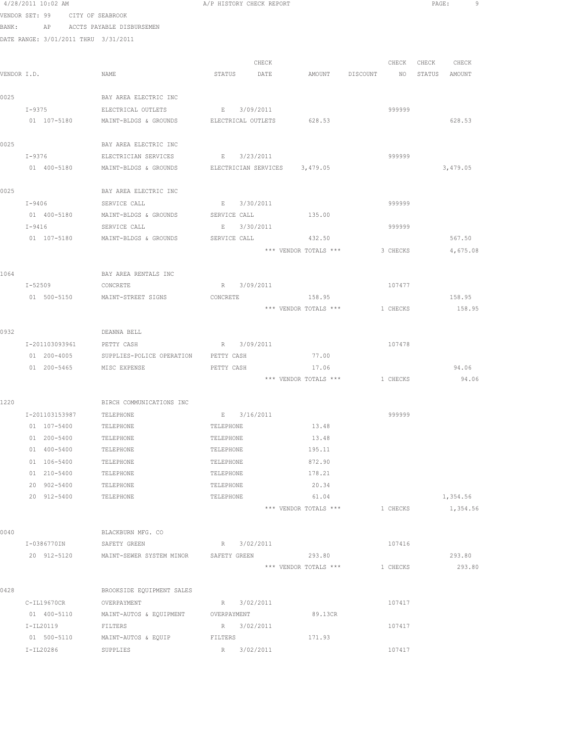4/28/2011 10:02 AM A/P HISTORY CHECK REPORT

VENDOR SET: 99 CITY OF SEABROOK
BANK: AP ACCTS PAYABLE DISBURSEMEN
DATE RANGE: 3/01/2011 THRU 3/31/2011

| VENDOR I.D. | NAME | STATUS | CHECK DATE | AMOUNT | DISCOUNT | CHECK NO | CHECK STATUS | CHECK AMOUNT |
|---|---|---|---|---|---|---|---|---|
| 0025 | BAY AREA ELECTRIC INC | | | | | | | |
| I-9375 | ELECTRICAL OUTLETS | E | 3/09/2011 | | | 999999 | | |
| 01 107-5180 | MAINT-BLDGS & GROUNDS | ELECTRICAL OUTLETS | | 628.53 | | | | 628.53 |
| 0025 | BAY AREA ELECTRIC INC | | | | | | | |
| I-9376 | ELECTRICIAN SERVICES | E | 3/23/2011 | | | 999999 | | |
| 01 400-5180 | MAINT-BLDGS & GROUNDS | ELECTRICIAN SERVICES | | 3,479.05 | | | | 3,479.05 |
| 0025 | BAY AREA ELECTRIC INC | | | | | | | |
| I-9406 | SERVICE CALL | E | 3/30/2011 | | | 999999 | | |
| 01 400-5180 | MAINT-BLDGS & GROUNDS | SERVICE CALL | | 135.00 | | | | |
| I-9416 | SERVICE CALL | E | 3/30/2011 | | | 999999 | | |
| 01 107-5180 | MAINT-BLDGS & GROUNDS | SERVICE CALL | | 432.50 | | | | 567.50 |
| | | | | *** VENDOR TOTALS *** | | 3 CHECKS | | 4,675.08 |
| 1064 | BAY AREA RENTALS INC | | | | | | | |
| I-52509 | CONCRETE | R | 3/09/2011 | | | 107477 | | |
| 01 500-5150 | MAINT-STREET SIGNS | CONCRETE | | 158.95 | | | | 158.95 |
| | | | | *** VENDOR TOTALS *** | | 1 CHECKS | | 158.95 |
| 0932 | DEANNA BELL | | | | | | | |
| I-201103093961 | PETTY CASH | R | 3/09/2011 | | | 107478 | | |
| 01 200-4005 | SUPPLIES-POLICE OPERATION | PETTY CASH | | 77.00 | | | | |
| 01 200-5465 | MISC EXPENSE | PETTY CASH | | 17.06 | | | | 94.06 |
| | | | | *** VENDOR TOTALS *** | | 1 CHECKS | | 94.06 |
| 1220 | BIRCH COMMUNICATIONS INC | | | | | | | |
| I-201103153987 | TELEPHONE | E | 3/16/2011 | | | 999999 | | |
| 01 107-5400 | TELEPHONE | TELEPHONE | | 13.48 | | | | |
| 01 200-5400 | TELEPHONE | TELEPHONE | | 13.48 | | | | |
| 01 400-5400 | TELEPHONE | TELEPHONE | | 195.11 | | | | |
| 01 106-5400 | TELEPHONE | TELEPHONE | | 872.90 | | | | |
| 01 210-5400 | TELEPHONE | TELEPHONE | | 178.21 | | | | |
| 20 902-5400 | TELEPHONE | TELEPHONE | | 20.34 | | | | |
| 20 912-5400 | TELEPHONE | TELEPHONE | | 61.04 | | | | 1,354.56 |
| | | | | *** VENDOR TOTALS *** | | 1 CHECKS | | 1,354.56 |
| 0040 | BLACKBURN MFG. CO | | | | | | | |
| I-0386770IN | SAFETY GREEN | R | 3/02/2011 | | | 107416 | | |
| 20 912-5120 | MAINT-SEWER SYSTEM MINOR | SAFETY GREEN | | 293.80 | | | | 293.80 |
| | | | | *** VENDOR TOTALS *** | | 1 CHECKS | | 293.80 |
| 0428 | BROOKSIDE EQUIPMENT SALES | | | | | | | |
| C-IL19670CR | OVERPAYMENT | R | 3/02/2011 | | | 107417 | | |
| 01 400-5110 | MAINT-AUTOS & EQUIPMENT | OVERPAYMENT | | 89.13CR | | | | |
| I-IL20119 | FILTERS | R | 3/02/2011 | | | 107417 | | |
| 01 500-5110 | MAINT-AUTOS & EQUIP | FILTERS | | 171.93 | | | | |
| I-IL20286 | SUPPLIES | R | 3/02/2011 | | | 107417 | | |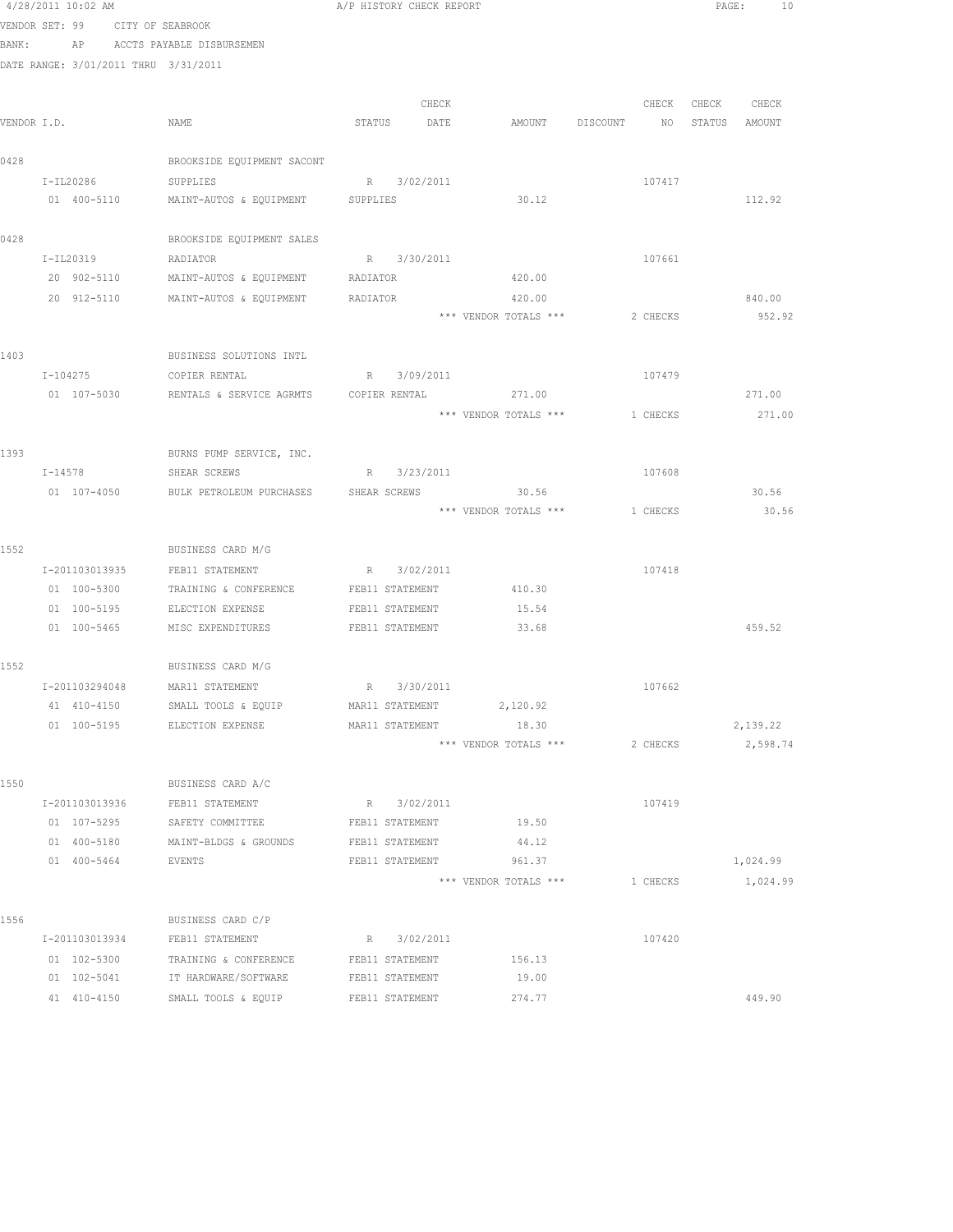4/28/2011 10:02 AM A/P HISTORY CHECK REPORT

VENDOR SET: 99 CITY OF SEABROOK

BANK: AP ACCTS PAYABLE DISBURSEMEN

DATE RANGE: 3/01/2011 THRU 3/31/2011

| VENDOR I.D. | NAME | STATUS | CHECK DATE | AMOUNT | DISCOUNT | CHECK NO | CHECK STATUS | CHECK AMOUNT |
|---|---|---|---|---|---|---|---|---|
| 0428 | BROOKSIDE EQUIPMENT SACONT | | | | | | | |
| I-IL20286 | SUPPLIES | R | 3/02/2011 | | | 107417 | | |
| 01 400-5110 | MAINT-AUTOS & EQUIPMENT | SUPPLIES | | 30.12 | | | | 112.92 |
| 0428 | BROOKSIDE EQUIPMENT SALES | | | | | | | |
| I-IL20319 | RADIATOR | R | 3/30/2011 | | | 107661 | | |
| 20 902-5110 | MAINT-AUTOS & EQUIPMENT | RADIATOR | | 420.00 | | | | |
| 20 912-5110 | MAINT-AUTOS & EQUIPMENT | RADIATOR | | 420.00 | | | | 840.00 |
| | | | | *** VENDOR TOTALS *** | | 2 CHECKS | | 952.92 |
| 1403 | BUSINESS SOLUTIONS INTL | | | | | | | |
| I-104275 | COPIER RENTAL | R | 3/09/2011 | | | 107479 | | |
| 01 107-5030 | RENTALS & SERVICE AGRMTS | COPIER RENTAL | | 271.00 | | | | 271.00 |
| | | | | *** VENDOR TOTALS *** | | 1 CHECKS | | 271.00 |
| 1393 | BURNS PUMP SERVICE, INC. | | | | | | | |
| I-14578 | SHEAR SCREWS | R | 3/23/2011 | | | 107608 | | |
| 01 107-4050 | BULK PETROLEUM PURCHASES | SHEAR SCREWS | | 30.56 | | | | 30.56 |
| | | | | *** VENDOR TOTALS *** | | 1 CHECKS | | 30.56 |
| 1552 | BUSINESS CARD M/G | | | | | | | |
| I-201103013935 | FEB11 STATEMENT | R | 3/02/2011 | | | 107418 | | |
| 01 100-5300 | TRAINING & CONFERENCE | FEB11 STATEMENT | | 410.30 | | | | |
| 01 100-5195 | ELECTION EXPENSE | FEB11 STATEMENT | | 15.54 | | | | |
| 01 100-5465 | MISC EXPENDITURES | FEB11 STATEMENT | | 33.68 | | | | 459.52 |
| 1552 | BUSINESS CARD M/G | | | | | | | |
| I-201103294048 | MAR11 STATEMENT | R | 3/30/2011 | | | 107662 | | |
| 41 410-4150 | SMALL TOOLS & EQUIP | MAR11 STATEMENT | | 2,120.92 | | | | |
| 01 100-5195 | ELECTION EXPENSE | MAR11 STATEMENT | | 18.30 | | | | 2,139.22 |
| | | | | *** VENDOR TOTALS *** | | 2 CHECKS | | 2,598.74 |
| 1550 | BUSINESS CARD A/C | | | | | | | |
| I-201103013936 | FEB11 STATEMENT | R | 3/02/2011 | | | 107419 | | |
| 01 107-5295 | SAFETY COMMITTEE | FEB11 STATEMENT | | 19.50 | | | | |
| 01 400-5180 | MAINT-BLDGS & GROUNDS | FEB11 STATEMENT | | 44.12 | | | | |
| 01 400-5464 | EVENTS | FEB11 STATEMENT | | 961.37 | | | | 1,024.99 |
| | | | | *** VENDOR TOTALS *** | | 1 CHECKS | | 1,024.99 |
| 1556 | BUSINESS CARD C/P | | | | | | | |
| I-201103013934 | FEB11 STATEMENT | R | 3/02/2011 | | | 107420 | | |
| 01 102-5300 | TRAINING & CONFERENCE | FEB11 STATEMENT | | 156.13 | | | | |
| 01 102-5041 | IT HARDWARE/SOFTWARE | FEB11 STATEMENT | | 19.00 | | | | |
| 41 410-4150 | SMALL TOOLS & EQUIP | FEB11 STATEMENT | | 274.77 | | | | 449.90 |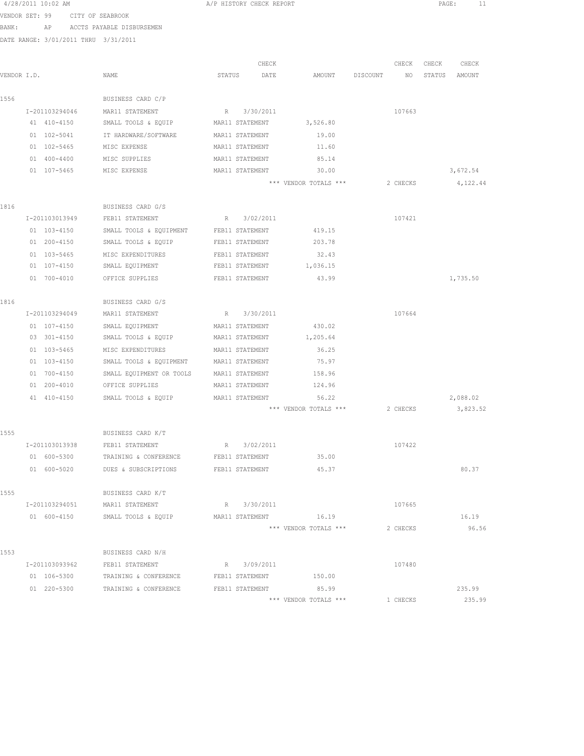4/28/2011 10:02 AM A/P HISTORY CHECK REPORT

VENDOR SET: 99 CITY OF SEABROOK

BANK: AP ACCTS PAYABLE DISBURSEMEN

DATE RANGE: 3/01/2011 THRU 3/31/2011

| VENDOR I.D. | NAME | STATUS | CHECK DATE | AMOUNT | DISCOUNT | CHECK NO | CHECK STATUS | CHECK AMOUNT |
|---|---|---|---|---|---|---|---|---|
| 1556 | BUSINESS CARD C/P | | | | | | | |
| I-201103294046 | MAR11 STATEMENT | R | 3/30/2011 | | | 107663 | | |
| 41 410-4150 | SMALL TOOLS & EQUIP | MAR11 STATEMENT | | 3,526.80 | | | | |
| 01 102-5041 | IT HARDWARE/SOFTWARE | MAR11 STATEMENT | | 19.00 | | | | |
| 01 102-5465 | MISC EXPENSE | MAR11 STATEMENT | | 11.60 | | | | |
| 01 400-4400 | MISC SUPPLIES | MAR11 STATEMENT | | 85.14 | | | | |
| 01 107-5465 | MISC EXPENSE | MAR11 STATEMENT | | 30.00 | | | | 3,672.54 |
| | | | | *** VENDOR TOTALS *** | | 2 CHECKS | | 4,122.44 |
| 1816 | BUSINESS CARD G/S | | | | | | | |
| I-201103013949 | FEB11 STATEMENT | R | 3/02/2011 | | | 107421 | | |
| 01 103-4150 | SMALL TOOLS & EQUIPMENT | FEB11 STATEMENT | | 419.15 | | | | |
| 01 200-4150 | SMALL TOOLS & EQUIP | FEB11 STATEMENT | | 203.78 | | | | |
| 01 103-5465 | MISC EXPENDITURES | FEB11 STATEMENT | | 32.43 | | | | |
| 01 107-4150 | SMALL EQUIPMENT | FEB11 STATEMENT | | 1,036.15 | | | | |
| 01 700-4010 | OFFICE SUPPLIES | FEB11 STATEMENT | | 43.99 | | | | 1,735.50 |
| 1816 | BUSINESS CARD G/S | | | | | | | |
| I-201103294049 | MAR11 STATEMENT | R | 3/30/2011 | | | 107664 | | |
| 01 107-4150 | SMALL EQUIPMENT | MAR11 STATEMENT | | 430.02 | | | | |
| 03 301-4150 | SMALL TOOLS & EQUIP | MAR11 STATEMENT | | 1,205.64 | | | | |
| 01 103-5465 | MISC EXPENDITURES | MAR11 STATEMENT | | 36.25 | | | | |
| 01 103-4150 | SMALL TOOLS & EQUIPMENT | MAR11 STATEMENT | | 75.97 | | | | |
| 01 700-4150 | SMALL EQUIPMENT OR TOOLS | MAR11 STATEMENT | | 158.96 | | | | |
| 01 200-4010 | OFFICE SUPPLIES | MAR11 STATEMENT | | 124.96 | | | | |
| 41 410-4150 | SMALL TOOLS & EQUIP | MAR11 STATEMENT | | 56.22 | | | | 2,088.02 |
| | | | | *** VENDOR TOTALS *** | | 2 CHECKS | | 3,823.52 |
| 1555 | BUSINESS CARD K/T | | | | | | | |
| I-201103013938 | FEB11 STATEMENT | R | 3/02/2011 | | | 107422 | | |
| 01 600-5300 | TRAINING & CONFERENCE | FEB11 STATEMENT | | 35.00 | | | | |
| 01 600-5020 | DUES & SUBSCRIPTIONS | FEB11 STATEMENT | | 45.37 | | | | 80.37 |
| 1555 | BUSINESS CARD K/T | | | | | | | |
| I-201103294051 | MAR11 STATEMENT | R | 3/30/2011 | | | 107665 | | |
| 01 600-4150 | SMALL TOOLS & EQUIP | MAR11 STATEMENT | | 16.19 | | | | 16.19 |
| | | | | *** VENDOR TOTALS *** | | 2 CHECKS | | 96.56 |
| 1553 | BUSINESS CARD N/H | | | | | | | |
| I-201103093962 | FEB11 STATEMENT | R | 3/09/2011 | | | 107480 | | |
| 01 106-5300 | TRAINING & CONFERENCE | FEB11 STATEMENT | | 150.00 | | | | |
| 01 220-5300 | TRAINING & CONFERENCE | FEB11 STATEMENT | | 85.99 | | | | 235.99 |
| | | | | *** VENDOR TOTALS *** | | 1 CHECKS | | 235.99 |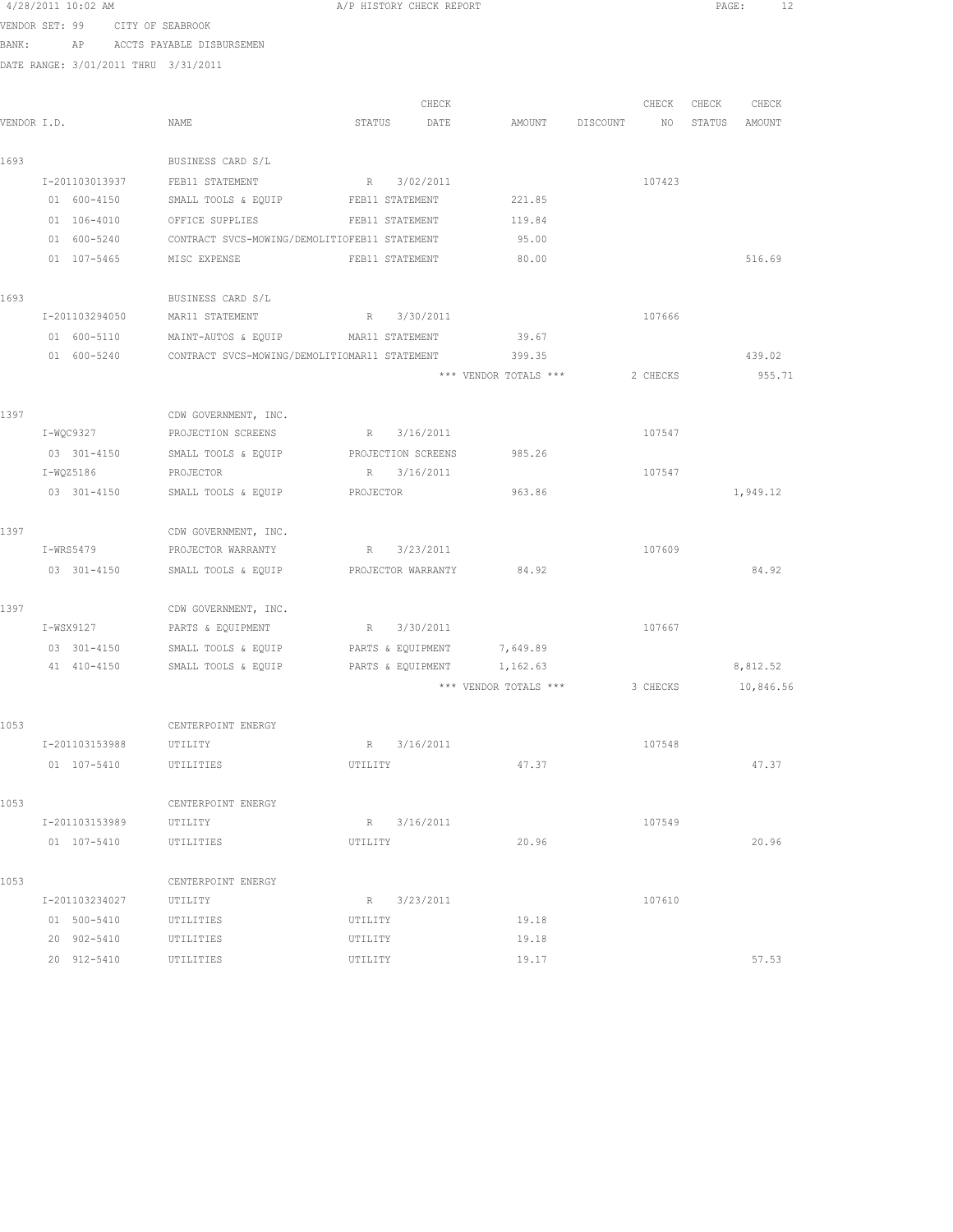4/28/2011 10:02 AM A/P HISTORY CHECK REPORT

VENDOR SET: 99 CITY OF SEABROOK

BANK: AP ACCTS PAYABLE DISBURSEMEN

DATE RANGE: 3/01/2011 THRU 3/31/2011

| VENDOR I.D. | NAME | STATUS | CHECK DATE | AMOUNT | DISCOUNT | CHECK NO | CHECK STATUS | CHECK AMOUNT |
|---|---|---|---|---|---|---|---|---|
| 1693 | BUSINESS CARD S/L | | | | | | | |
| I-201103013937 | FEB11 STATEMENT | R | 3/02/2011 | | | 107423 | | |
| 01 600-4150 | SMALL TOOLS & EQUIP | FEB11 STATEMENT | | 221.85 | | | | |
| 01 106-4010 | OFFICE SUPPLIES | FEB11 STATEMENT | | 119.84 | | | | |
| 01 600-5240 | CONTRACT SVCS-MOWING/DEMOLITIO | FEB11 STATEMENT | | 95.00 | | | | |
| 01 107-5465 | MISC EXPENSE | FEB11 STATEMENT | | 80.00 | | | | 516.69 |
| 1693 | BUSINESS CARD S/L | | | | | | | |
| I-201103294050 | MAR11 STATEMENT | R | 3/30/2011 | | | 107666 | | |
| 01 600-5110 | MAINT-AUTOS & EQUIP | MAR11 STATEMENT | | 39.67 | | | | |
| 01 600-5240 | CONTRACT SVCS-MOWING/DEMOLITIO | MAR11 STATEMENT | | 399.35 | | | | 439.02 |
| | | | | *** VENDOR TOTALS *** | | 2 CHECKS | | 955.71 |
| 1397 | CDW GOVERNMENT, INC. | | | | | | | |
| I-WQC9327 | PROJECTION SCREENS | R | 3/16/2011 | | | 107547 | | |
| 03 301-4150 | SMALL TOOLS & EQUIP | PROJECTION SCREENS | | 985.26 | | | | |
| I-WQZ5186 | PROJECTOR | R | 3/16/2011 | | | 107547 | | |
| 03 301-4150 | SMALL TOOLS & EQUIP | PROJECTOR | | 963.86 | | | | 1,949.12 |
| 1397 | CDW GOVERNMENT, INC. | | | | | | | |
| I-WRS5479 | PROJECTOR WARRANTY | R | 3/23/2011 | | | 107609 | | |
| 03 301-4150 | SMALL TOOLS & EQUIP | PROJECTOR WARRANTY | | 84.92 | | | | 84.92 |
| 1397 | CDW GOVERNMENT, INC. | | | | | | | |
| I-WSX9127 | PARTS & EQUIPMENT | R | 3/30/2011 | | | 107667 | | |
| 03 301-4150 | SMALL TOOLS & EQUIP | PARTS & EQUIPMENT | | 7,649.89 | | | | |
| 41 410-4150 | SMALL TOOLS & EQUIP | PARTS & EQUIPMENT | | 1,162.63 | | | | 8,812.52 |
| | | | | *** VENDOR TOTALS *** | | 3 CHECKS | | 10,846.56 |
| 1053 | CENTERPOINT ENERGY | | | | | | | |
| I-201103153988 | UTILITY | R | 3/16/2011 | | | 107548 | | |
| 01 107-5410 | UTILITIES | UTILITY | | 47.37 | | | | 47.37 |
| 1053 | CENTERPOINT ENERGY | | | | | | | |
| I-201103153989 | UTILITY | R | 3/16/2011 | | | 107549 | | |
| 01 107-5410 | UTILITIES | UTILITY | | 20.96 | | | | 20.96 |
| 1053 | CENTERPOINT ENERGY | | | | | | | |
| I-201103234027 | UTILITY | R | 3/23/2011 | | | 107610 | | |
| 01 500-5410 | UTILITIES | UTILITY | | 19.18 | | | | |
| 20 902-5410 | UTILITIES | UTILITY | | 19.18 | | | | |
| 20 912-5410 | UTILITIES | UTILITY | | 19.17 | | | | 57.53 |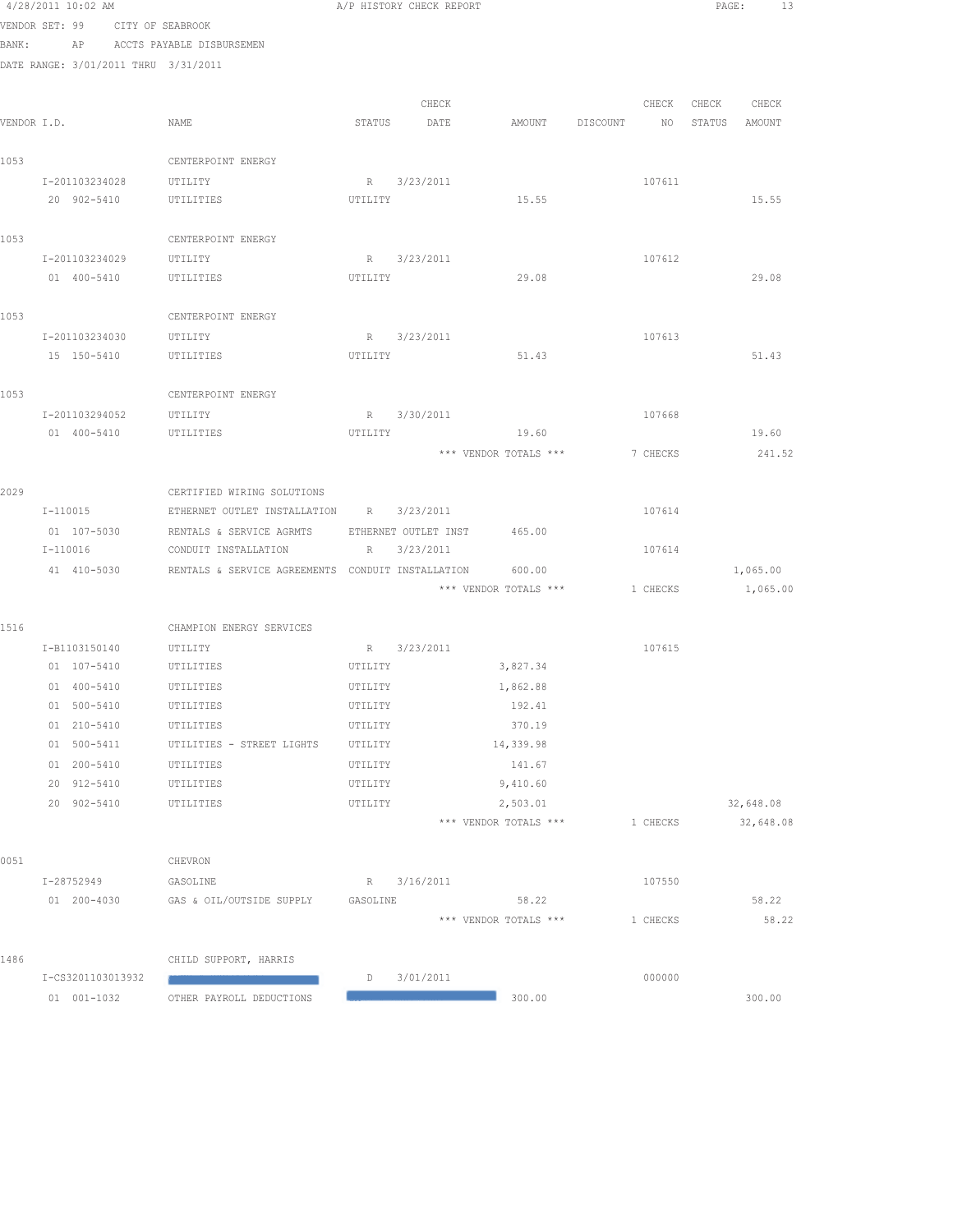4/28/2011 10:02 AM — A/P HISTORY CHECK REPORT

VENDOR SET: 99 CITY OF SEABROOK
BANK: AP ACCTS PAYABLE DISBURSEMEN
DATE RANGE: 3/01/2011 THRU 3/31/2011

| VENDOR I.D. | NAME | STATUS | CHECK DATE | AMOUNT | DISCOUNT | CHECK NO | CHECK STATUS | CHECK AMOUNT |
|---|---|---|---|---|---|---|---|---|
| 1053 | CENTERPOINT ENERGY | | | | | | | |
| I-201103234028 | UTILITY | R | 3/23/2011 | | | 107611 | | |
| 20 902-5410 | UTILITIES | UTILITY | | 15.55 | | | | 15.55 |
| 1053 | CENTERPOINT ENERGY | | | | | | | |
| I-201103234029 | UTILITY | R | 3/23/2011 | | | 107612 | | |
| 01 400-5410 | UTILITIES | UTILITY | | 29.08 | | | | 29.08 |
| 1053 | CENTERPOINT ENERGY | | | | | | | |
| I-201103234030 | UTILITY | R | 3/23/2011 | | | 107613 | | |
| 15 150-5410 | UTILITIES | UTILITY | | 51.43 | | | | 51.43 |
| 1053 | CENTERPOINT ENERGY | | | | | | | |
| I-201103294052 | UTILITY | R | 3/30/2011 | | | 107668 | | |
| 01 400-5410 | UTILITIES | UTILITY | | 19.60 | | | | 19.60 |
| | | | | *** VENDOR TOTALS *** | | 7 CHECKS | | 241.52 |
| 2029 | CERTIFIED WIRING SOLUTIONS | | | | | | | |
| I-110015 | ETHERNET OUTLET INSTALLATION | R | 3/23/2011 | | | 107614 | | |
| 01 107-5030 | RENTALS & SERVICE AGRMTS | ETHERNET OUTLET INST | | 465.00 | | | | |
| I-110016 | CONDUIT INSTALLATION | R | 3/23/2011 | | | 107614 | | |
| 41 410-5030 | RENTALS & SERVICE AGREEMENTS | CONDUIT INSTALLATION | | 600.00 | | | | 1,065.00 |
| | | | | *** VENDOR TOTALS *** | | 1 CHECKS | | 1,065.00 |
| 1516 | CHAMPION ENERGY SERVICES | | | | | | | |
| I-B1103150140 | UTILITY | R | 3/23/2011 | | | 107615 | | |
| 01 107-5410 | UTILITIES | UTILITY | | 3,827.34 | | | | |
| 01 400-5410 | UTILITIES | UTILITY | | 1,862.88 | | | | |
| 01 500-5410 | UTILITIES | UTILITY | | 192.41 | | | | |
| 01 210-5410 | UTILITIES | UTILITY | | 370.19 | | | | |
| 01 500-5411 | UTILITIES - STREET LIGHTS | UTILITY | | 14,339.98 | | | | |
| 01 200-5410 | UTILITIES | UTILITY | | 141.67 | | | | |
| 20 912-5410 | UTILITIES | UTILITY | | 9,410.60 | | | | |
| 20 902-5410 | UTILITIES | UTILITY | | 2,503.01 | | | | 32,648.08 |
| | | | | *** VENDOR TOTALS *** | | 1 CHECKS | | 32,648.08 |
| 0051 | CHEVRON | | | | | | | |
| I-28752949 | GASOLINE | R | 3/16/2011 | | | 107550 | | |
| 01 200-4030 | GAS & OIL/OUTSIDE SUPPLY | GASOLINE | | 58.22 | | | | 58.22 |
| | | | | *** VENDOR TOTALS *** | | 1 CHECKS | | 58.22 |
| 1486 | CHILD SUPPORT, HARRIS | | | | | | | |
| I-CS3201103013932 | [REDACTED] | D | 3/01/2011 | | | 000000 | | |
| 01 001-1032 | OTHER PAYROLL DEDUCTIONS | [REDACTED] | | 300.00 | | | | 300.00 |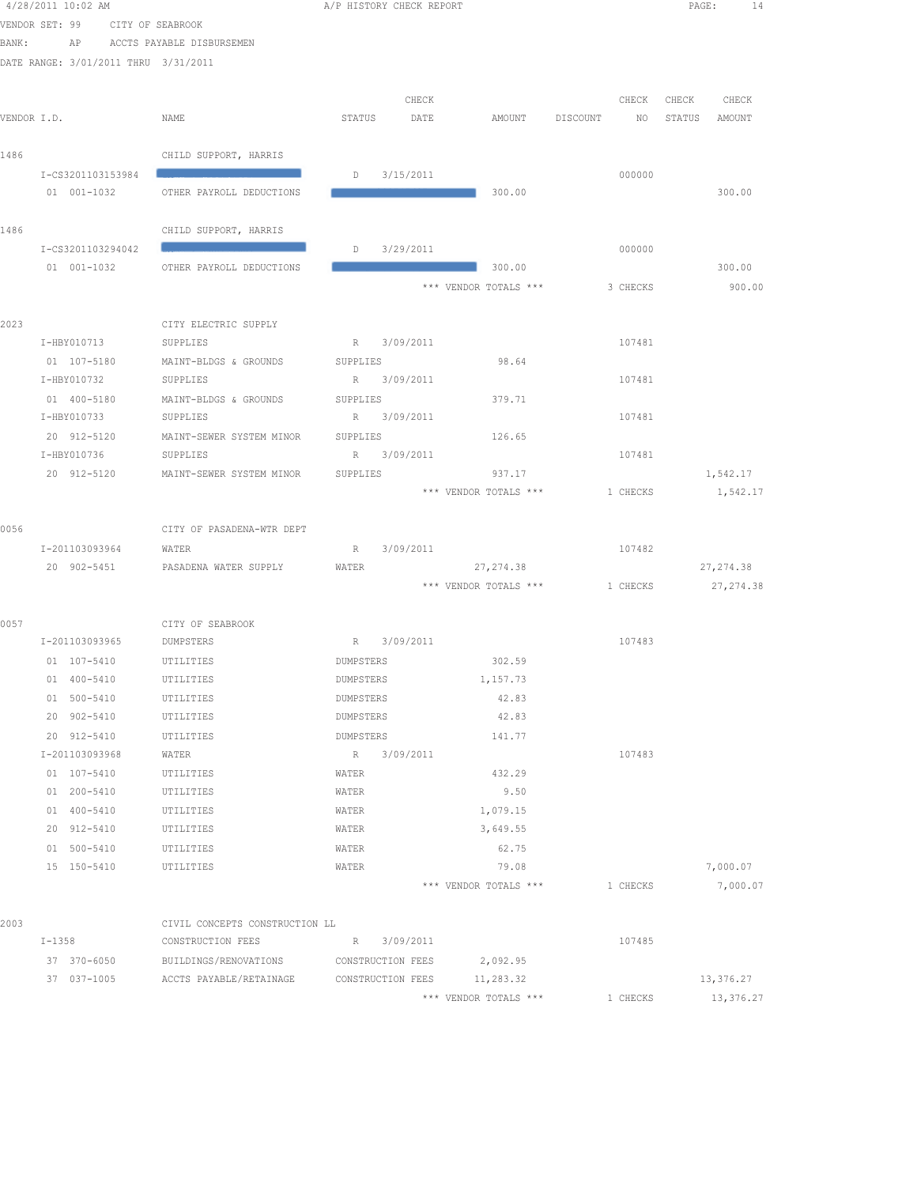4/28/2011 10:02 AM — A/P HISTORY CHECK REPORT

VENDOR SET: 99 CITY OF SEABROOK
BANK: AP ACCTS PAYABLE DISBURSEMEN
DATE RANGE: 3/01/2011 THRU 3/31/2011

| VENDOR I.D. | NAME | STATUS | CHECK DATE | AMOUNT | DISCOUNT | CHECK NO | CHECK STATUS | CHECK AMOUNT |
|---|---|---|---|---|---|---|---|---|
| 1486 | CHILD SUPPORT, HARRIS | | | | | | | |
| I-CS3201103153984 | | D | 3/15/2011 | | | 000000 | | |
| 01 001-1032 | OTHER PAYROLL DEDUCTIONS | | | 300.00 | | | | 300.00 |
| 1486 | CHILD SUPPORT, HARRIS | | | | | | | |
| I-CS3201103294042 | | D | 3/29/2011 | | | 000000 | | |
| 01 001-1032 | OTHER PAYROLL DEDUCTIONS | | | 300.00 | | | | 300.00 |
| | | | *** VENDOR TOTALS *** | | | 3 CHECKS | | 900.00 |
| 2023 | CITY ELECTRIC SUPPLY | | | | | | | |
| I-HBY010713 | SUPPLIES | R | 3/09/2011 | | | 107481 | | |
| 01 107-5180 | MAINT-BLDGS & GROUNDS | SUPPLIES | | 98.64 | | | | |
| I-HBY010732 | SUPPLIES | R | 3/09/2011 | | | 107481 | | |
| 01 400-5180 | MAINT-BLDGS & GROUNDS | SUPPLIES | | 379.71 | | | | |
| I-HBY010733 | SUPPLIES | R | 3/09/2011 | | | 107481 | | |
| 20 912-5120 | MAINT-SEWER SYSTEM MINOR | SUPPLIES | | 126.65 | | | | |
| I-HBY010736 | SUPPLIES | R | 3/09/2011 | | | 107481 | | |
| 20 912-5120 | MAINT-SEWER SYSTEM MINOR | SUPPLIES | | 937.17 | | | | 1,542.17 |
| | | | *** VENDOR TOTALS *** | | | 1 CHECKS | | 1,542.17 |
| 0056 | CITY OF PASADENA-WTR DEPT | | | | | | | |
| I-201103093964 | WATER | R | 3/09/2011 | | | 107482 | | |
| 20 902-5451 | PASADENA WATER SUPPLY | WATER | | 27,274.38 | | | | 27,274.38 |
| | | | *** VENDOR TOTALS *** | | | 1 CHECKS | | 27,274.38 |
| 0057 | CITY OF SEABROOK | | | | | | | |
| I-201103093965 | DUMPSTERS | R | 3/09/2011 | | | 107483 | | |
| 01 107-5410 | UTILITIES | DUMPSTERS | | 302.59 | | | | |
| 01 400-5410 | UTILITIES | DUMPSTERS | | 1,157.73 | | | | |
| 01 500-5410 | UTILITIES | DUMPSTERS | | 42.83 | | | | |
| 20 902-5410 | UTILITIES | DUMPSTERS | | 42.83 | | | | |
| 20 912-5410 | UTILITIES | DUMPSTERS | | 141.77 | | | | |
| I-201103093968 | WATER | R | 3/09/2011 | | | 107483 | | |
| 01 107-5410 | UTILITIES | WATER | | 432.29 | | | | |
| 01 200-5410 | UTILITIES | WATER | | 9.50 | | | | |
| 01 400-5410 | UTILITIES | WATER | | 1,079.15 | | | | |
| 20 912-5410 | UTILITIES | WATER | | 3,649.55 | | | | |
| 01 500-5410 | UTILITIES | WATER | | 62.75 | | | | |
| 15 150-5410 | UTILITIES | WATER | | 79.08 | | | | 7,000.07 |
| | | | *** VENDOR TOTALS *** | | | 1 CHECKS | | 7,000.07 |
| 2003 | CIVIL CONCEPTS CONSTRUCTION LL | | | | | | | |
| I-1358 | CONSTRUCTION FEES | R | 3/09/2011 | | | 107485 | | |
| 37 370-6050 | BUILDINGS/RENOVATIONS | CONSTRUCTION FEES | | 2,092.95 | | | | |
| 37 037-1005 | ACCTS PAYABLE/RETAINAGE | CONSTRUCTION FEES | | 11,283.32 | | | | 13,376.27 |
| | | | *** VENDOR TOTALS *** | | | 1 CHECKS | | 13,376.27 |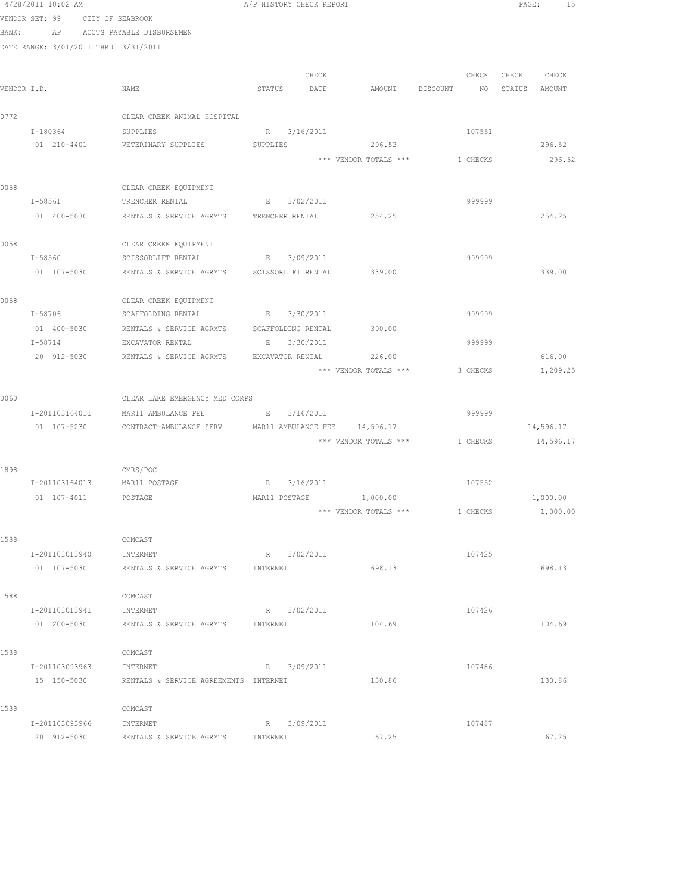4/28/2011 10:02 AM A/P HISTORY CHECK REPORT

VENDOR SET: 99 CITY OF SEABROOK
BANK: AP ACCTS PAYABLE DISBURSEMEN
DATE RANGE: 3/01/2011 THRU 3/31/2011

| VENDOR I.D. | NAME | STATUS | CHECK DATE | AMOUNT | DISCOUNT | CHECK NO | CHECK STATUS | CHECK AMOUNT |
|---|---|---|---|---|---|---|---|---|
| 0772 | CLEAR CREEK ANIMAL HOSPITAL | | | | | | | |
| I-180364 | SUPPLIES | R | 3/16/2011 | | | 107551 | | |
| 01 210-4401 | VETERINARY SUPPLIES | SUPPLIES | | 296.52 | | | | 296.52 |
| | | | | *** VENDOR TOTALS *** | | 1 CHECKS | | 296.52 |
| 0058 | CLEAR CREEK EQUIPMENT | | | | | | | |
| I-58561 | TRENCHER RENTAL | E | 3/02/2011 | | | 999999 | | |
| 01 400-5030 | RENTALS & SERVICE AGRMTS | TRENCHER RENTAL | | 254.25 | | | | 254.25 |
| 0058 | CLEAR CREEK EQUIPMENT | | | | | | | |
| I-58560 | SCISSORLIFT RENTAL | E | 3/09/2011 | | | 999999 | | |
| 01 107-5030 | RENTALS & SERVICE AGRMTS | SCISSORLIFT RENTAL | | 339.00 | | | | 339.00 |
| 0058 | CLEAR CREEK EQUIPMENT | | | | | | | |
| I-58706 | SCAFFOLDING RENTAL | E | 3/30/2011 | | | 999999 | | |
| 01 400-5030 | RENTALS & SERVICE AGRMTS | SCAFFOLDING RENTAL | | 390.00 | | | | |
| I-58714 | EXCAVATOR RENTAL | E | 3/30/2011 | | | 999999 | | |
| 20 912-5030 | RENTALS & SERVICE AGRMTS | EXCAVATOR RENTAL | | 226.00 | | | | 616.00 |
| | | | | *** VENDOR TOTALS *** | | 3 CHECKS | | 1,209.25 |
| 0060 | CLEAR LAKE EMERGENCY MED CORPS | | | | | | | |
| I-201103164011 | MAR11 AMBULANCE FEE | E | 3/16/2011 | | | 999999 | | |
| 01 107-5230 | CONTRACT-AMBULANCE SERV | MAR11 AMBULANCE FEE | | 14,596.17 | | | | 14,596.17 |
| | | | | *** VENDOR TOTALS *** | | 1 CHECKS | | 14,596.17 |
| 1898 | CMRS/POC | | | | | | | |
| I-201103164013 | MAR11 POSTAGE | R | 3/16/2011 | | | 107552 | | |
| 01 107-4011 | POSTAGE | MAR11 POSTAGE | | 1,000.00 | | | | 1,000.00 |
| | | | | *** VENDOR TOTALS *** | | 1 CHECKS | | 1,000.00 |
| 1588 | COMCAST | | | | | | | |
| I-201103013940 | INTERNET | R | 3/02/2011 | | | 107425 | | |
| 01 107-5030 | RENTALS & SERVICE AGRMTS | INTERNET | | 698.13 | | | | 698.13 |
| 1588 | COMCAST | | | | | | | |
| I-201103013941 | INTERNET | R | 3/02/2011 | | | 107426 | | |
| 01 200-5030 | RENTALS & SERVICE AGRMTS | INTERNET | | 104.69 | | | | 104.69 |
| 1588 | COMCAST | | | | | | | |
| I-201103093963 | INTERNET | R | 3/09/2011 | | | 107486 | | |
| 15 150-5030 | RENTALS & SERVICE AGREEMENTS | INTERNET | | 130.86 | | | | 130.86 |
| 1588 | COMCAST | | | | | | | |
| I-201103093966 | INTERNET | R | 3/09/2011 | | | 107487 | | |
| 20 912-5030 | RENTALS & SERVICE AGRMTS | INTERNET | | 67.25 | | | | 67.25 |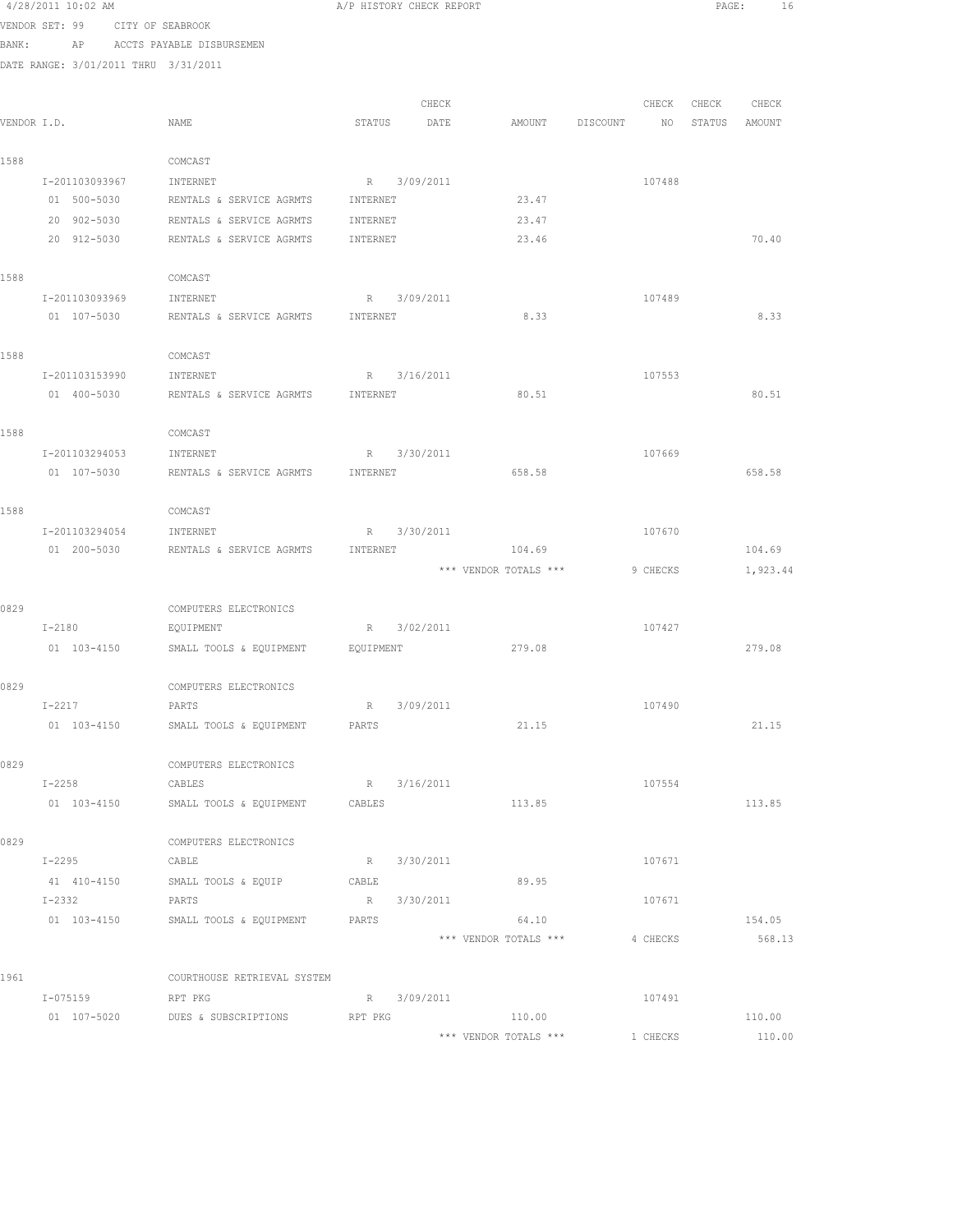4/28/2011 10:02 AM A/P HISTORY CHECK REPORT

VENDOR SET: 99 CITY OF SEABROOK

BANK: AP ACCTS PAYABLE DISBURSEMEN

DATE RANGE: 3/01/2011 THRU 3/31/2011

| VENDOR I.D. | NAME | STATUS | CHECK DATE | AMOUNT | DISCOUNT | CHECK NO | CHECK STATUS | CHECK AMOUNT |
|---|---|---|---|---|---|---|---|---|
| 1588 | COMCAST | | | | | | | |
| I-201103093967 | INTERNET | R | 3/09/2011 | | | 107488 | | |
| 01 500-5030 | RENTALS & SERVICE AGRMTS | INTERNET | | 23.47 | | | | |
| 20 902-5030 | RENTALS & SERVICE AGRMTS | INTERNET | | 23.47 | | | | |
| 20 912-5030 | RENTALS & SERVICE AGRMTS | INTERNET | | 23.46 | | | | 70.40 |
| 1588 | COMCAST | | | | | | | |
| I-201103093969 | INTERNET | R | 3/09/2011 | | | 107489 | | |
| 01 107-5030 | RENTALS & SERVICE AGRMTS | INTERNET | | 8.33 | | | | 8.33 |
| 1588 | COMCAST | | | | | | | |
| I-201103153990 | INTERNET | R | 3/16/2011 | | | 107553 | | |
| 01 400-5030 | RENTALS & SERVICE AGRMTS | INTERNET | | 80.51 | | | | 80.51 |
| 1588 | COMCAST | | | | | | | |
| I-201103294053 | INTERNET | R | 3/30/2011 | | | 107669 | | |
| 01 107-5030 | RENTALS & SERVICE AGRMTS | INTERNET | | 658.58 | | | | 658.58 |
| 1588 | COMCAST | | | | | | | |
| I-201103294054 | INTERNET | R | 3/30/2011 | | | 107670 | | |
| 01 200-5030 | RENTALS & SERVICE AGRMTS | INTERNET | | 104.69 | | | | 104.69 |
| | | | | *** VENDOR TOTALS *** | | 9 CHECKS | | 1,923.44 |
| 0829 | COMPUTERS ELECTRONICS | | | | | | | |
| I-2180 | EQUIPMENT | R | 3/02/2011 | | | 107427 | | |
| 01 103-4150 | SMALL TOOLS & EQUIPMENT | EQUIPMENT | | 279.08 | | | | 279.08 |
| 0829 | COMPUTERS ELECTRONICS | | | | | | | |
| I-2217 | PARTS | R | 3/09/2011 | | | 107490 | | |
| 01 103-4150 | SMALL TOOLS & EQUIPMENT | PARTS | | 21.15 | | | | 21.15 |
| 0829 | COMPUTERS ELECTRONICS | | | | | | | |
| I-2258 | CABLES | R | 3/16/2011 | | | 107554 | | |
| 01 103-4150 | SMALL TOOLS & EQUIPMENT | CABLES | | 113.85 | | | | 113.85 |
| 0829 | COMPUTERS ELECTRONICS | | | | | | | |
| I-2295 | CABLE | R | 3/30/2011 | | | 107671 | | |
| 41 410-4150 | SMALL TOOLS & EQUIP | CABLE | | 89.95 | | | | |
| I-2332 | PARTS | R | 3/30/2011 | | | 107671 | | |
| 01 103-4150 | SMALL TOOLS & EQUIPMENT | PARTS | | 64.10 | | | | 154.05 |
| | | | | *** VENDOR TOTALS *** | | 4 CHECKS | | 568.13 |
| 1961 | COURTHOUSE RETRIEVAL SYSTEM | | | | | | | |
| I-075159 | RPT PKG | R | 3/09/2011 | | | 107491 | | |
| 01 107-5020 | DUES & SUBSCRIPTIONS | RPT PKG | | 110.00 | | | | 110.00 |
| | | | | *** VENDOR TOTALS *** | | 1 CHECKS | | 110.00 |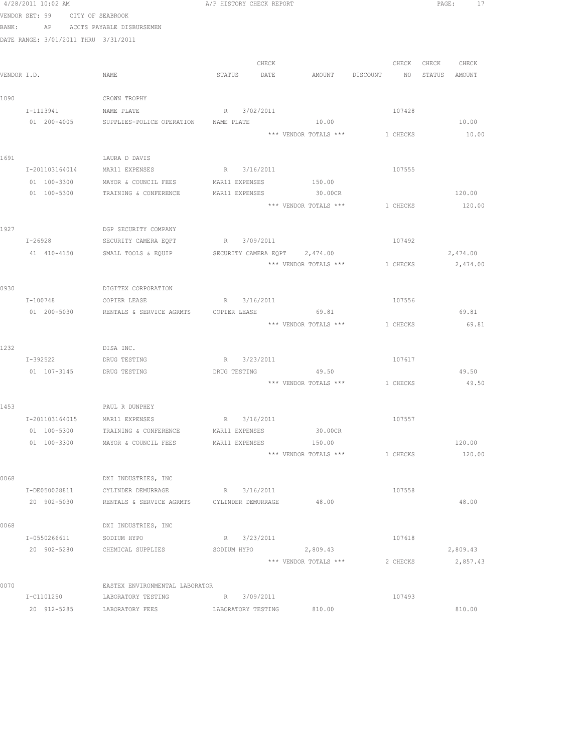4/28/2011 10:02 AM A/P HISTORY CHECK REPORT

VENDOR SET: 99 CITY OF SEABROOK

BANK: AP ACCTS PAYABLE DISBURSEMEN

DATE RANGE: 3/01/2011 THRU 3/31/2011

| VENDOR I.D. | NAME | STATUS | CHECK DATE | AMOUNT | DISCOUNT | CHECK NO | CHECK STATUS | CHECK AMOUNT |
|---|---|---|---|---|---|---|---|---|
| 1090 | CROWN TROPHY | | | | | | | |
| I-1113941 | NAME PLATE | R | 3/02/2011 | | | 107428 | | |
| 01 200-4005 | SUPPLIES-POLICE OPERATION | NAME PLATE | | 10.00 | | | | 10.00 |
| | | | | *** VENDOR TOTALS *** | | 1 CHECKS | | 10.00 |
| 1691 | LAURA D DAVIS | | | | | | | |
| I-201103164014 | MAR11 EXPENSES | R | 3/16/2011 | | | 107555 | | |
| 01 100-3300 | MAYOR & COUNCIL FEES | MAR11 EXPENSES | | 150.00 | | | | |
| 01 100-5300 | TRAINING & CONFERENCE | MAR11 EXPENSES | | 30.00CR | | | | 120.00 |
| | | | | *** VENDOR TOTALS *** | | 1 CHECKS | | 120.00 |
| 1927 | DGP SECURITY COMPANY | | | | | | | |
| I-26928 | SECURITY CAMERA EQPT | R | 3/09/2011 | | | 107492 | | |
| 41 410-4150 | SMALL TOOLS & EQUIP | SECURITY CAMERA EQPT | | 2,474.00 | | | | 2,474.00 |
| | | | | *** VENDOR TOTALS *** | | 1 CHECKS | | 2,474.00 |
| 0930 | DIGITEX CORPORATION | | | | | | | |
| I-100748 | COPIER LEASE | R | 3/16/2011 | | | 107556 | | |
| 01 200-5030 | RENTALS & SERVICE AGRMTS | COPIER LEASE | | 69.81 | | | | 69.81 |
| | | | | *** VENDOR TOTALS *** | | 1 CHECKS | | 69.81 |
| 1232 | DISA INC. | | | | | | | |
| I-392522 | DRUG TESTING | R | 3/23/2011 | | | 107617 | | |
| 01 107-3145 | DRUG TESTING | DRUG TESTING | | 49.50 | | | | 49.50 |
| | | | | *** VENDOR TOTALS *** | | 1 CHECKS | | 49.50 |
| 1453 | PAUL R DUNPHEY | | | | | | | |
| I-201103164015 | MAR11 EXPENSES | R | 3/16/2011 | | | 107557 | | |
| 01 100-5300 | TRAINING & CONFERENCE | MAR11 EXPENSES | | 30.00CR | | | | |
| 01 100-3300 | MAYOR & COUNCIL FEES | MAR11 EXPENSES | | 150.00 | | | | 120.00 |
| | | | | *** VENDOR TOTALS *** | | 1 CHECKS | | 120.00 |
| 0068 | DXI INDUSTRIES, INC | | | | | | | |
| I-DE050028811 | CYLINDER DEMURRAGE | R | 3/16/2011 | | | 107558 | | |
| 20 902-5030 | RENTALS & SERVICE AGRMTS | CYLINDER DEMURRAGE | | 48.00 | | | | 48.00 |
| 0068 | DXI INDUSTRIES, INC | | | | | | | |
| I-0550266611 | SODIUM HYPO | R | 3/23/2011 | | | 107618 | | |
| 20 902-5280 | CHEMICAL SUPPLIES | SODIUM HYPO | | 2,809.43 | | | | 2,809.43 |
| | | | | *** VENDOR TOTALS *** | | 2 CHECKS | | 2,857.43 |
| 0070 | EASTEX ENVIRONMENTAL LABORATOR | | | | | | | |
| I-C1101250 | LABORATORY TESTING | R | 3/09/2011 | | | 107493 | | |
| 20 912-5285 | LABORATORY FEES | LABORATORY TESTING | | 810.00 | | | | 810.00 |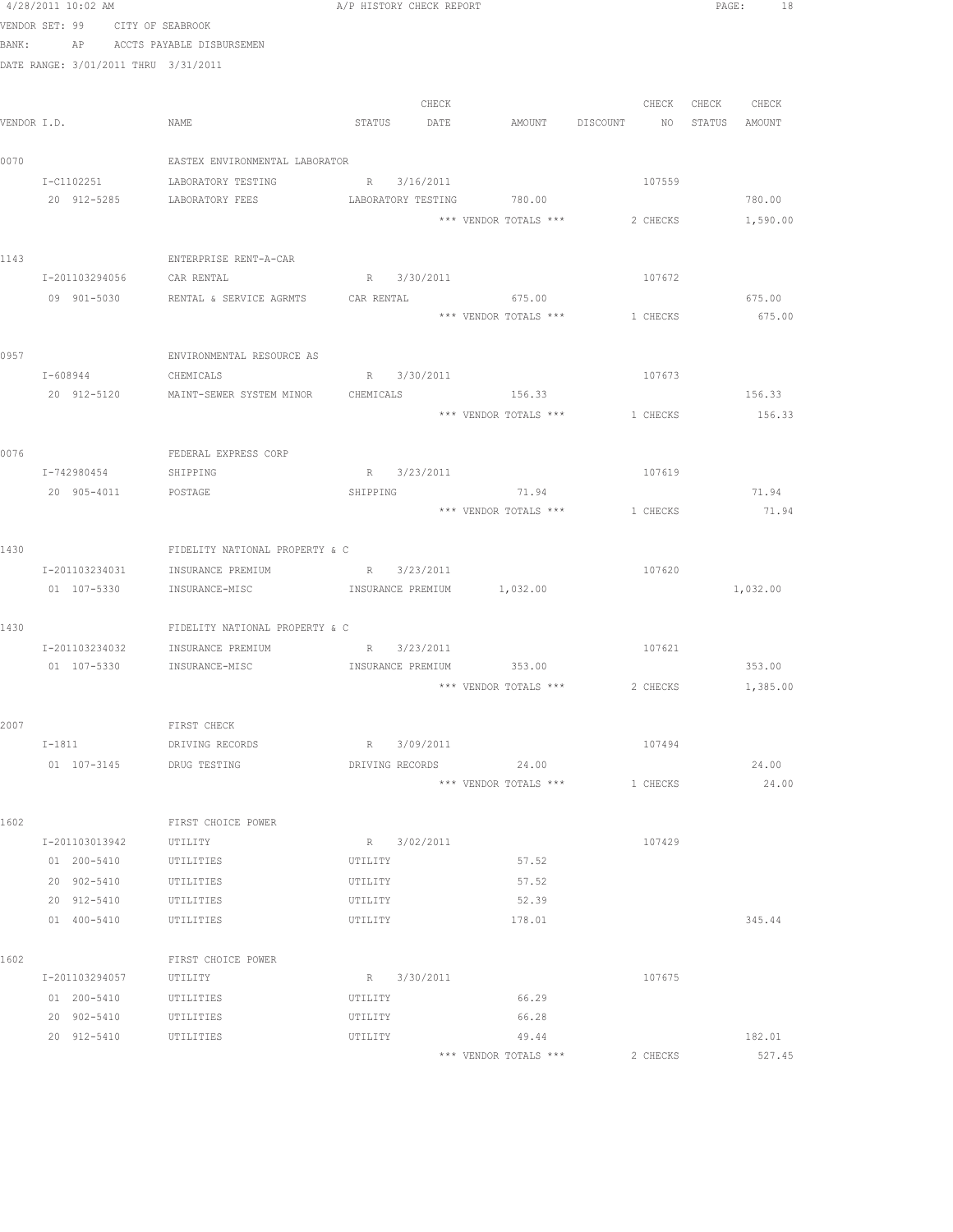4/28/2011 10:02 AM A/P HISTORY CHECK REPORT

VENDOR SET: 99 CITY OF SEABROOK
BANK: AP ACCTS PAYABLE DISBURSEMEN
DATE RANGE: 3/01/2011 THRU 3/31/2011

| VENDOR I.D. | NAME | STATUS | CHECK DATE | AMOUNT | DISCOUNT | CHECK NO | CHECK STATUS | CHECK AMOUNT |
|---|---|---|---|---|---|---|---|---|
| 0070 | EASTEX ENVIRONMENTAL LABORATOR | | | | | | | |
| I-C1102251 | LABORATORY TESTING | R | 3/16/2011 | | | 107559 | | |
| 20 912-5285 | LABORATORY FEES | LABORATORY TESTING | | 780.00 | | | | 780.00 |
| | | | | *** VENDOR TOTALS *** | | 2 CHECKS | | 1,590.00 |
| 1143 | ENTERPRISE RENT-A-CAR | | | | | | | |
| I-201103294056 | CAR RENTAL | R | 3/30/2011 | | | 107672 | | |
| 09 901-5030 | RENTAL & SERVICE AGRMTS | CAR RENTAL | | 675.00 | | | | 675.00 |
| | | | | *** VENDOR TOTALS *** | | 1 CHECKS | | 675.00 |
| 0957 | ENVIRONMENTAL RESOURCE AS | | | | | | | |
| I-608944 | CHEMICALS | R | 3/30/2011 | | | 107673 | | |
| 20 912-5120 | MAINT-SEWER SYSTEM MINOR | CHEMICALS | | 156.33 | | | | 156.33 |
| | | | | *** VENDOR TOTALS *** | | 1 CHECKS | | 156.33 |
| 0076 | FEDERAL EXPRESS CORP | | | | | | | |
| I-742980454 | SHIPPING | R | 3/23/2011 | | | 107619 | | |
| 20 905-4011 | POSTAGE | SHIPPING | | 71.94 | | | | 71.94 |
| | | | | *** VENDOR TOTALS *** | | 1 CHECKS | | 71.94 |
| 1430 | FIDELITY NATIONAL PROPERTY & C | | | | | | | |
| I-201103234031 | INSURANCE PREMIUM | R | 3/23/2011 | | | 107620 | | |
| 01 107-5330 | INSURANCE-MISC | INSURANCE PREMIUM | | 1,032.00 | | | | 1,032.00 |
| 1430 | FIDELITY NATIONAL PROPERTY & C | | | | | | | |
| I-201103234032 | INSURANCE PREMIUM | R | 3/23/2011 | | | 107621 | | |
| 01 107-5330 | INSURANCE-MISC | INSURANCE PREMIUM | | 353.00 | | | | 353.00 |
| | | | | *** VENDOR TOTALS *** | | 2 CHECKS | | 1,385.00 |
| 2007 | FIRST CHECK | | | | | | | |
| I-1811 | DRIVING RECORDS | R | 3/09/2011 | | | 107494 | | |
| 01 107-3145 | DRUG TESTING | DRIVING RECORDS | | 24.00 | | | | 24.00 |
| | | | | *** VENDOR TOTALS *** | | 1 CHECKS | | 24.00 |
| 1602 | FIRST CHOICE POWER | | | | | | | |
| I-201103013942 | UTILITY | R | 3/02/2011 | | | 107429 | | |
| 01 200-5410 | UTILITIES | UTILITY | | 57.52 | | | | |
| 20 902-5410 | UTILITIES | UTILITY | | 57.52 | | | | |
| 20 912-5410 | UTILITIES | UTILITY | | 52.39 | | | | |
| 01 400-5410 | UTILITIES | UTILITY | | 178.01 | | | | 345.44 |
| 1602 | FIRST CHOICE POWER | | | | | | | |
| I-201103294057 | UTILITY | R | 3/30/2011 | | | 107675 | | |
| 01 200-5410 | UTILITIES | UTILITY | | 66.29 | | | | |
| 20 902-5410 | UTILITIES | UTILITY | | 66.28 | | | | |
| 20 912-5410 | UTILITIES | UTILITY | | 49.44 | | | | 182.01 |
| | | | | *** VENDOR TOTALS *** | | 2 CHECKS | | 527.45 |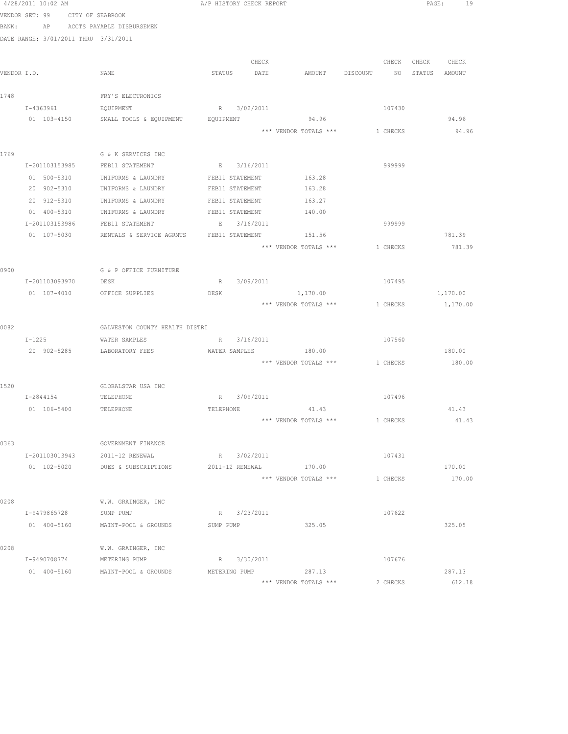4/28/2011 10:02 AM — A/P HISTORY CHECK REPORT

VENDOR SET: 99 CITY OF SEABROOK
BANK: AP ACCTS PAYABLE DISBURSEMEN
DATE RANGE: 3/01/2011 THRU 3/31/2011

| VENDOR I.D. | NAME | STATUS | CHECK DATE | AMOUNT | DISCOUNT | CHECK NO | CHECK STATUS | CHECK AMOUNT |
|---|---|---|---|---|---|---|---|---|
| 1748 | FRY'S ELECTRONICS | | | | | | | |
| I-4363961 | EQUIPMENT | R | 3/02/2011 | | | 107430 | | |
| 01 103-4150 | SMALL TOOLS & EQUIPMENT | EQUIPMENT | | 94.96 | | | | 94.96 |
| | | | | *** VENDOR TOTALS *** | | 1 CHECKS | | 94.96 |
| 1769 | G & K SERVICES INC | | | | | | | |
| I-201103153985 | FEB11 STATEMENT | E | 3/16/2011 | | | 999999 | | |
| 01 500-5310 | UNIFORMS & LAUNDRY | FEB11 STATEMENT | | 163.28 | | | | |
| 20 902-5310 | UNIFORMS & LAUNDRY | FEB11 STATEMENT | | 163.28 | | | | |
| 20 912-5310 | UNIFORMS & LAUNDRY | FEB11 STATEMENT | | 163.27 | | | | |
| 01 400-5310 | UNIFORMS & LAUNDRY | FEB11 STATEMENT | | 140.00 | | | | |
| I-201103153986 | FEB11 STATEMENT | E | 3/16/2011 | | | 999999 | | |
| 01 107-5030 | RENTALS & SERVICE AGRMTS | FEB11 STATEMENT | | 151.56 | | | | 781.39 |
| | | | | *** VENDOR TOTALS *** | | 1 CHECKS | | 781.39 |
| 0900 | G & P OFFICE FURNITURE | | | | | | | |
| I-201103093970 | DESK | R | 3/09/2011 | | | 107495 | | |
| 01 107-4010 | OFFICE SUPPLIES | DESK | | 1,170.00 | | | | 1,170.00 |
| | | | | *** VENDOR TOTALS *** | | 1 CHECKS | | 1,170.00 |
| 0082 | GALVESTON COUNTY HEALTH DISTRI | | | | | | | |
| I-1225 | WATER SAMPLES | R | 3/16/2011 | | | 107560 | | |
| 20 902-5285 | LABORATORY FEES | WATER SAMPLES | | 180.00 | | | | 180.00 |
| | | | | *** VENDOR TOTALS *** | | 1 CHECKS | | 180.00 |
| 1520 | GLOBALSTAR USA INC | | | | | | | |
| I-2844154 | TELEPHONE | R | 3/09/2011 | | | 107496 | | |
| 01 106-5400 | TELEPHONE | TELEPHONE | | 41.43 | | | | 41.43 |
| | | | | *** VENDOR TOTALS *** | | 1 CHECKS | | 41.43 |
| 0363 | GOVERNMENT FINANCE | | | | | | | |
| I-201103013943 | 2011-12 RENEWAL | R | 3/02/2011 | | | 107431 | | |
| 01 102-5020 | DUES & SUBSCRIPTIONS | 2011-12 RENEWAL | | 170.00 | | | | 170.00 |
| | | | | *** VENDOR TOTALS *** | | 1 CHECKS | | 170.00 |
| 0208 | W.W. GRAINGER, INC | | | | | | | |
| I-9479865728 | SUMP PUMP | R | 3/23/2011 | | | 107622 | | |
| 01 400-5160 | MAINT-POOL & GROUNDS | SUMP PUMP | | 325.05 | | | | 325.05 |
| 0208 | W.W. GRAINGER, INC | | | | | | | |
| I-9490708774 | METERING PUMP | R | 3/30/2011 | | | 107676 | | |
| 01 400-5160 | MAINT-POOL & GROUNDS | METERING PUMP | | 287.13 | | | | 287.13 |
| | | | | *** VENDOR TOTALS *** | | 2 CHECKS | | 612.18 |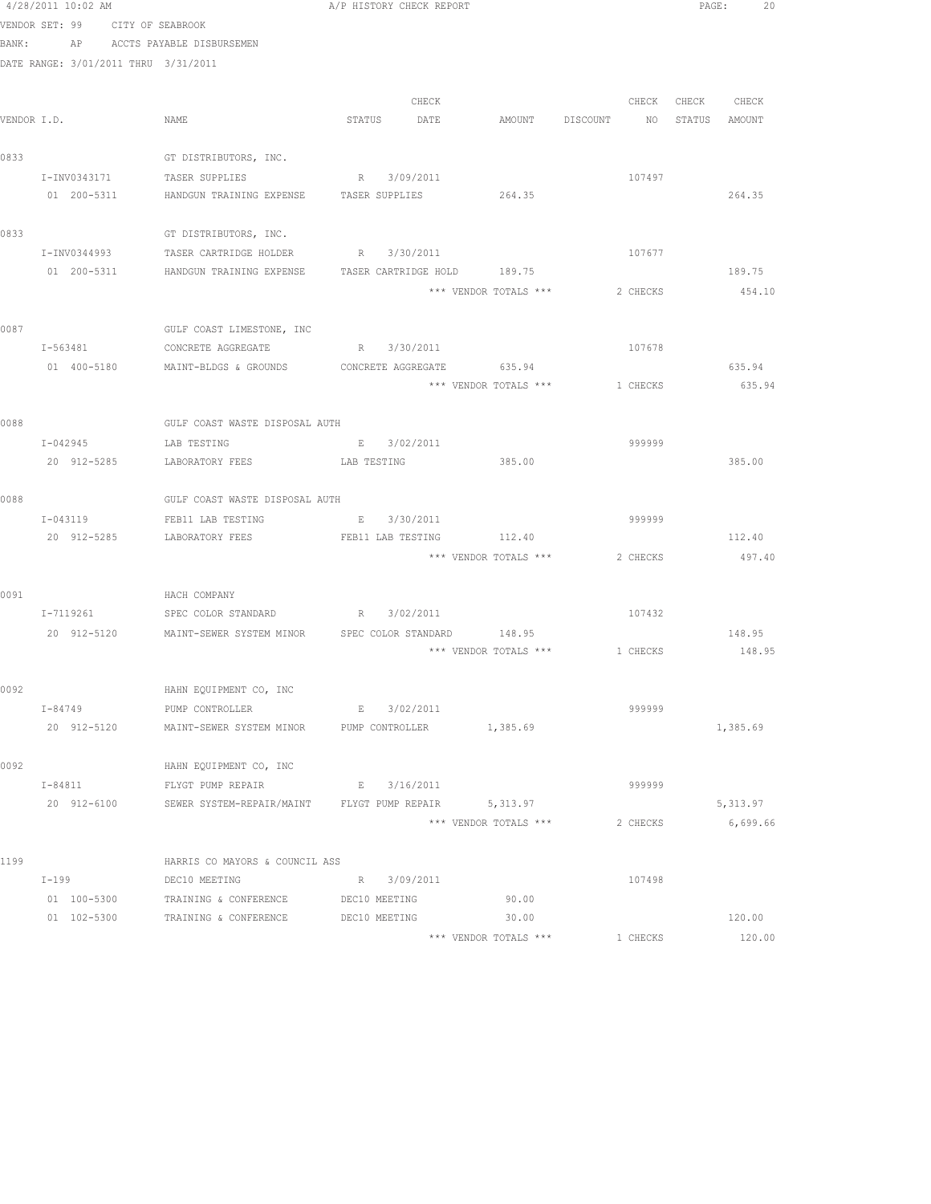4/28/2011 10:02 AM A/P HISTORY CHECK REPORT

VENDOR SET: 99 CITY OF SEABROOK

BANK: AP ACCTS PAYABLE DISBURSEMEN

DATE RANGE: 3/01/2011 THRU 3/31/2011

| VENDOR I.D. | NAME | STATUS | CHECK DATE | AMOUNT | DISCOUNT | CHECK NO | CHECK STATUS | CHECK AMOUNT |
|---|---|---|---|---|---|---|---|---|
| 0833 | GT DISTRIBUTORS, INC. | | | | | | | |
| I-INV0343171 | TASER SUPPLIES | R | 3/09/2011 | | | 107497 | | |
| 01 200-5311 | HANDGUN TRAINING EXPENSE | TASER SUPPLIES | | 264.35 | | | | 264.35 |
| 0833 | GT DISTRIBUTORS, INC. | | | | | | | |
| I-INV0344993 | TASER CARTRIDGE HOLDER | R | 3/30/2011 | | | 107677 | | |
| 01 200-5311 | HANDGUN TRAINING EXPENSE | TASER CARTRIDGE HOLD | | 189.75 | | | | 189.75 |
| | | | | *** VENDOR TOTALS *** | | 2 CHECKS | | 454.10 |
| 0087 | GULF COAST LIMESTONE, INC | | | | | | | |
| I-563481 | CONCRETE AGGREGATE | R | 3/30/2011 | | | 107678 | | |
| 01 400-5180 | MAINT-BLDGS & GROUNDS | CONCRETE AGGREGATE | | 635.94 | | | | 635.94 |
| | | | | *** VENDOR TOTALS *** | | 1 CHECKS | | 635.94 |
| 0088 | GULF COAST WASTE DISPOSAL AUTH | | | | | | | |
| I-042945 | LAB TESTING | E | 3/02/2011 | | | 999999 | | |
| 20 912-5285 | LABORATORY FEES | LAB TESTING | | 385.00 | | | | 385.00 |
| 0088 | GULF COAST WASTE DISPOSAL AUTH | | | | | | | |
| I-043119 | FEB11 LAB TESTING | E | 3/30/2011 | | | 999999 | | |
| 20 912-5285 | LABORATORY FEES | FEB11 LAB TESTING | | 112.40 | | | | 112.40 |
| | | | | *** VENDOR TOTALS *** | | 2 CHECKS | | 497.40 |
| 0091 | HACH COMPANY | | | | | | | |
| I-7119261 | SPEC COLOR STANDARD | R | 3/02/2011 | | | 107432 | | |
| 20 912-5120 | MAINT-SEWER SYSTEM MINOR | SPEC COLOR STANDARD | | 148.95 | | | | 148.95 |
| | | | | *** VENDOR TOTALS *** | | 1 CHECKS | | 148.95 |
| 0092 | HAHN EQUIPMENT CO, INC | | | | | | | |
| I-84749 | PUMP CONTROLLER | E | 3/02/2011 | | | 999999 | | |
| 20 912-5120 | MAINT-SEWER SYSTEM MINOR | PUMP CONTROLLER | | 1,385.69 | | | | 1,385.69 |
| 0092 | HAHN EQUIPMENT CO, INC | | | | | | | |
| I-84811 | FLYGT PUMP REPAIR | E | 3/16/2011 | | | 999999 | | |
| 20 912-6100 | SEWER SYSTEM-REPAIR/MAINT | FLYGT PUMP REPAIR | | 5,313.97 | | | | 5,313.97 |
| | | | | *** VENDOR TOTALS *** | | 2 CHECKS | | 6,699.66 |
| 1199 | HARRIS CO MAYORS & COUNCIL ASS | | | | | | | |
| I-199 | DEC10 MEETING | R | 3/09/2011 | | | 107498 | | |
| 01 100-5300 | TRAINING & CONFERENCE | DEC10 MEETING | | 90.00 | | | | |
| 01 102-5300 | TRAINING & CONFERENCE | DEC10 MEETING | | 30.00 | | | | 120.00 |
| | | | | *** VENDOR TOTALS *** | | 1 CHECKS | | 120.00 |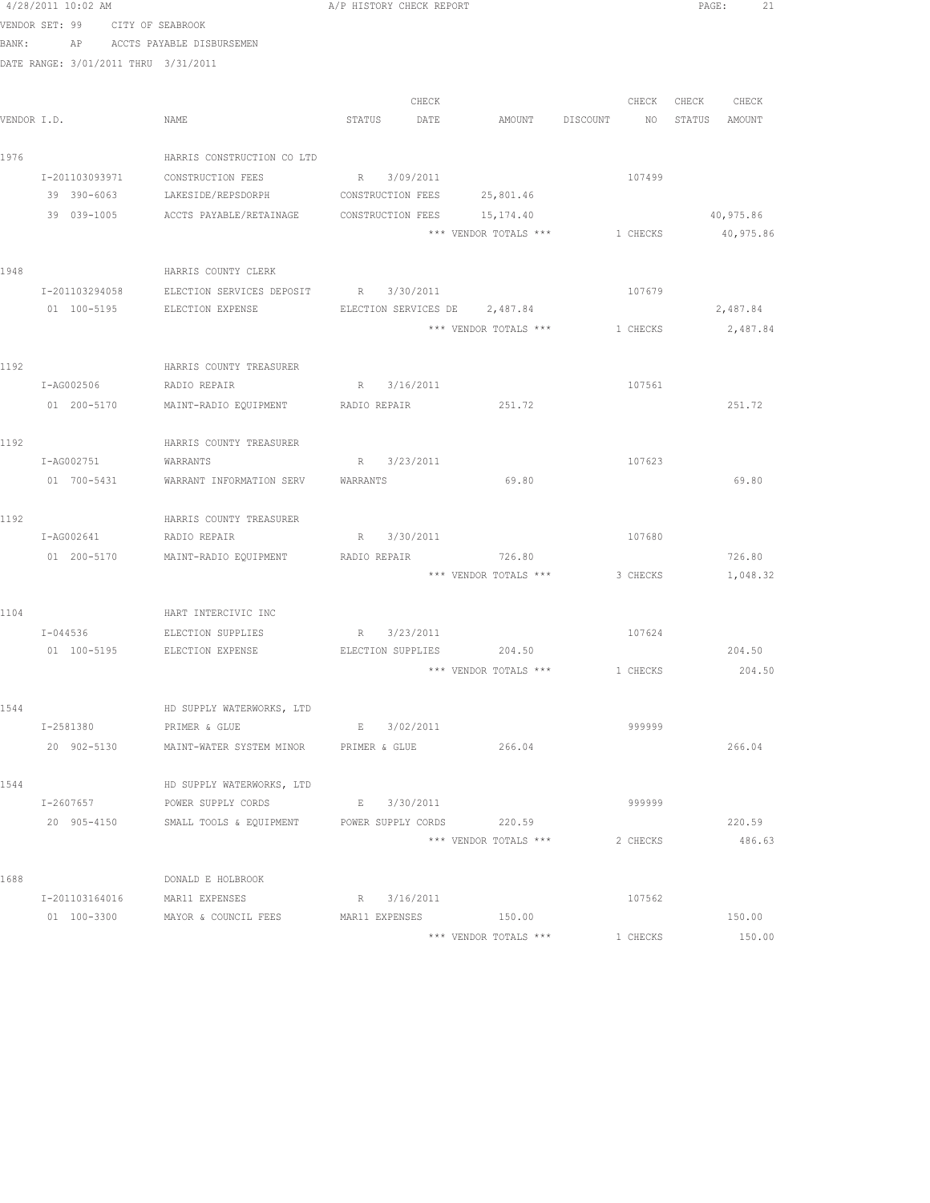4/28/2011 10:02 AM A/P HISTORY CHECK REPORT

VENDOR SET: 99 CITY OF SEABROOK
BANK: AP ACCTS PAYABLE DISBURSEMEN
DATE RANGE: 3/01/2011 THRU 3/31/2011

| VENDOR I.D. | NAME | STATUS | CHECK DATE | AMOUNT | DISCOUNT | CHECK NO | CHECK STATUS | CHECK AMOUNT |
|---|---|---|---|---|---|---|---|---|
| 1976 | HARRIS CONSTRUCTION CO LTD | | | | | | | |
| I-201103093971 | CONSTRUCTION FEES | R | 3/09/2011 | | | 107499 | | |
| 39 390-6063 | LAKESIDE/REPSDORPH | CONSTRUCTION FEES | | 25,801.46 | | | | |
| 39 039-1005 | ACCTS PAYABLE/RETAINAGE | CONSTRUCTION FEES | | 15,174.40 | | | | 40,975.86 |
| | | | | *** VENDOR TOTALS *** | | 1 CHECKS | | 40,975.86 |
| 1948 | HARRIS COUNTY CLERK | | | | | | | |
| I-201103294058 | ELECTION SERVICES DEPOSIT | R | 3/30/2011 | | | 107679 | | |
| 01 100-5195 | ELECTION EXPENSE | ELECTION SERVICES DE | | 2,487.84 | | | | 2,487.84 |
| | | | | *** VENDOR TOTALS *** | | 1 CHECKS | | 2,487.84 |
| 1192 | HARRIS COUNTY TREASURER | | | | | | | |
| I-AG002506 | RADIO REPAIR | R | 3/16/2011 | | | 107561 | | |
| 01 200-5170 | MAINT-RADIO EQUIPMENT | RADIO REPAIR | | 251.72 | | | | 251.72 |
| 1192 | HARRIS COUNTY TREASURER | | | | | | | |
| I-AG002751 | WARRANTS | R | 3/23/2011 | | | 107623 | | |
| 01 700-5431 | WARRANT INFORMATION SERV | WARRANTS | | 69.80 | | | | 69.80 |
| 1192 | HARRIS COUNTY TREASURER | | | | | | | |
| I-AG002641 | RADIO REPAIR | R | 3/30/2011 | | | 107680 | | |
| 01 200-5170 | MAINT-RADIO EQUIPMENT | RADIO REPAIR | | 726.80 | | | | 726.80 |
| | | | | *** VENDOR TOTALS *** | | 3 CHECKS | | 1,048.32 |
| 1104 | HART INTERCIVIC INC | | | | | | | |
| I-044536 | ELECTION SUPPLIES | R | 3/23/2011 | | | 107624 | | |
| 01 100-5195 | ELECTION EXPENSE | ELECTION SUPPLIES | | 204.50 | | | | 204.50 |
| | | | | *** VENDOR TOTALS *** | | 1 CHECKS | | 204.50 |
| 1544 | HD SUPPLY WATERWORKS, LTD | | | | | | | |
| I-2581380 | PRIMER & GLUE | E | 3/02/2011 | | | 999999 | | |
| 20 902-5130 | MAINT-WATER SYSTEM MINOR | PRIMER & GLUE | | 266.04 | | | | 266.04 |
| 1544 | HD SUPPLY WATERWORKS, LTD | | | | | | | |
| I-2607657 | POWER SUPPLY CORDS | E | 3/30/2011 | | | 999999 | | |
| 20 905-4150 | SMALL TOOLS & EQUIPMENT | POWER SUPPLY CORDS | | 220.59 | | | | 220.59 |
| | | | | *** VENDOR TOTALS *** | | 2 CHECKS | | 486.63 |
| 1688 | DONALD E HOLBROOK | | | | | | | |
| I-201103164016 | MAR11 EXPENSES | R | 3/16/2011 | | | 107562 | | |
| 01 100-3300 | MAYOR & COUNCIL FEES | MAR11 EXPENSES | | 150.00 | | | | 150.00 |
| | | | | *** VENDOR TOTALS *** | | 1 CHECKS | | 150.00 |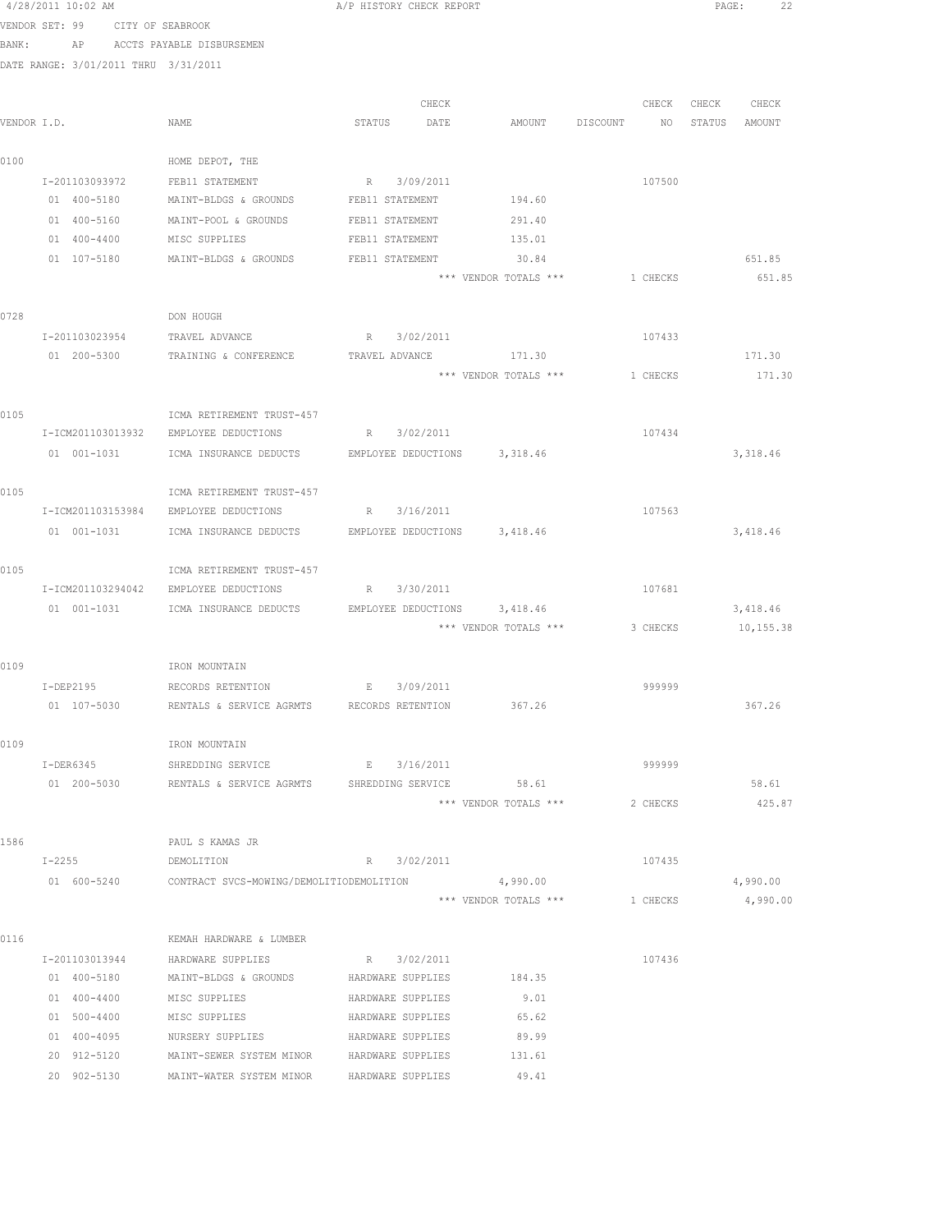4/28/2011 10:02 AM A/P HISTORY CHECK REPORT

VENDOR SET: 99 CITY OF SEABROOK

BANK: AP ACCTS PAYABLE DISBURSEMEN

DATE RANGE: 3/01/2011 THRU 3/31/2011

| VENDOR I.D. | NAME | STATUS | CHECK DATE | AMOUNT | DISCOUNT | CHECK NO | CHECK STATUS | CHECK AMOUNT |
|---|---|---|---|---|---|---|---|---|
| 0100 | HOME DEPOT, THE | | | | | | | |
| I-201103093972 | FEB11 STATEMENT | R | 3/09/2011 | | | 107500 | | |
| 01 400-5180 | MAINT-BLDGS & GROUNDS | FEB11 STATEMENT | | 194.60 | | | | |
| 01 400-5160 | MAINT-POOL & GROUNDS | FEB11 STATEMENT | | 291.40 | | | | |
| 01 400-4400 | MISC SUPPLIES | FEB11 STATEMENT | | 135.01 | | | | |
| 01 107-5180 | MAINT-BLDGS & GROUNDS | FEB11 STATEMENT | | 30.84 | | | | 651.85 |
| | | | | *** VENDOR TOTALS *** | | 1 CHECKS | | 651.85 |
| 0728 | DON HOUGH | | | | | | | |
| I-201103023954 | TRAVEL ADVANCE | R | 3/02/2011 | | | 107433 | | |
| 01 200-5300 | TRAINING & CONFERENCE | TRAVEL ADVANCE | | 171.30 | | | | 171.30 |
| | | | | *** VENDOR TOTALS *** | | 1 CHECKS | | 171.30 |
| 0105 | ICMA RETIREMENT TRUST-457 | | | | | | | |
| I-ICM201103013932 | EMPLOYEE DEDUCTIONS | R | 3/02/2011 | | | 107434 | | |
| 01 001-1031 | ICMA INSURANCE DEDUCTS | EMPLOYEE DEDUCTIONS | | 3,318.46 | | | | 3,318.46 |
| 0105 | ICMA RETIREMENT TRUST-457 | | | | | | | |
| I-ICM201103153984 | EMPLOYEE DEDUCTIONS | R | 3/16/2011 | | | 107563 | | |
| 01 001-1031 | ICMA INSURANCE DEDUCTS | EMPLOYEE DEDUCTIONS | | 3,418.46 | | | | 3,418.46 |
| 0105 | ICMA RETIREMENT TRUST-457 | | | | | | | |
| I-ICM201103294042 | EMPLOYEE DEDUCTIONS | R | 3/30/2011 | | | 107681 | | |
| 01 001-1031 | ICMA INSURANCE DEDUCTS | EMPLOYEE DEDUCTIONS | | 3,418.46 | | | | 3,418.46 |
| | | | | *** VENDOR TOTALS *** | | 3 CHECKS | | 10,155.38 |
| 0109 | IRON MOUNTAIN | | | | | | | |
| I-DEP2195 | RECORDS RETENTION | E | 3/09/2011 | | | 999999 | | |
| 01 107-5030 | RENTALS & SERVICE AGRMTS | RECORDS RETENTION | | 367.26 | | | | 367.26 |
| 0109 | IRON MOUNTAIN | | | | | | | |
| I-DER6345 | SHREDDING SERVICE | E | 3/16/2011 | | | 999999 | | |
| 01 200-5030 | RENTALS & SERVICE AGRMTS | SHREDDING SERVICE | | 58.61 | | | | 58.61 |
| | | | | *** VENDOR TOTALS *** | | 2 CHECKS | | 425.87 |
| 1586 | PAUL S KAMAS JR | | | | | | | |
| I-2255 | DEMOLITION | R | 3/02/2011 | | | 107435 | | |
| 01 600-5240 | CONTRACT SVCS-MOWING/DEMOLITIO | DEMOLITION | | 4,990.00 | | | | 4,990.00 |
| | | | | *** VENDOR TOTALS *** | | 1 CHECKS | | 4,990.00 |
| 0116 | KEMAH HARDWARE & LUMBER | | | | | | | |
| I-201103013944 | HARDWARE SUPPLIES | R | 3/02/2011 | | | 107436 | | |
| 01 400-5180 | MAINT-BLDGS & GROUNDS | HARDWARE SUPPLIES | | 184.35 | | | | |
| 01 400-4400 | MISC SUPPLIES | HARDWARE SUPPLIES | | 9.01 | | | | |
| 01 500-4400 | MISC SUPPLIES | HARDWARE SUPPLIES | | 65.62 | | | | |
| 01 400-4095 | NURSERY SUPPLIES | HARDWARE SUPPLIES | | 89.99 | | | | |
| 20 912-5120 | MAINT-SEWER SYSTEM MINOR | HARDWARE SUPPLIES | | 131.61 | | | | |
| 20 902-5130 | MAINT-WATER SYSTEM MINOR | HARDWARE SUPPLIES | | 49.41 | | | | |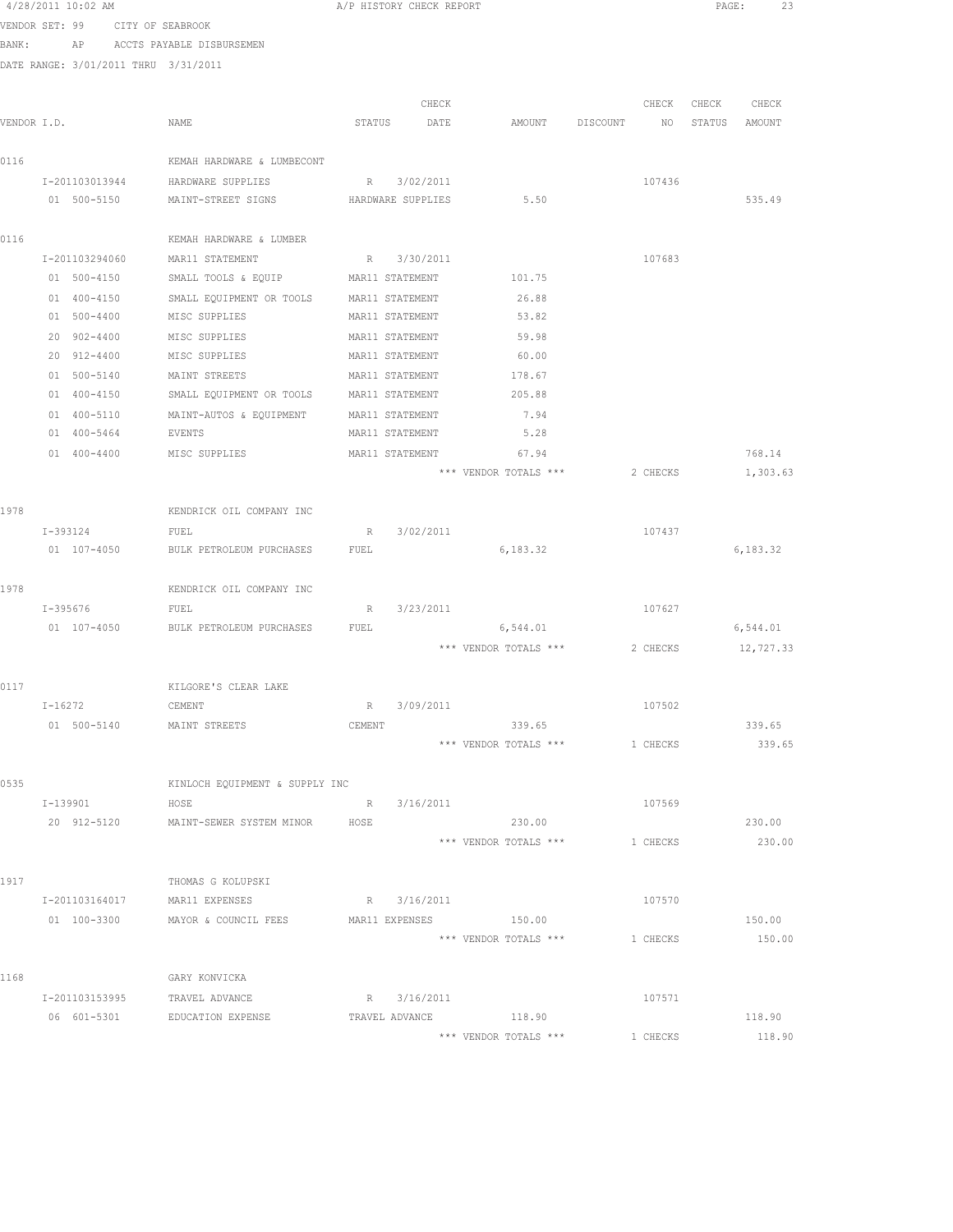4/28/2011 10:02 AM A/P HISTORY CHECK REPORT

VENDOR SET: 99 CITY OF SEABROOK

BANK: AP ACCTS PAYABLE DISBURSEMEN

DATE RANGE: 3/01/2011 THRU 3/31/2011

| VENDOR I.D. | NAME | STATUS | CHECK DATE | AMOUNT | DISCOUNT | CHECK NO | CHECK STATUS | CHECK AMOUNT |
|---|---|---|---|---|---|---|---|---|
| 0116 | KEMAH HARDWARE & LUMBECONT | | | | | | | |
| I-201103013944 | HARDWARE SUPPLIES | R | 3/02/2011 | | | 107436 | | |
| 01 500-5150 | MAINT-STREET SIGNS | HARDWARE SUPPLIES | | 5.50 | | | | 535.49 |
| 0116 | KEMAH HARDWARE & LUMBER | | | | | | | |
| I-201103294060 | MAR11 STATEMENT | R | 3/30/2011 | | | 107683 | | |
| 01 500-4150 | SMALL TOOLS & EQUIP | MAR11 STATEMENT | | 101.75 | | | | |
| 01 400-4150 | SMALL EQUIPMENT OR TOOLS | MAR11 STATEMENT | | 26.88 | | | | |
| 01 500-4400 | MISC SUPPLIES | MAR11 STATEMENT | | 53.82 | | | | |
| 20 902-4400 | MISC SUPPLIES | MAR11 STATEMENT | | 59.98 | | | | |
| 20 912-4400 | MISC SUPPLIES | MAR11 STATEMENT | | 60.00 | | | | |
| 01 500-5140 | MAINT STREETS | MAR11 STATEMENT | | 178.67 | | | | |
| 01 400-4150 | SMALL EQUIPMENT OR TOOLS | MAR11 STATEMENT | | 205.88 | | | | |
| 01 400-5110 | MAINT-AUTOS & EQUIPMENT | MAR11 STATEMENT | | 7.94 | | | | |
| 01 400-5464 | EVENTS | MAR11 STATEMENT | | 5.28 | | | | |
| 01 400-4400 | MISC SUPPLIES | MAR11 STATEMENT | | 67.94 | | | | 768.14 |
| | | | | *** VENDOR TOTALS *** | | 2 CHECKS | | 1,303.63 |
| 1978 | KENDRICK OIL COMPANY INC | | | | | | | |
| I-393124 | FUEL | R | 3/02/2011 | | | 107437 | | |
| 01 107-4050 | BULK PETROLEUM PURCHASES | FUEL | | 6,183.32 | | | | 6,183.32 |
| 1978 | KENDRICK OIL COMPANY INC | | | | | | | |
| I-395676 | FUEL | R | 3/23/2011 | | | 107627 | | |
| 01 107-4050 | BULK PETROLEUM PURCHASES | FUEL | | 6,544.01 | | | | 6,544.01 |
| | | | | *** VENDOR TOTALS *** | | 2 CHECKS | | 12,727.33 |
| 0117 | KILGORE'S CLEAR LAKE | | | | | | | |
| I-16272 | CEMENT | R | 3/09/2011 | | | 107502 | | |
| 01 500-5140 | MAINT STREETS | CEMENT | | 339.65 | | | | 339.65 |
| | | | | *** VENDOR TOTALS *** | | 1 CHECKS | | 339.65 |
| 0535 | KINLOCH EQUIPMENT & SUPPLY INC | | | | | | | |
| I-139901 | HOSE | R | 3/16/2011 | | | 107569 | | |
| 20 912-5120 | MAINT-SEWER SYSTEM MINOR | HOSE | | 230.00 | | | | 230.00 |
| | | | | *** VENDOR TOTALS *** | | 1 CHECKS | | 230.00 |
| 1917 | THOMAS G KOLUPSKI | | | | | | | |
| I-201103164017 | MAR11 EXPENSES | R | 3/16/2011 | | | 107570 | | |
| 01 100-3300 | MAYOR & COUNCIL FEES | MAR11 EXPENSES | | 150.00 | | | | 150.00 |
| | | | | *** VENDOR TOTALS *** | | 1 CHECKS | | 150.00 |
| 1168 | GARY KONVICKA | | | | | | | |
| I-201103153995 | TRAVEL ADVANCE | R | 3/16/2011 | | | 107571 | | |
| 06 601-5301 | EDUCATION EXPENSE | TRAVEL ADVANCE | | 118.90 | | | | 118.90 |
| | | | | *** VENDOR TOTALS *** | | 1 CHECKS | | 118.90 |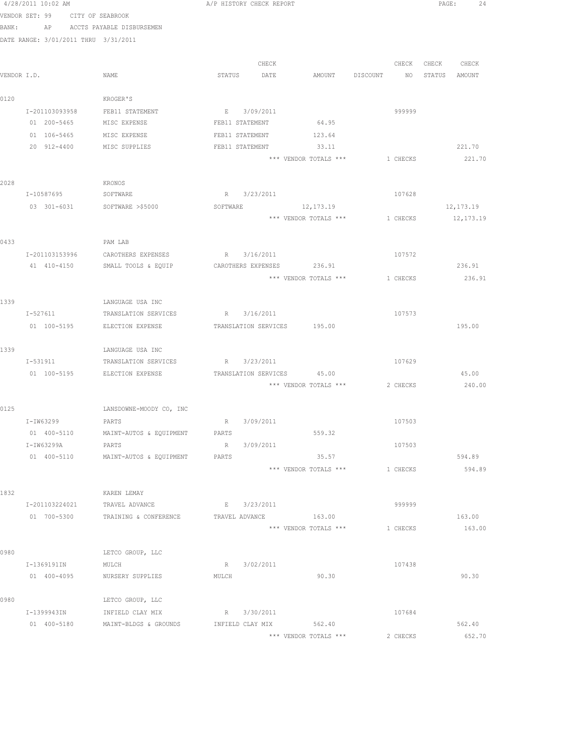4/28/2011 10:02 AM A/P HISTORY CHECK REPORT

VENDOR SET: 99 CITY OF SEABROOK

BANK: AP ACCTS PAYABLE DISBURSEMEN

DATE RANGE: 3/01/2011 THRU 3/31/2011

| VENDOR I.D. | NAME | STATUS | CHECK DATE | AMOUNT | DISCOUNT | CHECK NO | CHECK STATUS | CHECK AMOUNT |
|---|---|---|---|---|---|---|---|---|
| 0120 | KROGER'S | | | | | | | |
| I-201103093958 | FEB11 STATEMENT | E | 3/09/2011 | | | 999999 | | |
| 01 200-5465 | MISC EXPENSE | FEB11 STATEMENT | | 64.95 | | | | |
| 01 106-5465 | MISC EXPENSE | FEB11 STATEMENT | | 123.64 | | | | |
| 20 912-4400 | MISC SUPPLIES | FEB11 STATEMENT | | 33.11 | | | | 221.70 |
| | | | | *** VENDOR TOTALS *** | | 1 CHECKS | | 221.70 |
| 2028 | KRONOS | | | | | | | |
| I-10587695 | SOFTWARE | R | 3/23/2011 | | | 107628 | | |
| 03 301-6031 | SOFTWARE >$5000 | SOFTWARE | | 12,173.19 | | | | 12,173.19 |
| | | | | *** VENDOR TOTALS *** | | 1 CHECKS | | 12,173.19 |
| 0433 | PAM LAB | | | | | | | |
| I-201103153996 | CAROTHERS EXPENSES | R | 3/16/2011 | | | 107572 | | |
| 41 410-4150 | SMALL TOOLS & EQUIP | CAROTHERS EXPENSES | | 236.91 | | | | 236.91 |
| | | | | *** VENDOR TOTALS *** | | 1 CHECKS | | 236.91 |
| 1339 | LANGUAGE USA INC | | | | | | | |
| I-527611 | TRANSLATION SERVICES | R | 3/16/2011 | | | 107573 | | |
| 01 100-5195 | ELECTION EXPENSE | TRANSLATION SERVICES | | 195.00 | | | | 195.00 |
| 1339 | LANGUAGE USA INC | | | | | | | |
| I-531911 | TRANSLATION SERVICES | R | 3/23/2011 | | | 107629 | | |
| 01 100-5195 | ELECTION EXPENSE | TRANSLATION SERVICES | | 45.00 | | | | 45.00 |
| | | | | *** VENDOR TOTALS *** | | 2 CHECKS | | 240.00 |
| 0125 | LANSDOWNE-MOODY CO, INC | | | | | | | |
| I-IW63299 | PARTS | R | 3/09/2011 | | | 107503 | | |
| 01 400-5110 | MAINT-AUTOS & EQUIPMENT | PARTS | | 559.32 | | | | |
| I-IW63299A | PARTS | R | 3/09/2011 | | | 107503 | | |
| 01 400-5110 | MAINT-AUTOS & EQUIPMENT | PARTS | | 35.57 | | | | 594.89 |
| | | | | *** VENDOR TOTALS *** | | 1 CHECKS | | 594.89 |
| 1832 | KAREN LEMAY | | | | | | | |
| I-201103224021 | TRAVEL ADVANCE | E | 3/23/2011 | | | 999999 | | |
| 01 700-5300 | TRAINING & CONFERENCE | TRAVEL ADVANCE | | 163.00 | | | | 163.00 |
| | | | | *** VENDOR TOTALS *** | | 1 CHECKS | | 163.00 |
| 0980 | LETCO GROUP, LLC | | | | | | | |
| I-1369191IN | MULCH | R | 3/02/2011 | | | 107438 | | |
| 01 400-4095 | NURSERY SUPPLIES | MULCH | | 90.30 | | | | 90.30 |
| 0980 | LETCO GROUP, LLC | | | | | | | |
| I-1399943IN | INFIELD CLAY MIX | R | 3/30/2011 | | | 107684 | | |
| 01 400-5180 | MAINT-BLDGS & GROUNDS | INFIELD CLAY MIX | | 562.40 | | | | 562.40 |
| | | | | *** VENDOR TOTALS *** | | 2 CHECKS | | 652.70 |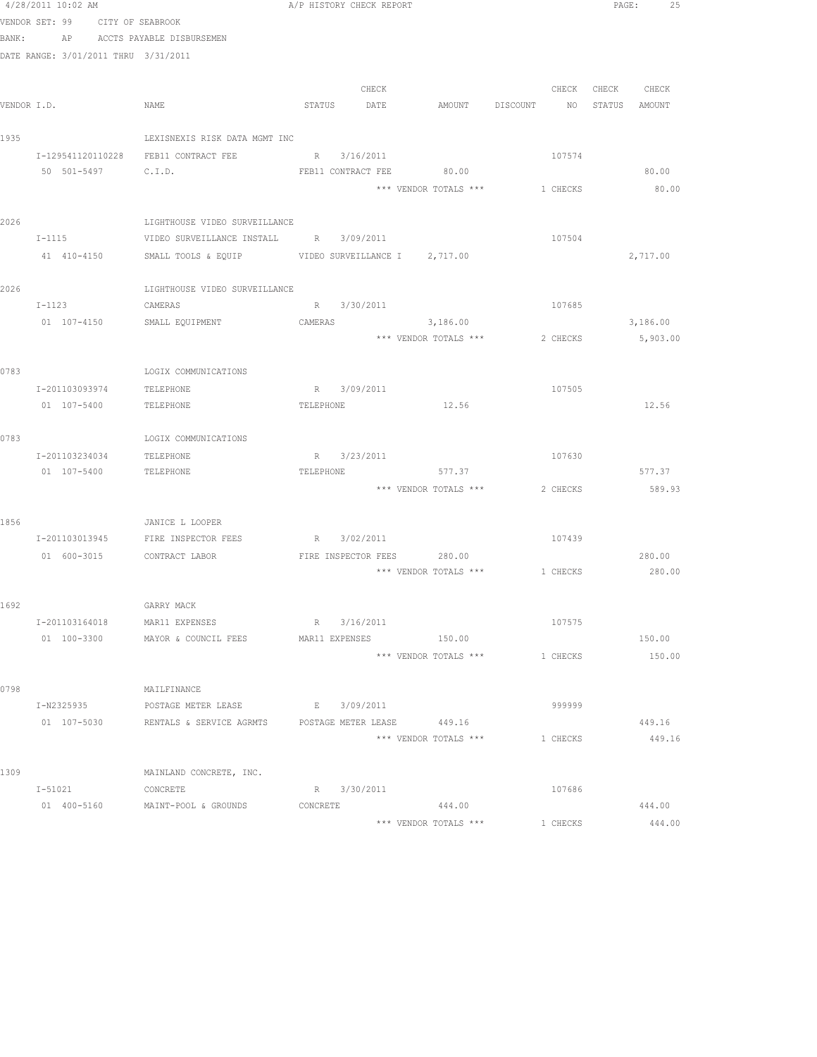4/28/2011 10:02 AM A/P HISTORY CHECK REPORT

VENDOR SET: 99 CITY OF SEABROOK

BANK: AP ACCTS PAYABLE DISBURSEMEN

DATE RANGE: 3/01/2011 THRU 3/31/2011

| VENDOR I.D. | NAME | STATUS | CHECK DATE | AMOUNT | DISCOUNT | CHECK NO | CHECK STATUS | CHECK AMOUNT |
|---|---|---|---|---|---|---|---|---|
| 1935 | LEXISNEXIS RISK DATA MGMT INC | | | | | | | |
| I-129541120110228 | FEB11 CONTRACT FEE | R | 3/16/2011 | | | 107574 | | |
| 50 501-5497 | C.I.D. | FEB11 CONTRACT FEE | | 80.00 | | | | 80.00 |
| | | | | *** VENDOR TOTALS *** | | 1 CHECKS | | 80.00 |
| 2026 | LIGHTHOUSE VIDEO SURVEILLANCE | | | | | | | |
| I-1115 | VIDEO SURVEILLANCE INSTALL | R | 3/09/2011 | | | 107504 | | |
| 41 410-4150 | SMALL TOOLS & EQUIP | VIDEO SURVEILLANCE I | | 2,717.00 | | | | 2,717.00 |
| 2026 | LIGHTHOUSE VIDEO SURVEILLANCE | | | | | | | |
| I-1123 | CAMERAS | R | 3/30/2011 | | | 107685 | | |
| 01 107-4150 | SMALL EQUIPMENT | CAMERAS | | 3,186.00 | | | | 3,186.00 |
| | | | | *** VENDOR TOTALS *** | | 2 CHECKS | | 5,903.00 |
| 0783 | LOGIX COMMUNICATIONS | | | | | | | |
| I-201103093974 | TELEPHONE | R | 3/09/2011 | | | 107505 | | |
| 01 107-5400 | TELEPHONE | TELEPHONE | | 12.56 | | | | 12.56 |
| 0783 | LOGIX COMMUNICATIONS | | | | | | | |
| I-201103234034 | TELEPHONE | R | 3/23/2011 | | | 107630 | | |
| 01 107-5400 | TELEPHONE | TELEPHONE | | 577.37 | | | | 577.37 |
| | | | | *** VENDOR TOTALS *** | | 2 CHECKS | | 589.93 |
| 1856 | JANICE L LOOPER | | | | | | | |
| I-201103013945 | FIRE INSPECTOR FEES | R | 3/02/2011 | | | 107439 | | |
| 01 600-3015 | CONTRACT LABOR | FIRE INSPECTOR FEES | | 280.00 | | | | 280.00 |
| | | | | *** VENDOR TOTALS *** | | 1 CHECKS | | 280.00 |
| 1692 | GARRY MACK | | | | | | | |
| I-201103164018 | MAR11 EXPENSES | R | 3/16/2011 | | | 107575 | | |
| 01 100-3300 | MAYOR & COUNCIL FEES | MAR11 EXPENSES | | 150.00 | | | | 150.00 |
| | | | | *** VENDOR TOTALS *** | | 1 CHECKS | | 150.00 |
| 0798 | MAILFINANCE | | | | | | | |
| I-N2325935 | POSTAGE METER LEASE | E | 3/09/2011 | | | 999999 | | |
| 01 107-5030 | RENTALS & SERVICE AGRMTS | POSTAGE METER LEASE | | 449.16 | | | | 449.16 |
| | | | | *** VENDOR TOTALS *** | | 1 CHECKS | | 449.16 |
| 1309 | MAINLAND CONCRETE, INC. | | | | | | | |
| I-51021 | CONCRETE | R | 3/30/2011 | | | 107686 | | |
| 01 400-5160 | MAINT-POOL & GROUNDS | CONCRETE | | 444.00 | | | | 444.00 |
| | | | | *** VENDOR TOTALS *** | | 1 CHECKS | | 444.00 |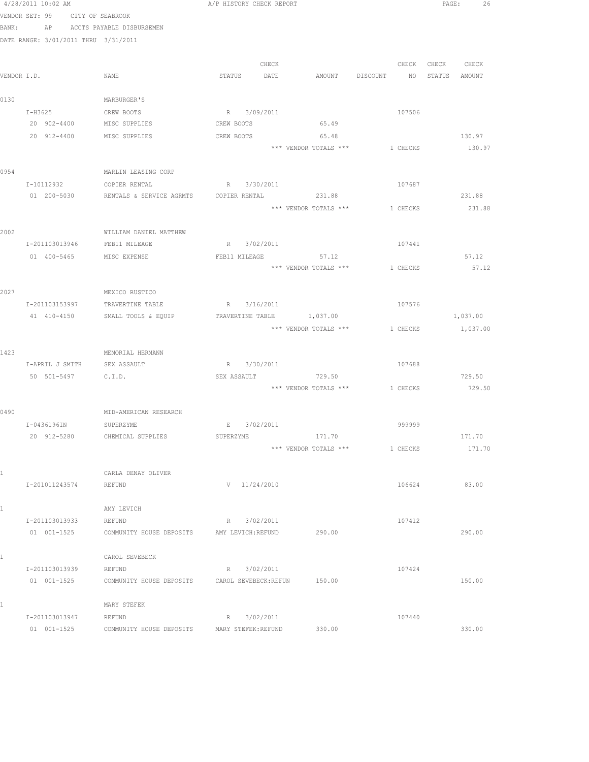4/28/2011 10:02 AM A/P HISTORY CHECK REPORT

VENDOR SET: 99 CITY OF SEABROOK

BANK: AP ACCTS PAYABLE DISBURSEMEN

DATE RANGE: 3/01/2011 THRU 3/31/2011

| VENDOR I.D. | NAME | STATUS | CHECK DATE | AMOUNT | DISCOUNT | CHECK NO | CHECK STATUS | CHECK AMOUNT |
|---|---|---|---|---|---|---|---|---|
| 0130 | MARBURGER'S | | | | | | | |
| I-H3625 | CREW BOOTS | R | 3/09/2011 | | | 107506 | | |
| 20 902-4400 | MISC SUPPLIES | CREW BOOTS | | 65.49 | | | | |
| 20 912-4400 | MISC SUPPLIES | CREW BOOTS | | 65.48 | | | | 130.97 |
| | | | | *** VENDOR TOTALS *** | | 1 CHECKS | | 130.97 |
| 0954 | MARLIN LEASING CORP | | | | | | | |
| I-10112932 | COPIER RENTAL | R | 3/30/2011 | | | 107687 | | |
| 01 200-5030 | RENTALS & SERVICE AGRMTS | COPIER RENTAL | | 231.88 | | | | 231.88 |
| | | | | *** VENDOR TOTALS *** | | 1 CHECKS | | 231.88 |
| 2002 | WILLIAM DANIEL MATTHEW | | | | | | | |
| I-201103013946 | FEB11 MILEAGE | R | 3/02/2011 | | | 107441 | | |
| 01 400-5465 | MISC EXPENSE | FEB11 MILEAGE | | 57.12 | | | | 57.12 |
| | | | | *** VENDOR TOTALS *** | | 1 CHECKS | | 57.12 |
| 2027 | MEXICO RUSTICO | | | | | | | |
| I-201103153997 | TRAVERTINE TABLE | R | 3/16/2011 | | | 107576 | | |
| 41 410-4150 | SMALL TOOLS & EQUIP | TRAVERTINE TABLE | | 1,037.00 | | | | 1,037.00 |
| | | | | *** VENDOR TOTALS *** | | 1 CHECKS | | 1,037.00 |
| 1423 | MEMORIAL HERMANN | | | | | | | |
| I-APRIL J SMITH | SEX ASSAULT | R | 3/30/2011 | | | 107688 | | |
| 50 501-5497 | C.I.D. | SEX ASSAULT | | 729.50 | | | | 729.50 |
| | | | | *** VENDOR TOTALS *** | | 1 CHECKS | | 729.50 |
| 0490 | MID-AMERICAN RESEARCH | | | | | | | |
| I-0436196IN | SUPERZYME | E | 3/02/2011 | | | 999999 | | |
| 20 912-5280 | CHEMICAL SUPPLIES | SUPERZYME | | 171.70 | | | | 171.70 |
| | | | | *** VENDOR TOTALS *** | | 1 CHECKS | | 171.70 |
| 1 | CARLA DENAY OLIVER | | | | | | | |
| I-201011243574 | REFUND | V | 11/24/2010 | | | 106624 | | 83.00 |
| 1 | AMY LEVICH | | | | | | | |
| I-201103013933 | REFUND | R | 3/02/2011 | | | 107412 | | |
| 01 001-1525 | COMMUNITY HOUSE DEPOSITS | AMY LEVICH:REFUND | | 290.00 | | | | 290.00 |
| 1 | CAROL SEVEBECK | | | | | | | |
| I-201103013939 | REFUND | R | 3/02/2011 | | | 107424 | | |
| 01 001-1525 | COMMUNITY HOUSE DEPOSITS | CAROL SEVEBECK:REFUN | | 150.00 | | | | 150.00 |
| 1 | MARY STEFEK | | | | | | | |
| I-201103013947 | REFUND | R | 3/02/2011 | | | 107440 | | |
| 01 001-1525 | COMMUNITY HOUSE DEPOSITS | MARY STEFEK:REFUND | | 330.00 | | | | 330.00 |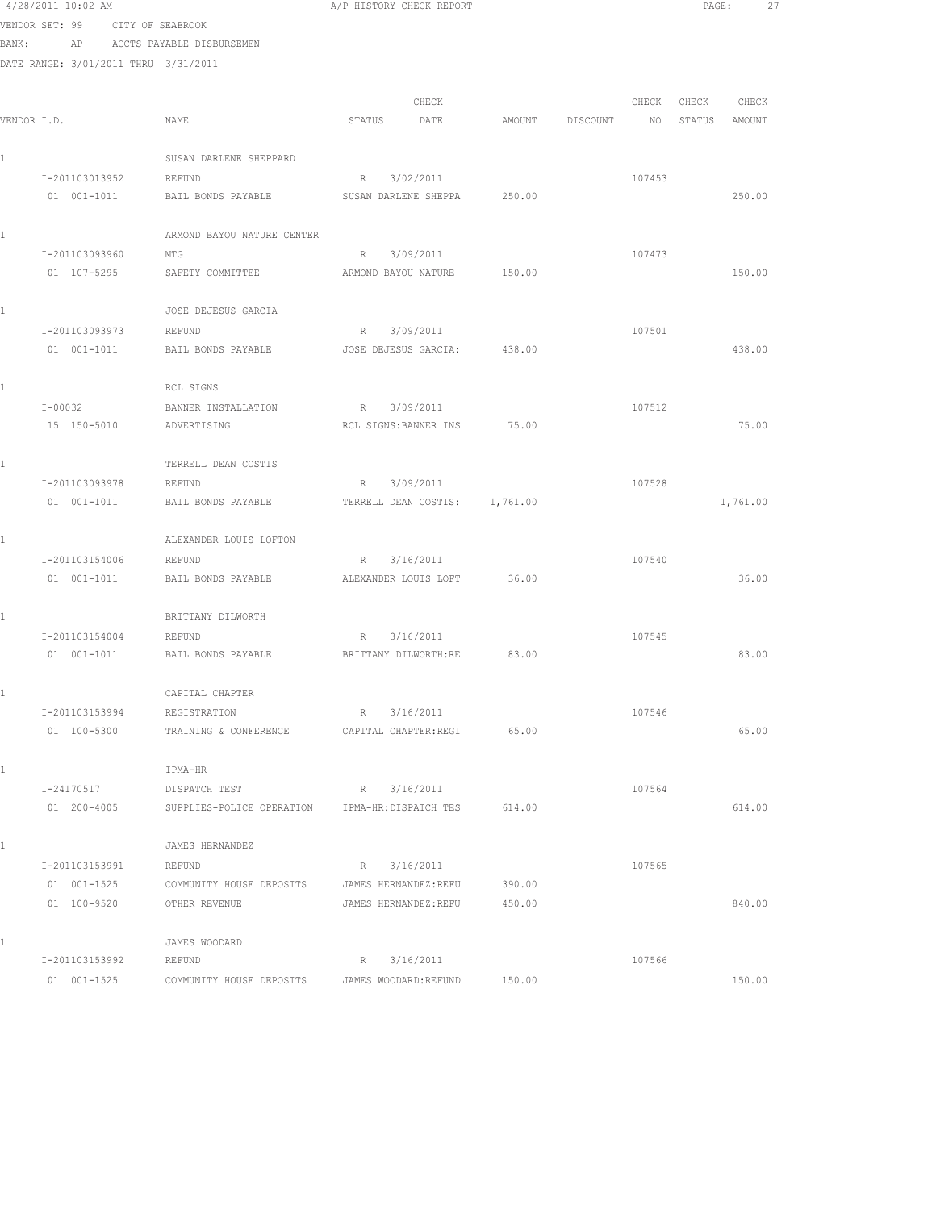4/28/2011 10:02 AM — A/P HISTORY CHECK REPORT

VENDOR SET: 99 CITY OF SEABROOK
BANK: AP ACCTS PAYABLE DISBURSEMEN
DATE RANGE: 3/01/2011 THRU 3/31/2011

| VENDOR I.D. | NAME | STATUS | CHECK DATE | AMOUNT | DISCOUNT | CHECK NO | CHECK STATUS | CHECK AMOUNT |
|---|---|---|---|---|---|---|---|---|
| 1 | SUSAN DARLENE SHEPPARD | | | | | | | |
| I-201103013952 | REFUND | R | 3/02/2011 | | | 107453 | | |
| 01 001-1011 | BAIL BONDS PAYABLE | SUSAN DARLENE SHEPPA | | 250.00 | | | | 250.00 |
| 1 | ARMOND BAYOU NATURE CENTER | | | | | | | |
| I-201103093960 | MTG | R | 3/09/2011 | | | 107473 | | |
| 01 107-5295 | SAFETY COMMITTEE | ARMOND BAYOU NATURE | | 150.00 | | | | 150.00 |
| 1 | JOSE DEJESUS GARCIA | | | | | | | |
| I-201103093973 | REFUND | R | 3/09/2011 | | | 107501 | | |
| 01 001-1011 | BAIL BONDS PAYABLE | JOSE DEJESUS GARCIA: | | 438.00 | | | | 438.00 |
| 1 | RCL SIGNS | | | | | | | |
| I-00032 | BANNER INSTALLATION | R | 3/09/2011 | | | 107512 | | |
| 15 150-5010 | ADVERTISING | RCL SIGNS:BANNER INS | | 75.00 | | | | 75.00 |
| 1 | TERRELL DEAN COSTIS | | | | | | | |
| I-201103093978 | REFUND | R | 3/09/2011 | | | 107528 | | |
| 01 001-1011 | BAIL BONDS PAYABLE | TERRELL DEAN COSTIS: | | 1,761.00 | | | | 1,761.00 |
| 1 | ALEXANDER LOUIS LOFTON | | | | | | | |
| I-201103154006 | REFUND | R | 3/16/2011 | | | 107540 | | |
| 01 001-1011 | BAIL BONDS PAYABLE | ALEXANDER LOUIS LOFT | | 36.00 | | | | 36.00 |
| 1 | BRITTANY DILWORTH | | | | | | | |
| I-201103154004 | REFUND | R | 3/16/2011 | | | 107545 | | |
| 01 001-1011 | BAIL BONDS PAYABLE | BRITTANY DILWORTH:RE | | 83.00 | | | | 83.00 |
| 1 | CAPITAL CHAPTER | | | | | | | |
| I-201103153994 | REGISTRATION | R | 3/16/2011 | | | 107546 | | |
| 01 100-5300 | TRAINING & CONFERENCE | CAPITAL CHAPTER:REGI | | 65.00 | | | | 65.00 |
| 1 | IPMA-HR | | | | | | | |
| I-24170517 | DISPATCH TEST | R | 3/16/2011 | | | 107564 | | |
| 01 200-4005 | SUPPLIES-POLICE OPERATION | IPMA-HR:DISPATCH TES | | 614.00 | | | | 614.00 |
| 1 | JAMES HERNANDEZ | | | | | | | |
| I-201103153991 | REFUND | R | 3/16/2011 | | | 107565 | | |
| 01 001-1525 | COMMUNITY HOUSE DEPOSITS | JAMES HERNANDEZ:REFU | | 390.00 | | | | |
| 01 100-9520 | OTHER REVENUE | JAMES HERNANDEZ:REFU | | 450.00 | | | | 840.00 |
| 1 | JAMES WOODARD | | | | | | | |
| I-201103153992 | REFUND | R | 3/16/2011 | | | 107566 | | |
| 01 001-1525 | COMMUNITY HOUSE DEPOSITS | JAMES WOODARD:REFUND | | 150.00 | | | | 150.00 |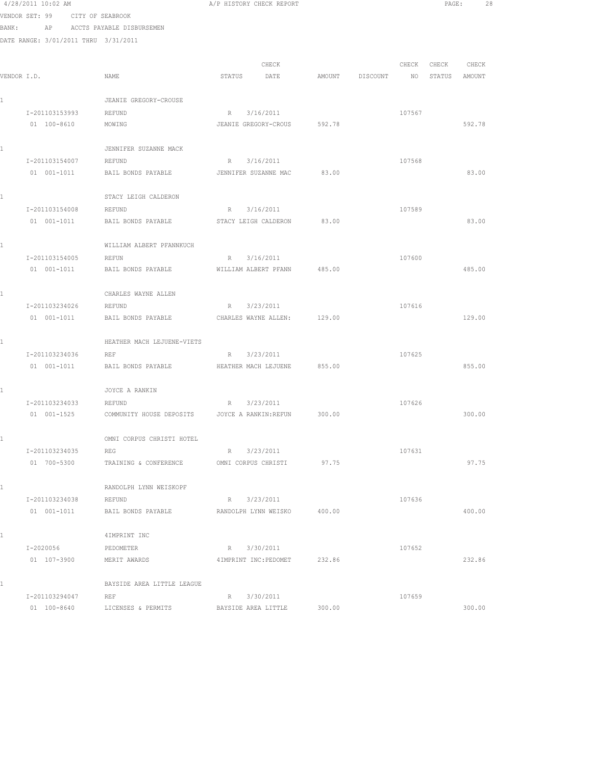4/28/2011 10:02 AM A/P HISTORY CHECK REPORT

VENDOR SET: 99 CITY OF SEABROOK

BANK: AP ACCTS PAYABLE DISBURSEMEN

DATE RANGE: 3/01/2011 THRU 3/31/2011

| VENDOR I.D. | NAME | STATUS | CHECK DATE | AMOUNT | DISCOUNT | CHECK NO | CHECK STATUS | CHECK AMOUNT |
|---|---|---|---|---|---|---|---|---|
| 1 | JEANIE GREGORY-CROUSE | | | | | | | |
| I-201103153993 | REFUND | R | 3/16/2011 | | | 107567 | | |
| 01 100-8610 | MOWING | JEANIE GREGORY-CROUS | | 592.78 | | | | 592.78 |
| 1 | JENNIFER SUZANNE MACK | | | | | | | |
| I-201103154007 | REFUND | R | 3/16/2011 | | | 107568 | | |
| 01 001-1011 | BAIL BONDS PAYABLE | JENNIFER SUZANNE MAC | | 83.00 | | | | 83.00 |
| 1 | STACY LEIGH CALDERON | | | | | | | |
| I-201103154008 | REFUND | R | 3/16/2011 | | | 107589 | | |
| 01 001-1011 | BAIL BONDS PAYABLE | STACY LEIGH CALDERON | | 83.00 | | | | 83.00 |
| 1 | WILLIAM ALBERT PFANNKUCH | | | | | | | |
| I-201103154005 | REFUN | R | 3/16/2011 | | | 107600 | | |
| 01 001-1011 | BAIL BONDS PAYABLE | WILLIAM ALBERT PFANN | | 485.00 | | | | 485.00 |
| 1 | CHARLES WAYNE ALLEN | | | | | | | |
| I-201103234026 | REFUND | R | 3/23/2011 | | | 107616 | | |
| 01 001-1011 | BAIL BONDS PAYABLE | CHARLES WAYNE ALLEN: | | 129.00 | | | | 129.00 |
| 1 | HEATHER MACH LEJUENE-VIETS | | | | | | | |
| I-201103234036 | REF | R | 3/23/2011 | | | 107625 | | |
| 01 001-1011 | BAIL BONDS PAYABLE | HEATHER MACH LEJUENE | | 855.00 | | | | 855.00 |
| 1 | JOYCE A RANKIN | | | | | | | |
| I-201103234033 | REFUND | R | 3/23/2011 | | | 107626 | | |
| 01 001-1525 | COMMUNITY HOUSE DEPOSITS | JOYCE A RANKIN:REFUN | | 300.00 | | | | 300.00 |
| 1 | OMNI CORPUS CHRISTI HOTEL | | | | | | | |
| I-201103234035 | REG | R | 3/23/2011 | | | 107631 | | |
| 01 700-5300 | TRAINING & CONFERENCE | OMNI CORPUS CHRISTI | | 97.75 | | | | 97.75 |
| 1 | RANDOLPH LYNN WEISKOPF | | | | | | | |
| I-201103234038 | REFUND | R | 3/23/2011 | | | 107636 | | |
| 01 001-1011 | BAIL BONDS PAYABLE | RANDOLPH LYNN WEISKO | | 400.00 | | | | 400.00 |
| 1 | 4IMPRINT INC | | | | | | | |
| I-2020056 | PEDOMETER | R | 3/30/2011 | | | 107652 | | |
| 01 107-3900 | MERIT AWARDS | 4IMPRINT INC:PEDOMET | | 232.86 | | | | 232.86 |
| 1 | BAYSIDE AREA LITTLE LEAGUE | | | | | | | |
| I-201103294047 | REF | R | 3/30/2011 | | | 107659 | | |
| 01 100-8640 | LICENSES & PERMITS | BAYSIDE AREA LITTLE | | 300.00 | | | | 300.00 |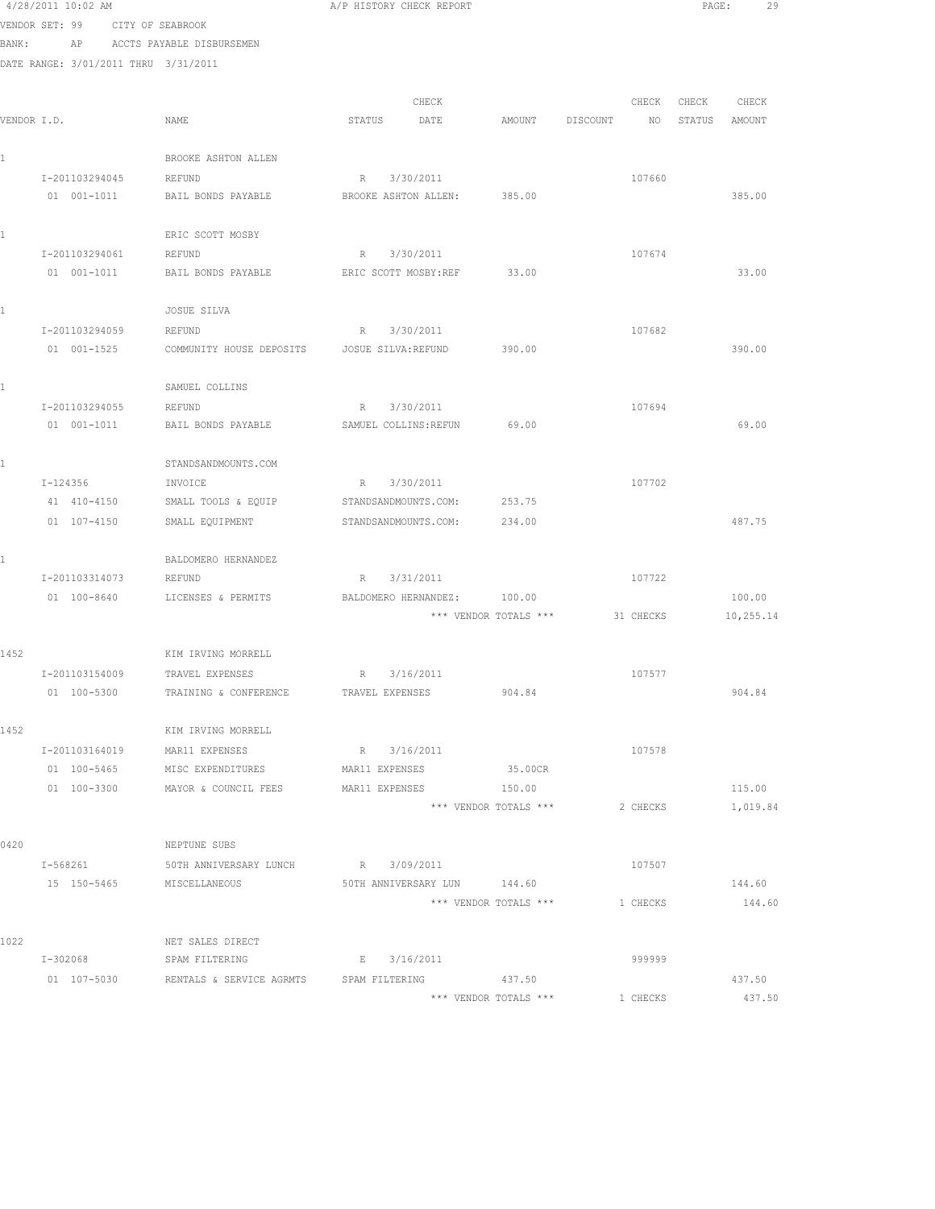4/28/2011 10:02 AM — A/P HISTORY CHECK REPORT

VENDOR SET: 99 CITY OF SEABROOK
BANK: AP ACCTS PAYABLE DISBURSEMEN
DATE RANGE: 3/01/2011 THRU 3/31/2011

| VENDOR I.D. | NAME | STATUS | CHECK DATE | AMOUNT | DISCOUNT | CHECK NO | CHECK STATUS | CHECK AMOUNT |
|---|---|---|---|---|---|---|---|---|
| 1 | BROOKE ASHTON ALLEN | | | | | | | |
| I-201103294045 | REFUND | R | 3/30/2011 | | | 107660 | | |
| 01 001-1011 | BAIL BONDS PAYABLE | BROOKE ASHTON ALLEN: | | 385.00 | | | | 385.00 |
| 1 | ERIC SCOTT MOSBY | | | | | | | |
| I-201103294061 | REFUND | R | 3/30/2011 | | | 107674 | | |
| 01 001-1011 | BAIL BONDS PAYABLE | ERIC SCOTT MOSBY:REF | | 33.00 | | | | 33.00 |
| 1 | JOSUE SILVA | | | | | | | |
| I-201103294059 | REFUND | R | 3/30/2011 | | | 107682 | | |
| 01 001-1525 | COMMUNITY HOUSE DEPOSITS | JOSUE SILVA:REFUND | | 390.00 | | | | 390.00 |
| 1 | SAMUEL COLLINS | | | | | | | |
| I-201103294055 | REFUND | R | 3/30/2011 | | | 107694 | | |
| 01 001-1011 | BAIL BONDS PAYABLE | SAMUEL COLLINS:REFUN | | 69.00 | | | | 69.00 |
| 1 | STANDSANDMOUNTS.COM | | | | | | | |
| I-124356 | INVOICE | R | 3/30/2011 | | | 107702 | | |
| 41 410-4150 | SMALL TOOLS & EQUIP | STANDSANDMOUNTS.COM: | | 253.75 | | | | |
| 01 107-4150 | SMALL EQUIPMENT | STANDSANDMOUNTS.COM: | | 234.00 | | | | 487.75 |
| 1 | BALDOMERO HERNANDEZ | | | | | | | |
| I-201103314073 | REFUND | R | 3/31/2011 | | | 107722 | | |
| 01 100-8640 | LICENSES & PERMITS | BALDOMERO HERNANDEZ: | | 100.00 | | | | 100.00 |
| | | | | *** VENDOR TOTALS *** | | 31 CHECKS | | 10,255.14 |
| 1452 | KIM IRVING MORRELL | | | | | | | |
| I-201103154009 | TRAVEL EXPENSES | R | 3/16/2011 | | | 107577 | | |
| 01 100-5300 | TRAINING & CONFERENCE | TRAVEL EXPENSES | | 904.84 | | | | 904.84 |
| 1452 | KIM IRVING MORRELL | | | | | | | |
| I-201103164019 | MAR11 EXPENSES | R | 3/16/2011 | | | 107578 | | |
| 01 100-5465 | MISC EXPENDITURES | MAR11 EXPENSES | | 35.00CR | | | | |
| 01 100-3300 | MAYOR & COUNCIL FEES | MAR11 EXPENSES | | 150.00 | | | | 115.00 |
| | | | | *** VENDOR TOTALS *** | | 2 CHECKS | | 1,019.84 |
| 0420 | NEPTUNE SUBS | | | | | | | |
| I-568261 | 50TH ANNIVERSARY LUNCH | R | 3/09/2011 | | | 107507 | | |
| 15 150-5465 | MISCELLANEOUS | 50TH ANNIVERSARY LUN | | 144.60 | | | | 144.60 |
| | | | | *** VENDOR TOTALS *** | | 1 CHECKS | | 144.60 |
| 1022 | NET SALES DIRECT | | | | | | | |
| I-302068 | SPAM FILTERING | E | 3/16/2011 | | | 999999 | | |
| 01 107-5030 | RENTALS & SERVICE AGRMTS | SPAM FILTERING | | 437.50 | | | | 437.50 |
| | | | | *** VENDOR TOTALS *** | | 1 CHECKS | | 437.50 |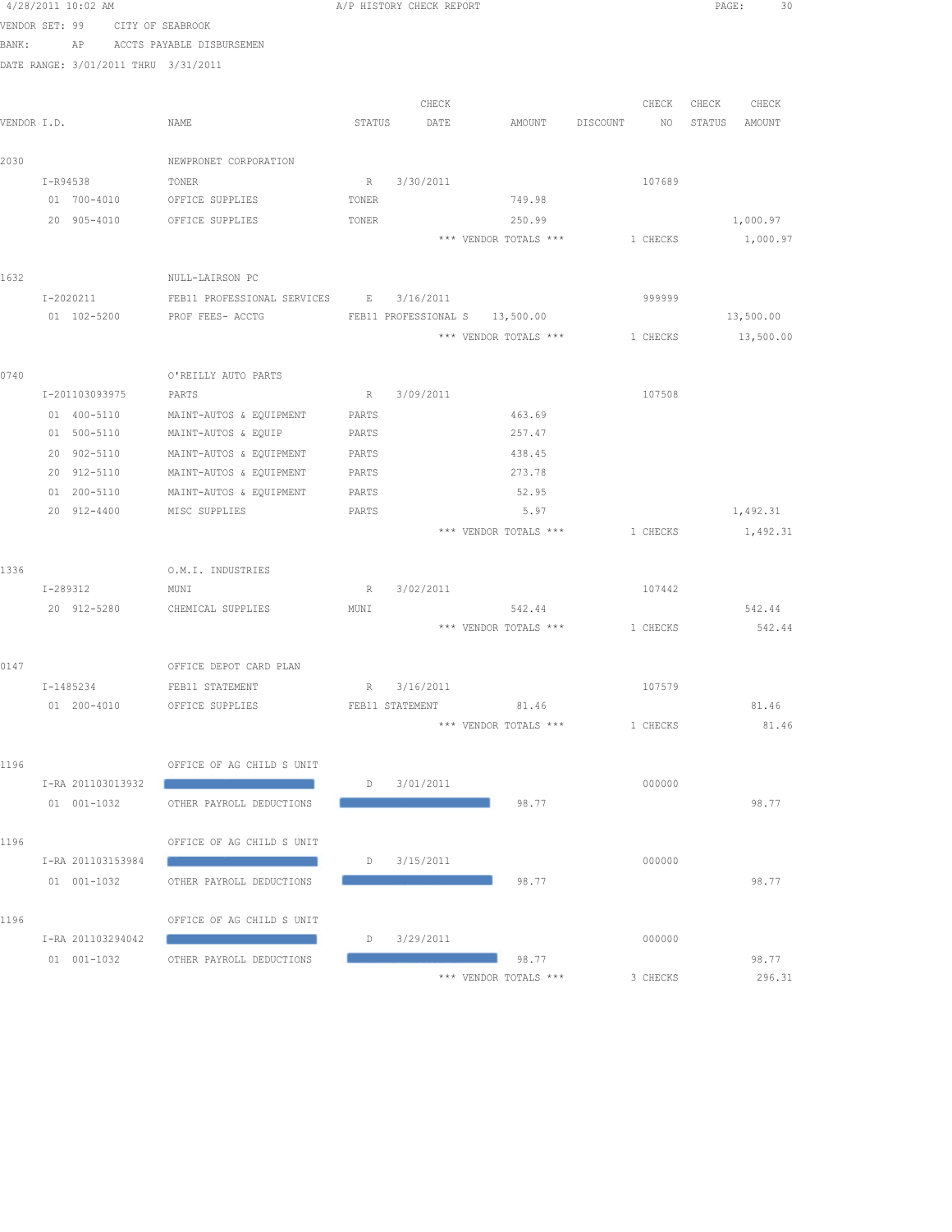VENDOR SET: 99 CITY OF SEABROOK
BANK: AP ACCTS PAYABLE DISBURSEMEN
DATE RANGE: 3/01/2011 THRU 3/31/2011

| VENDOR I.D. | NAME | STATUS | CHECK DATE | AMOUNT | DISCOUNT | CHECK NO | CHECK STATUS | CHECK AMOUNT |
|---|---|---|---|---|---|---|---|---|
| 2030 | NEWPRONET CORPORATION | | | | | | | |
| I-R94538 | TONER | R | 3/30/2011 | | | 107689 | | |
| 01 700-4010 | OFFICE SUPPLIES | TONER | | 749.98 | | | | |
| 20 905-4010 | OFFICE SUPPLIES | TONER | | 250.99 | | | | 1,000.97 |
| | | | | *** VENDOR TOTALS *** | | 1 CHECKS | | 1,000.97 |
| 1632 | NULL-LAIRSON PC | | | | | | | |
| I-2020211 | FEB11 PROFESSIONAL SERVICES | E | 3/16/2011 | | | 999999 | | |
| 01 102-5200 | PROF FEES- ACCTG | FEB11 PROFESSIONAL S | | 13,500.00 | | | | 13,500.00 |
| | | | | *** VENDOR TOTALS *** | | 1 CHECKS | | 13,500.00 |
| 0740 | O'REILLY AUTO PARTS | | | | | | | |
| I-201103093975 | PARTS | R | 3/09/2011 | | | 107508 | | |
| 01 400-5110 | MAINT-AUTOS & EQUIPMENT | PARTS | | 463.69 | | | | |
| 01 500-5110 | MAINT-AUTOS & EQUIP | PARTS | | 257.47 | | | | |
| 20 902-5110 | MAINT-AUTOS & EQUIPMENT | PARTS | | 438.45 | | | | |
| 20 912-5110 | MAINT-AUTOS & EQUIPMENT | PARTS | | 273.78 | | | | |
| 01 200-5110 | MAINT-AUTOS & EQUIPMENT | PARTS | | 52.95 | | | | |
| 20 912-4400 | MISC SUPPLIES | PARTS | | 5.97 | | | | 1,492.31 |
| | | | | *** VENDOR TOTALS *** | | 1 CHECKS | | 1,492.31 |
| 1336 | O.M.I. INDUSTRIES | | | | | | | |
| I-289312 | MUNI | R | 3/02/2011 | | | 107442 | | |
| 20 912-5280 | CHEMICAL SUPPLIES | MUNI | | 542.44 | | | | 542.44 |
| | | | | *** VENDOR TOTALS *** | | 1 CHECKS | | 542.44 |
| 0147 | OFFICE DEPOT CARD PLAN | | | | | | | |
| I-1485234 | FEB11 STATEMENT | R | 3/16/2011 | | | 107579 | | |
| 01 200-4010 | OFFICE SUPPLIES | FEB11 STATEMENT | | 81.46 | | | | 81.46 |
| | | | | *** VENDOR TOTALS *** | | 1 CHECKS | | 81.46 |
| 1196 | OFFICE OF AG CHILD S UNIT | | | | | | | |
| I-RA 201103013932 | [REDACTED] | D | 3/01/2011 | | | 000000 | | |
| 01 001-1032 | OTHER PAYROLL DEDUCTIONS | [REDACTED] | | 98.77 | | | | 98.77 |
| 1196 | OFFICE OF AG CHILD S UNIT | | | | | | | |
| I-RA 201103153984 | [REDACTED] | D | 3/15/2011 | | | 000000 | | |
| 01 001-1032 | OTHER PAYROLL DEDUCTIONS | [REDACTED] | | 98.77 | | | | 98.77 |
| 1196 | OFFICE OF AG CHILD S UNIT | | | | | | | |
| I-RA 201103294042 | [REDACTED] | D | 3/29/2011 | | | 000000 | | |
| 01 001-1032 | OTHER PAYROLL DEDUCTIONS | [REDACTED] | | 98.77 | | | | 98.77 |
| | | | | *** VENDOR TOTALS *** | | 3 CHECKS | | 296.31 |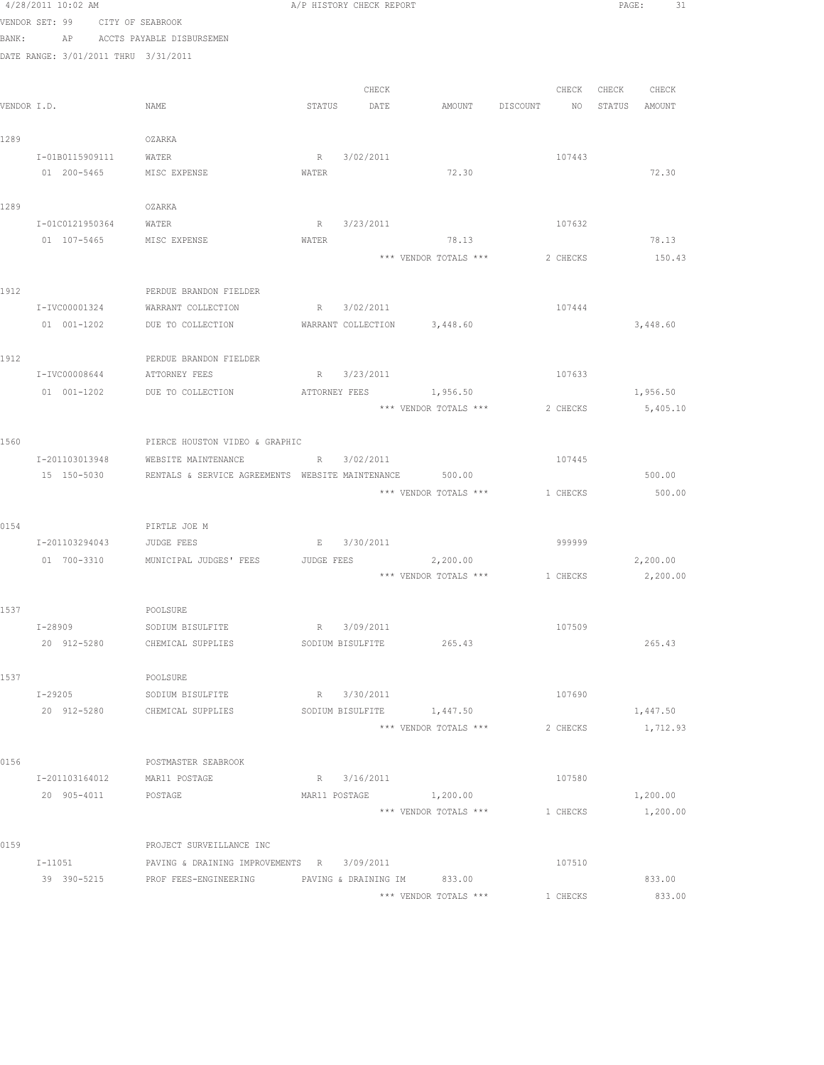4/28/2011 10:02 AM A/P HISTORY CHECK REPORT

VENDOR SET: 99 CITY OF SEABROOK
BANK: AP ACCTS PAYABLE DISBURSEMEN
DATE RANGE: 3/01/2011 THRU 3/31/2011

| VENDOR I.D. | NAME | STATUS | CHECK DATE | AMOUNT | DISCOUNT | CHECK NO | CHECK STATUS | CHECK AMOUNT |
|---|---|---|---|---|---|---|---|---|
| 1289 | OZARKA | | | | | | | |
| I-01B0115909111 | WATER | R | 3/02/2011 | | | 107443 | | |
| 01 200-5465 | MISC EXPENSE | WATER | | 72.30 | | | | 72.30 |
| 1289 | OZARKA | | | | | | | |
| I-01C0121950364 | WATER | R | 3/23/2011 | | | 107632 | | |
| 01 107-5465 | MISC EXPENSE | WATER | | 78.13 | | | | 78.13 |
| | | | | *** VENDOR TOTALS *** | | 2 CHECKS | | 150.43 |
| 1912 | PERDUE BRANDON FIELDER | | | | | | | |
| I-IVC00001324 | WARRANT COLLECTION | R | 3/02/2011 | | | 107444 | | |
| 01 001-1202 | DUE TO COLLECTION | WARRANT COLLECTION | | 3,448.60 | | | | 3,448.60 |
| 1912 | PERDUE BRANDON FIELDER | | | | | | | |
| I-IVC00008644 | ATTORNEY FEES | R | 3/23/2011 | | | 107633 | | |
| 01 001-1202 | DUE TO COLLECTION | ATTORNEY FEES | | 1,956.50 | | | | 1,956.50 |
| | | | | *** VENDOR TOTALS *** | | 2 CHECKS | | 5,405.10 |
| 1560 | PIERCE HOUSTON VIDEO & GRAPHIC | | | | | | | |
| I-201103013948 | WEBSITE MAINTENANCE | R | 3/02/2011 | | | 107445 | | |
| 15 150-5030 | RENTALS & SERVICE AGREEMENTS | WEBSITE MAINTENANCE | | 500.00 | | | | 500.00 |
| | | | | *** VENDOR TOTALS *** | | 1 CHECKS | | 500.00 |
| 0154 | PIRTLE JOE M | | | | | | | |
| I-201103294043 | JUDGE FEES | E | 3/30/2011 | | | 999999 | | |
| 01 700-3310 | MUNICIPAL JUDGES' FEES | JUDGE FEES | | 2,200.00 | | | | 2,200.00 |
| | | | | *** VENDOR TOTALS *** | | 1 CHECKS | | 2,200.00 |
| 1537 | POOLSURE | | | | | | | |
| I-28909 | SODIUM BISULFITE | R | 3/09/2011 | | | 107509 | | |
| 20 912-5280 | CHEMICAL SUPPLIES | SODIUM BISULFITE | | 265.43 | | | | 265.43 |
| 1537 | POOLSURE | | | | | | | |
| I-29205 | SODIUM BISULFITE | R | 3/30/2011 | | | 107690 | | |
| 20 912-5280 | CHEMICAL SUPPLIES | SODIUM BISULFITE | | 1,447.50 | | | | 1,447.50 |
| | | | | *** VENDOR TOTALS *** | | 2 CHECKS | | 1,712.93 |
| 0156 | POSTMASTER SEABROOK | | | | | | | |
| I-201103164012 | MAR11 POSTAGE | R | 3/16/2011 | | | 107580 | | |
| 20 905-4011 | POSTAGE | MAR11 POSTAGE | | 1,200.00 | | | | 1,200.00 |
| | | | | *** VENDOR TOTALS *** | | 1 CHECKS | | 1,200.00 |
| 0159 | PROJECT SURVEILLANCE INC | | | | | | | |
| I-11051 | PAVING & DRAINING IMPROVEMENTS | R | 3/09/2011 | | | 107510 | | |
| 39 390-5215 | PROF FEES-ENGINEERING | PAVING & DRAINING IM | | 833.00 | | | | 833.00 |
| | | | | *** VENDOR TOTALS *** | | 1 CHECKS | | 833.00 |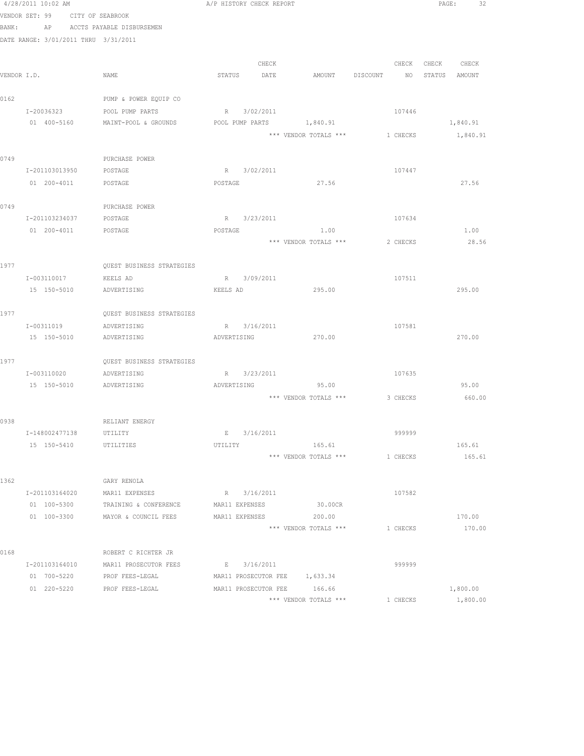4/28/2011 10:02 AM — A/P HISTORY CHECK REPORT

VENDOR SET: 99 CITY OF SEABROOK
BANK: AP ACCTS PAYABLE DISBURSEMEN
DATE RANGE: 3/01/2011 THRU 3/31/2011

| VENDOR I.D. | NAME | STATUS | CHECK DATE | AMOUNT | DISCOUNT | CHECK NO | CHECK STATUS | CHECK AMOUNT |
|---|---|---|---|---|---|---|---|---|
| 0162 | PUMP & POWER EQUIP CO | | | | | | | |
| I-20036323 | POOL PUMP PARTS | R | 3/02/2011 | | | 107446 | | |
| 01 400-5160 | MAINT-POOL & GROUNDS | POOL PUMP PARTS | | 1,840.91 | | | | 1,840.91 |
| | | | | *** VENDOR TOTALS *** | | 1 CHECKS | | 1,840.91 |
| 0749 | PURCHASE POWER | | | | | | | |
| I-201103013950 | POSTAGE | R | 3/02/2011 | | | 107447 | | |
| 01 200-4011 | POSTAGE | POSTAGE | | 27.56 | | | | 27.56 |
| 0749 | PURCHASE POWER | | | | | | | |
| I-201103234037 | POSTAGE | R | 3/23/2011 | | | 107634 | | |
| 01 200-4011 | POSTAGE | POSTAGE | | 1.00 | | | | 1.00 |
| | | | | *** VENDOR TOTALS *** | | 2 CHECKS | | 28.56 |
| 1977 | QUEST BUSINESS STRATEGIES | | | | | | | |
| I-003110017 | KEELS AD | R | 3/09/2011 | | | 107511 | | |
| 15 150-5010 | ADVERTISING | KEELS AD | | 295.00 | | | | 295.00 |
| 1977 | QUEST BUSINESS STRATEGIES | | | | | | | |
| I-00311019 | ADVERTISING | R | 3/16/2011 | | | 107581 | | |
| 15 150-5010 | ADVERTISING | ADVERTISING | | 270.00 | | | | 270.00 |
| 1977 | QUEST BUSINESS STRATEGIES | | | | | | | |
| I-003110020 | ADVERTISING | R | 3/23/2011 | | | 107635 | | |
| 15 150-5010 | ADVERTISING | ADVERTISING | | 95.00 | | | | 95.00 |
| | | | | *** VENDOR TOTALS *** | | 3 CHECKS | | 660.00 |
| 0938 | RELIANT ENERGY | | | | | | | |
| I-148002477138 | UTILITY | E | 3/16/2011 | | | 999999 | | |
| 15 150-5410 | UTILITIES | UTILITY | | 165.61 | | | | 165.61 |
| | | | | *** VENDOR TOTALS *** | | 1 CHECKS | | 165.61 |
| 1362 | GARY RENOLA | | | | | | | |
| I-201103164020 | MAR11 EXPENSES | R | 3/16/2011 | | | 107582 | | |
| 01 100-5300 | TRAINING & CONFERENCE | MAR11 EXPENSES | | 30.00CR | | | | |
| 01 100-3300 | MAYOR & COUNCIL FEES | MAR11 EXPENSES | | 200.00 | | | | 170.00 |
| | | | | *** VENDOR TOTALS *** | | 1 CHECKS | | 170.00 |
| 0168 | ROBERT C RICHTER JR | | | | | | | |
| I-201103164010 | MAR11 PROSECUTOR FEES | E | 3/16/2011 | | | 999999 | | |
| 01 700-5220 | PROF FEES-LEGAL | MAR11 PROSECUTOR FEE | | 1,633.34 | | | | |
| 01 220-5220 | PROF FEES-LEGAL | MAR11 PROSECUTOR FEE | | 166.66 | | | | 1,800.00 |
| | | | | *** VENDOR TOTALS *** | | 1 CHECKS | | 1,800.00 |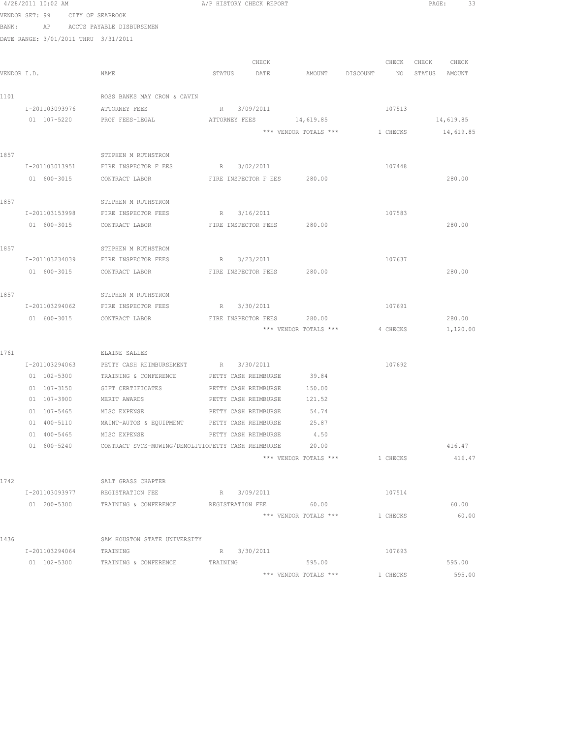4/28/2011 10:02 AM — A/P HISTORY CHECK REPORT

VENDOR SET: 99 CITY OF SEABROOK
BANK: AP ACCTS PAYABLE DISBURSEMEN
DATE RANGE: 3/01/2011 THRU 3/31/2011

| VENDOR I.D. | NAME | STATUS | CHECK DATE | AMOUNT | DISCOUNT | CHECK NO | CHECK STATUS | CHECK AMOUNT |
|---|---|---|---|---|---|---|---|---|
| 1101 | ROSS BANKS MAY CRON & CAVIN | | | | | | | |
| I-201103093976 | ATTORNEY FEES | R | 3/09/2011 | | | 107513 | | |
| 01 107-5220 | PROF FEES-LEGAL | ATTORNEY FEES | | 14,619.85 | | | | 14,619.85 |
| | | | | *** VENDOR TOTALS *** | | 1 CHECKS | | 14,619.85 |
| 1857 | STEPHEN M RUTHSTROM | | | | | | | |
| I-201103013951 | FIRE INSPECTOR F EES | R | 3/02/2011 | | | 107448 | | |
| 01 600-3015 | CONTRACT LABOR | FIRE INSPECTOR F EES | | 280.00 | | | | 280.00 |
| 1857 | STEPHEN M RUTHSTROM | | | | | | | |
| I-201103153998 | FIRE INSPECTOR FEES | R | 3/16/2011 | | | 107583 | | |
| 01 600-3015 | CONTRACT LABOR | FIRE INSPECTOR FEES | | 280.00 | | | | 280.00 |
| 1857 | STEPHEN M RUTHSTROM | | | | | | | |
| I-201103234039 | FIRE INSPECTOR FEES | R | 3/23/2011 | | | 107637 | | |
| 01 600-3015 | CONTRACT LABOR | FIRE INSPECTOR FEES | | 280.00 | | | | 280.00 |
| 1857 | STEPHEN M RUTHSTROM | | | | | | | |
| I-201103294062 | FIRE INSPECTOR FEES | R | 3/30/2011 | | | 107691 | | |
| 01 600-3015 | CONTRACT LABOR | FIRE INSPECTOR FEES | | 280.00 | | | | 280.00 |
| | | | | *** VENDOR TOTALS *** | | 4 CHECKS | | 1,120.00 |
| 1761 | ELAINE SALLES | | | | | | | |
| I-201103294063 | PETTY CASH REIMBURSEMENT | R | 3/30/2011 | | | 107692 | | |
| 01 102-5300 | TRAINING & CONFERENCE | PETTY CASH REIMBURSE | | 39.84 | | | | |
| 01 107-3150 | GIFT CERTIFICATES | PETTY CASH REIMBURSE | | 150.00 | | | | |
| 01 107-3900 | MERIT AWARDS | PETTY CASH REIMBURSE | | 121.52 | | | | |
| 01 107-5465 | MISC EXPENSE | PETTY CASH REIMBURSE | | 54.74 | | | | |
| 01 400-5110 | MAINT-AUTOS & EQUIPMENT | PETTY CASH REIMBURSE | | 25.87 | | | | |
| 01 400-5465 | MISC EXPENSE | PETTY CASH REIMBURSE | | 4.50 | | | | |
| 01 600-5240 | CONTRACT SVCS-MOWING/DEMOLITIO | PETTY CASH REIMBURSE | | 20.00 | | | | 416.47 |
| | | | | *** VENDOR TOTALS *** | | 1 CHECKS | | 416.47 |
| 1742 | SALT GRASS CHAPTER | | | | | | | |
| I-201103093977 | REGISTRATION FEE | R | 3/09/2011 | | | 107514 | | |
| 01 200-5300 | TRAINING & CONFERENCE | REGISTRATION FEE | | 60.00 | | | | 60.00 |
| | | | | *** VENDOR TOTALS *** | | 1 CHECKS | | 60.00 |
| 1436 | SAM HOUSTON STATE UNIVERSITY | | | | | | | |
| I-201103294064 | TRAINING | R | 3/30/2011 | | | 107693 | | |
| 01 102-5300 | TRAINING & CONFERENCE | TRAINING | | 595.00 | | | | 595.00 |
| | | | | *** VENDOR TOTALS *** | | 1 CHECKS | | 595.00 |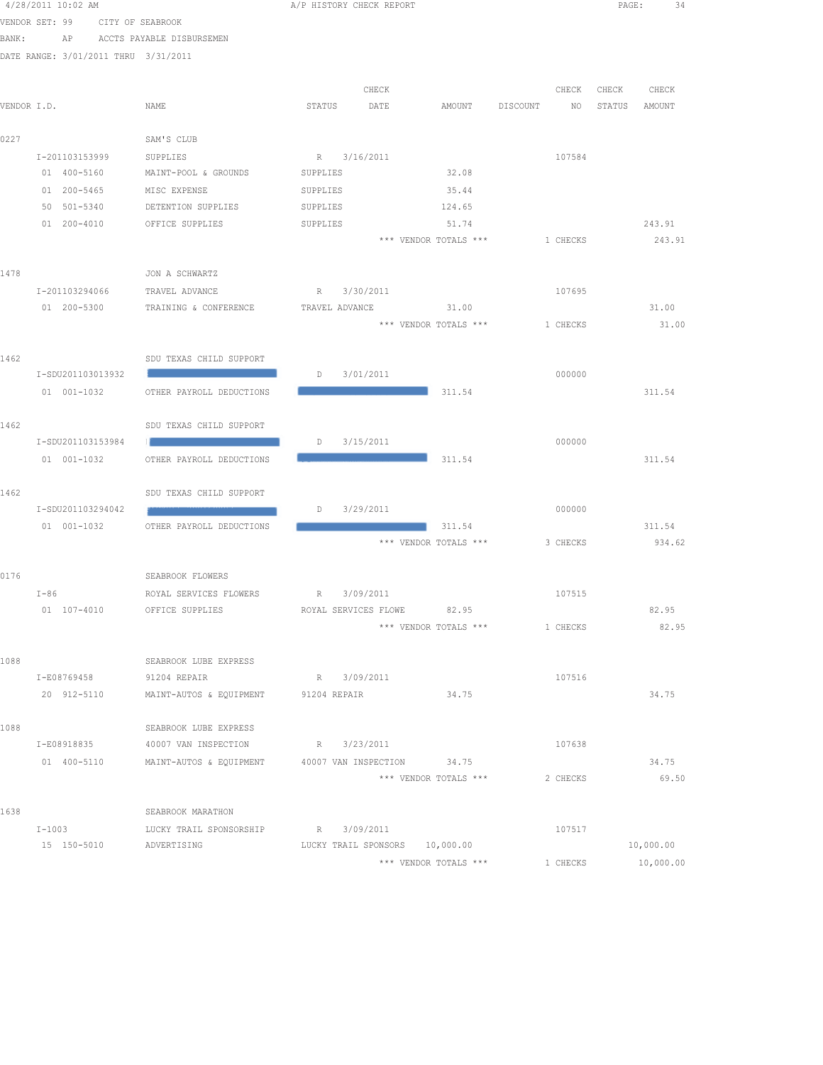4/28/2011 10:02 AM — A/P HISTORY CHECK REPORT

VENDOR SET: 99 CITY OF SEABROOK
BANK: AP ACCTS PAYABLE DISBURSEMEN
DATE RANGE: 3/01/2011 THRU 3/31/2011

| VENDOR I.D. | NAME | STATUS | CHECK DATE | AMOUNT | DISCOUNT | CHECK NO | CHECK STATUS | CHECK AMOUNT |
|---|---|---|---|---|---|---|---|---|
| 0227 | SAM'S CLUB | | | | | | | |
| I-201103153999 | SUPPLIES | R | 3/16/2011 | | | 107584 | | |
| 01 400-5160 | MAINT-POOL & GROUNDS | SUPPLIES | | 32.08 | | | | |
| 01 200-5465 | MISC EXPENSE | SUPPLIES | | 35.44 | | | | |
| 50 501-5340 | DETENTION SUPPLIES | SUPPLIES | | 124.65 | | | | |
| 01 200-4010 | OFFICE SUPPLIES | SUPPLIES | | 51.74 | | | | 243.91 |
| | | | | *** VENDOR TOTALS *** | | 1 CHECKS | | 243.91 |
| 1478 | JON A SCHWARTZ | | | | | | | |
| I-201103294066 | TRAVEL ADVANCE | R | 3/30/2011 | | | 107695 | | |
| 01 200-5300 | TRAINING & CONFERENCE | TRAVEL ADVANCE | | 31.00 | | | | 31.00 |
| | | | | *** VENDOR TOTALS *** | | 1 CHECKS | | 31.00 |
| 1462 | SDU TEXAS CHILD SUPPORT | | | | | | | |
| I-SDU201103013932 | | D | 3/01/2011 | | | 000000 | | |
| 01 001-1032 | OTHER PAYROLL DEDUCTIONS | | | 311.54 | | | | 311.54 |
| 1462 | SDU TEXAS CHILD SUPPORT | | | | | | | |
| I-SDU201103153984 | | D | 3/15/2011 | | | 000000 | | |
| 01 001-1032 | OTHER PAYROLL DEDUCTIONS | | | 311.54 | | | | 311.54 |
| 1462 | SDU TEXAS CHILD SUPPORT | | | | | | | |
| I-SDU201103294042 | | D | 3/29/2011 | | | 000000 | | |
| 01 001-1032 | OTHER PAYROLL DEDUCTIONS | | | 311.54 | | | | 311.54 |
| | | | | *** VENDOR TOTALS *** | | 3 CHECKS | | 934.62 |
| 0176 | SEABROOK FLOWERS | | | | | | | |
| I-86 | ROYAL SERVICES FLOWERS | R | 3/09/2011 | | | 107515 | | |
| 01 107-4010 | OFFICE SUPPLIES | ROYAL SERVICES FLOWE | | 82.95 | | | | 82.95 |
| | | | | *** VENDOR TOTALS *** | | 1 CHECKS | | 82.95 |
| 1088 | SEABROOK LUBE EXPRESS | | | | | | | |
| I-E08769458 | 91204 REPAIR | R | 3/09/2011 | | | 107516 | | |
| 20 912-5110 | MAINT-AUTOS & EQUIPMENT | 91204 REPAIR | | 34.75 | | | | 34.75 |
| 1088 | SEABROOK LUBE EXPRESS | | | | | | | |
| I-E08918835 | 40007 VAN INSPECTION | R | 3/23/2011 | | | 107638 | | |
| 01 400-5110 | MAINT-AUTOS & EQUIPMENT | 40007 VAN INSPECTION | | 34.75 | | | | 34.75 |
| | | | | *** VENDOR TOTALS *** | | 2 CHECKS | | 69.50 |
| 1638 | SEABROOK MARATHON | | | | | | | |
| I-1003 | LUCKY TRAIL SPONSORSHIP | R | 3/09/2011 | | | 107517 | | |
| 15 150-5010 | ADVERTISING | LUCKY TRAIL SPONSORS | | 10,000.00 | | | | 10,000.00 |
| | | | | *** VENDOR TOTALS *** | | 1 CHECKS | | 10,000.00 |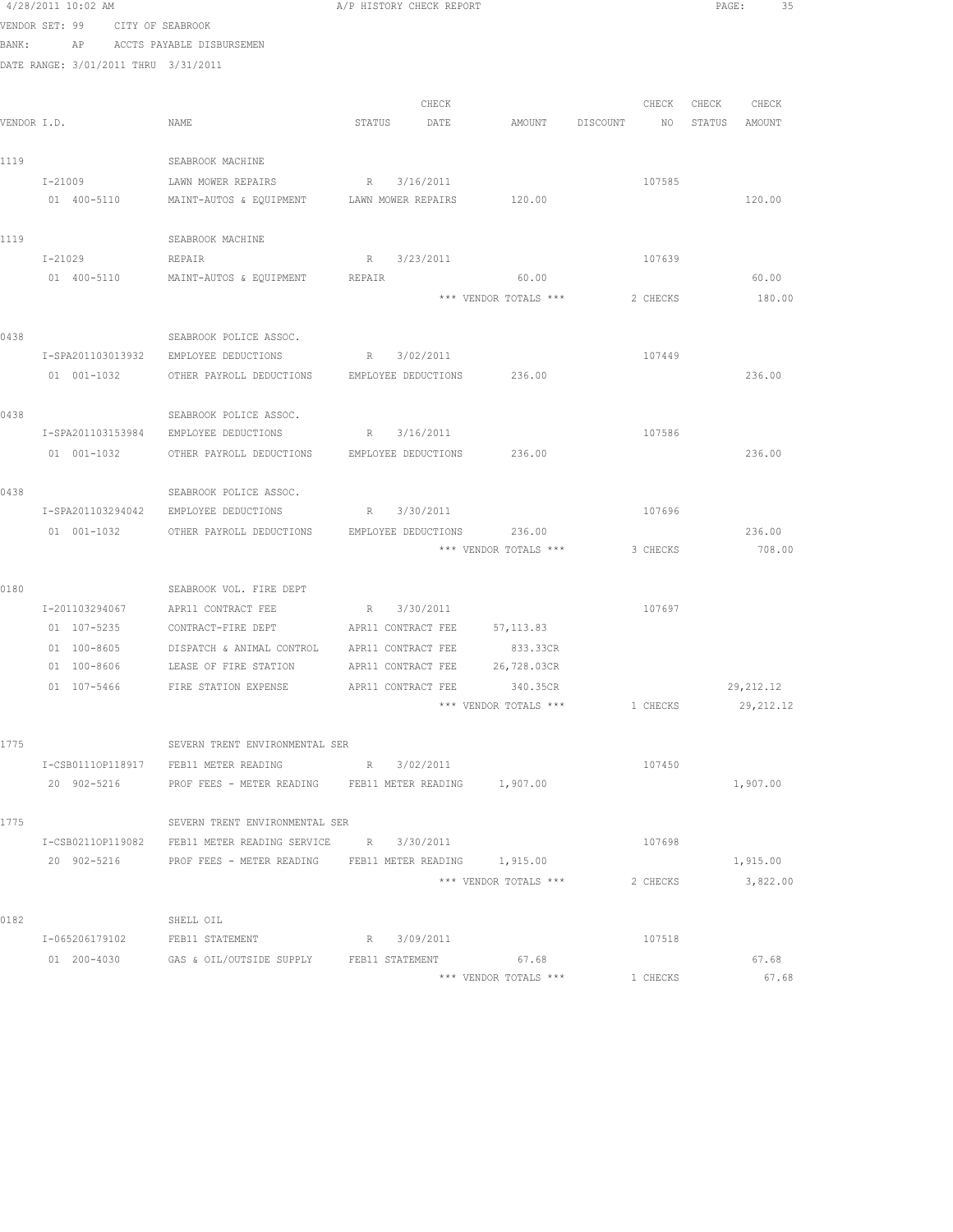VENDOR SET: 99 CITY OF SEABROOK

BANK: AP ACCTS PAYABLE DISBURSEMEN

DATE RANGE: 3/01/2011 THRU 3/31/2011

| VENDOR I.D. | NAME | STATUS | CHECK DATE | AMOUNT | DISCOUNT | CHECK NO | CHECK STATUS | CHECK AMOUNT |
|---|---|---|---|---|---|---|---|---|
| 1119 | SEABROOK MACHINE | | | | | | | |
| I-21009 | LAWN MOWER REPAIRS | R | 3/16/2011 | | | 107585 | | |
| 01 400-5110 | MAINT-AUTOS & EQUIPMENT | LAWN MOWER REPAIRS | | 120.00 | | | | 120.00 |
| 1119 | SEABROOK MACHINE | | | | | | | |
| I-21029 | REPAIR | R | 3/23/2011 | | | 107639 | | |
| 01 400-5110 | MAINT-AUTOS & EQUIPMENT | REPAIR | | 60.00 | | | | 60.00 |
| | | | | *** VENDOR TOTALS *** | | 2 CHECKS | | 180.00 |
| 0438 | SEABROOK POLICE ASSOC. | | | | | | | |
| I-SPA201103013932 | EMPLOYEE DEDUCTIONS | R | 3/02/2011 | | | 107449 | | |
| 01 001-1032 | OTHER PAYROLL DEDUCTIONS | EMPLOYEE DEDUCTIONS | | 236.00 | | | | 236.00 |
| 0438 | SEABROOK POLICE ASSOC. | | | | | | | |
| I-SPA201103153984 | EMPLOYEE DEDUCTIONS | R | 3/16/2011 | | | 107586 | | |
| 01 001-1032 | OTHER PAYROLL DEDUCTIONS | EMPLOYEE DEDUCTIONS | | 236.00 | | | | 236.00 |
| 0438 | SEABROOK POLICE ASSOC. | | | | | | | |
| I-SPA201103294042 | EMPLOYEE DEDUCTIONS | R | 3/30/2011 | | | 107696 | | |
| 01 001-1032 | OTHER PAYROLL DEDUCTIONS | EMPLOYEE DEDUCTIONS | | 236.00 | | | | 236.00 |
| | | | | *** VENDOR TOTALS *** | | 3 CHECKS | | 708.00 |
| 0180 | SEABROOK VOL. FIRE DEPT | | | | | | | |
| I-201103294067 | APR11 CONTRACT FEE | R | 3/30/2011 | | | 107697 | | |
| 01 107-5235 | CONTRACT-FIRE DEPT | APR11 CONTRACT FEE | | 57,113.83 | | | | |
| 01 100-8605 | DISPATCH & ANIMAL CONTROL | APR11 CONTRACT FEE | | 833.33CR | | | | |
| 01 100-8606 | LEASE OF FIRE STATION | APR11 CONTRACT FEE | | 26,728.03CR | | | | |
| 01 107-5466 | FIRE STATION EXPENSE | APR11 CONTRACT FEE | | 340.35CR | | | | 29,212.12 |
| | | | | *** VENDOR TOTALS *** | | 1 CHECKS | | 29,212.12 |
| 1775 | SEVERN TRENT ENVIRONMENTAL SER | | | | | | | |
| I-CSB0111OP118917 | FEB11 METER READING | R | 3/02/2011 | | | 107450 | | |
| 20 902-5216 | PROF FEES - METER READING | FEB11 METER READING | | 1,907.00 | | | | 1,907.00 |
| 1775 | SEVERN TRENT ENVIRONMENTAL SER | | | | | | | |
| I-CSB0211OP119082 | FEB11 METER READING SERVICE | R | 3/30/2011 | | | 107698 | | |
| 20 902-5216 | PROF FEES - METER READING | FEB11 METER READING | | 1,915.00 | | | | 1,915.00 |
| | | | | *** VENDOR TOTALS *** | | 2 CHECKS | | 3,822.00 |
| 0182 | SHELL OIL | | | | | | | |
| I-065206179102 | FEB11 STATEMENT | R | 3/09/2011 | | | 107518 | | |
| 01 200-4030 | GAS & OIL/OUTSIDE SUPPLY | FEB11 STATEMENT | | 67.68 | | | | 67.68 |
| | | | | *** VENDOR TOTALS *** | | 1 CHECKS | | 67.68 |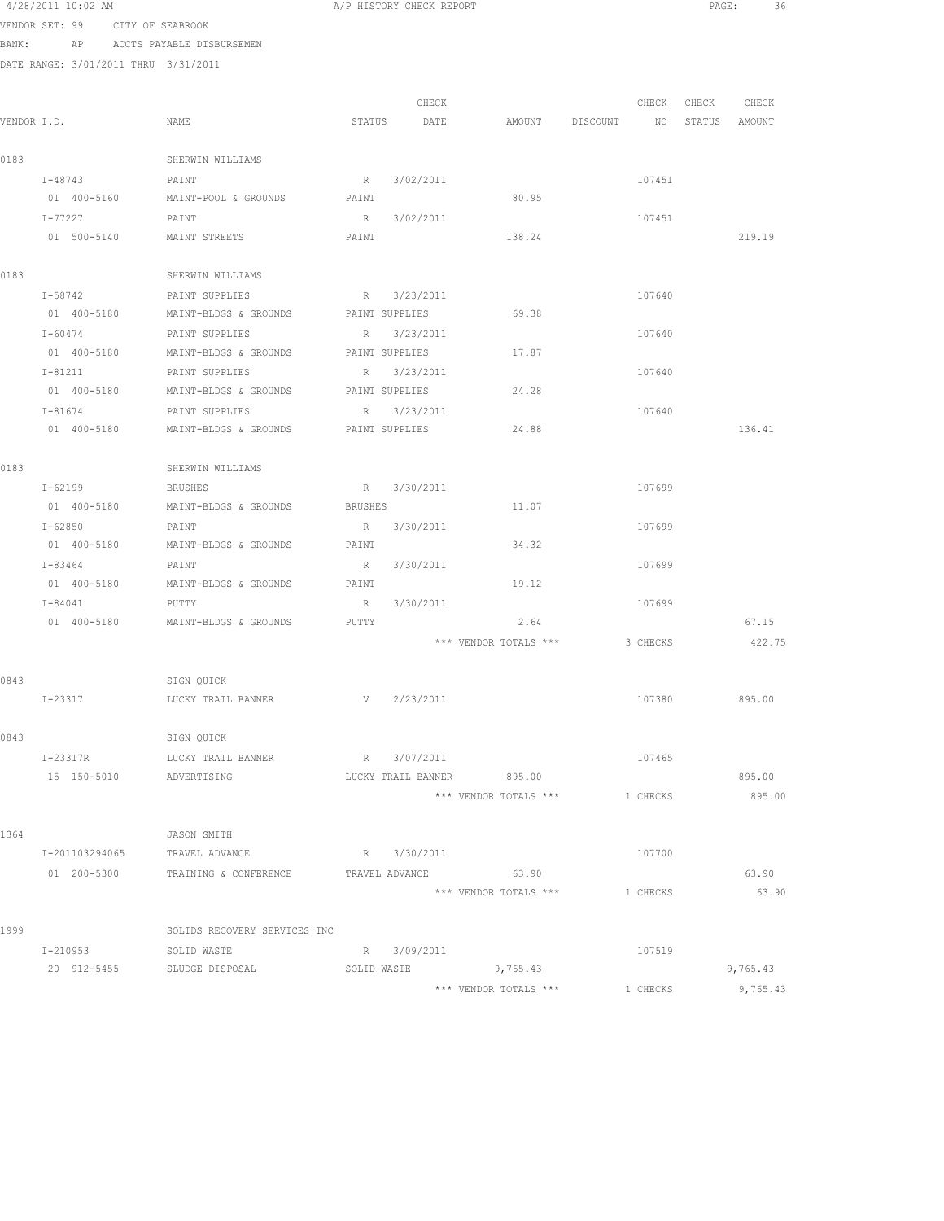4/28/2011 10:02 AM A/P HISTORY CHECK REPORT

VENDOR SET: 99 CITY OF SEABROOK

BANK: AP ACCTS PAYABLE DISBURSEMEN

DATE RANGE: 3/01/2011 THRU 3/31/2011

| VENDOR I.D. | NAME | STATUS | CHECK DATE | AMOUNT | DISCOUNT | CHECK NO | CHECK STATUS | CHECK AMOUNT |
|---|---|---|---|---|---|---|---|---|
| 0183 | SHERWIN WILLIAMS | | | | | | | |
| I-48743 | PAINT | R | 3/02/2011 | | | 107451 | | |
| 01 400-5160 | MAINT-POOL & GROUNDS | PAINT | | 80.95 | | | | |
| I-77227 | PAINT | R | 3/02/2011 | | | 107451 | | |
| 01 500-5140 | MAINT STREETS | PAINT | | 138.24 | | | | 219.19 |
| 0183 | SHERWIN WILLIAMS | | | | | | | |
| I-58742 | PAINT SUPPLIES | R | 3/23/2011 | | | 107640 | | |
| 01 400-5180 | MAINT-BLDGS & GROUNDS | PAINT SUPPLIES | | 69.38 | | | | |
| I-60474 | PAINT SUPPLIES | R | 3/23/2011 | | | 107640 | | |
| 01 400-5180 | MAINT-BLDGS & GROUNDS | PAINT SUPPLIES | | 17.87 | | | | |
| I-81211 | PAINT SUPPLIES | R | 3/23/2011 | | | 107640 | | |
| 01 400-5180 | MAINT-BLDGS & GROUNDS | PAINT SUPPLIES | | 24.28 | | | | |
| I-81674 | PAINT SUPPLIES | R | 3/23/2011 | | | 107640 | | |
| 01 400-5180 | MAINT-BLDGS & GROUNDS | PAINT SUPPLIES | | 24.88 | | | | 136.41 |
| 0183 | SHERWIN WILLIAMS | | | | | | | |
| I-62199 | BRUSHES | R | 3/30/2011 | | | 107699 | | |
| 01 400-5180 | MAINT-BLDGS & GROUNDS | BRUSHES | | 11.07 | | | | |
| I-62850 | PAINT | R | 3/30/2011 | | | 107699 | | |
| 01 400-5180 | MAINT-BLDGS & GROUNDS | PAINT | | 34.32 | | | | |
| I-83464 | PAINT | R | 3/30/2011 | | | 107699 | | |
| 01 400-5180 | MAINT-BLDGS & GROUNDS | PAINT | | 19.12 | | | | |
| I-84041 | PUTTY | R | 3/30/2011 | | | 107699 | | |
| 01 400-5180 | MAINT-BLDGS & GROUNDS | PUTTY | | 2.64 | | | | 67.15 |
| | | | | *** VENDOR TOTALS *** | | 3 CHECKS | | 422.75 |
| 0843 | SIGN QUICK | | | | | | | |
| I-23317 | LUCKY TRAIL BANNER | V | 2/23/2011 | | | 107380 | | 895.00 |
| 0843 | SIGN QUICK | | | | | | | |
| I-23317R | LUCKY TRAIL BANNER | R | 3/07/2011 | | | 107465 | | |
| 15 150-5010 | ADVERTISING | LUCKY TRAIL BANNER | | 895.00 | | | | 895.00 |
| | | | | *** VENDOR TOTALS *** | | 1 CHECKS | | 895.00 |
| 1364 | JASON SMITH | | | | | | | |
| I-201103294065 | TRAVEL ADVANCE | R | 3/30/2011 | | | 107700 | | |
| 01 200-5300 | TRAINING & CONFERENCE | TRAVEL ADVANCE | | 63.90 | | | | 63.90 |
| | | | | *** VENDOR TOTALS *** | | 1 CHECKS | | 63.90 |
| 1999 | SOLIDS RECOVERY SERVICES INC | | | | | | | |
| I-210953 | SOLID WASTE | R | 3/09/2011 | | | 107519 | | |
| 20 912-5455 | SLUDGE DISPOSAL | SOLID WASTE | | 9,765.43 | | | | 9,765.43 |
| | | | | *** VENDOR TOTALS *** | | 1 CHECKS | | 9,765.43 |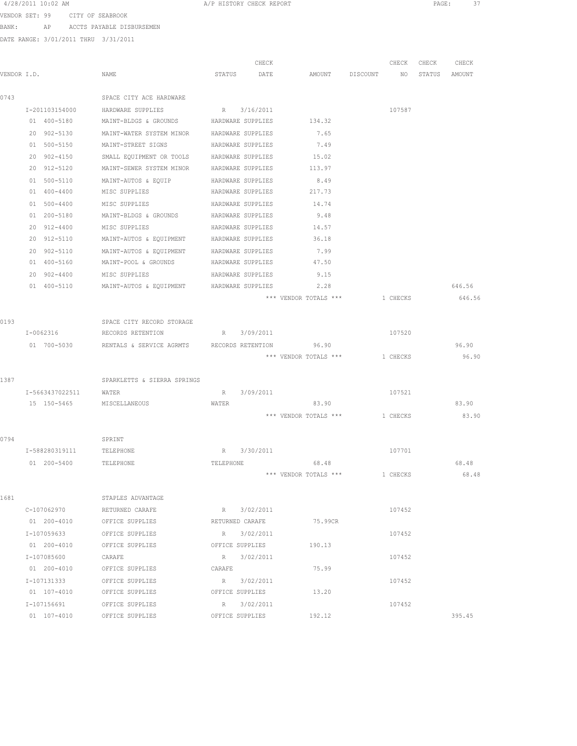4/28/2011 10:02 AM A/P HISTORY CHECK REPORT

VENDOR SET: 99 CITY OF SEABROOK

BANK: AP ACCTS PAYABLE DISBURSEMEN

DATE RANGE: 3/01/2011 THRU 3/31/2011

| VENDOR I.D. | NAME | STATUS | CHECK DATE | AMOUNT | DISCOUNT | CHECK NO | CHECK STATUS | CHECK AMOUNT |
|---|---|---|---|---|---|---|---|---|
| 0743 | SPACE CITY ACE HARDWARE | | | | | | | |
| I-201103154000 | HARDWARE SUPPLIES | R | 3/16/2011 | | | 107587 | | |
| 01 400-5180 | MAINT-BLDGS & GROUNDS | HARDWARE SUPPLIES | | 134.32 | | | | |
| 20 902-5130 | MAINT-WATER SYSTEM MINOR | HARDWARE SUPPLIES | | 7.65 | | | | |
| 01 500-5150 | MAINT-STREET SIGNS | HARDWARE SUPPLIES | | 7.49 | | | | |
| 20 902-4150 | SMALL EQUIPMENT OR TOOLS | HARDWARE SUPPLIES | | 15.02 | | | | |
| 20 912-5120 | MAINT-SEWER SYSTEM MINOR | HARDWARE SUPPLIES | | 113.97 | | | | |
| 01 500-5110 | MAINT-AUTOS & EQUIP | HARDWARE SUPPLIES | | 8.49 | | | | |
| 01 400-4400 | MISC SUPPLIES | HARDWARE SUPPLIES | | 217.73 | | | | |
| 01 500-4400 | MISC SUPPLIES | HARDWARE SUPPLIES | | 14.74 | | | | |
| 01 200-5180 | MAINT-BLDGS & GROUNDS | HARDWARE SUPPLIES | | 9.48 | | | | |
| 20 912-4400 | MISC SUPPLIES | HARDWARE SUPPLIES | | 14.57 | | | | |
| 20 912-5110 | MAINT-AUTOS & EQUIPMENT | HARDWARE SUPPLIES | | 36.18 | | | | |
| 20 902-5110 | MAINT-AUTOS & EQUIPMENT | HARDWARE SUPPLIES | | 7.99 | | | | |
| 01 400-5160 | MAINT-POOL & GROUNDS | HARDWARE SUPPLIES | | 47.50 | | | | |
| 20 902-4400 | MISC SUPPLIES | HARDWARE SUPPLIES | | 9.15 | | | | |
| 01 400-5110 | MAINT-AUTOS & EQUIPMENT | HARDWARE SUPPLIES | | 2.28 | | | | 646.56 |
| | | | | *** VENDOR TOTALS *** | | 1 CHECKS | | 646.56 |
| 0193 | SPACE CITY RECORD STORAGE | | | | | | | |
| I-0062316 | RECORDS RETENTION | R | 3/09/2011 | | | 107520 | | |
| 01 700-5030 | RENTALS & SERVICE AGRMTS | RECORDS RETENTION | | 96.90 | | | | 96.90 |
| | | | | *** VENDOR TOTALS *** | | 1 CHECKS | | 96.90 |
| 1387 | SPARKLETTS & SIERRA SPRINGS | | | | | | | |
| I-5663437022511 | WATER | R | 3/09/2011 | | | 107521 | | |
| 15 150-5465 | MISCELLANEOUS | WATER | | 83.90 | | | | 83.90 |
| | | | | *** VENDOR TOTALS *** | | 1 CHECKS | | 83.90 |
| 0794 | SPRINT | | | | | | | |
| I-588280319111 | TELEPHONE | R | 3/30/2011 | | | 107701 | | |
| 01 200-5400 | TELEPHONE | TELEPHONE | | 68.48 | | | | 68.48 |
| | | | | *** VENDOR TOTALS *** | | 1 CHECKS | | 68.48 |
| 1681 | STAPLES ADVANTAGE | | | | | | | |
| C-107062970 | RETURNED CARAFE | R | 3/02/2011 | | | 107452 | | |
| 01 200-4010 | OFFICE SUPPLIES | RETURNED CARAFE | | 75.99CR | | | | |
| I-107059633 | OFFICE SUPPLIES | R | 3/02/2011 | | | 107452 | | |
| 01 200-4010 | OFFICE SUPPLIES | OFFICE SUPPLIES | | 190.13 | | | | |
| I-107085600 | CARAFE | R | 3/02/2011 | | | 107452 | | |
| 01 200-4010 | OFFICE SUPPLIES | CARAFE | | 75.99 | | | | |
| I-107131333 | OFFICE SUPPLIES | R | 3/02/2011 | | | 107452 | | |
| 01 107-4010 | OFFICE SUPPLIES | OFFICE SUPPLIES | | 13.20 | | | | |
| I-107156691 | OFFICE SUPPLIES | R | 3/02/2011 | | | 107452 | | |
| 01 107-4010 | OFFICE SUPPLIES | OFFICE SUPPLIES | | 192.12 | | | | 395.45 |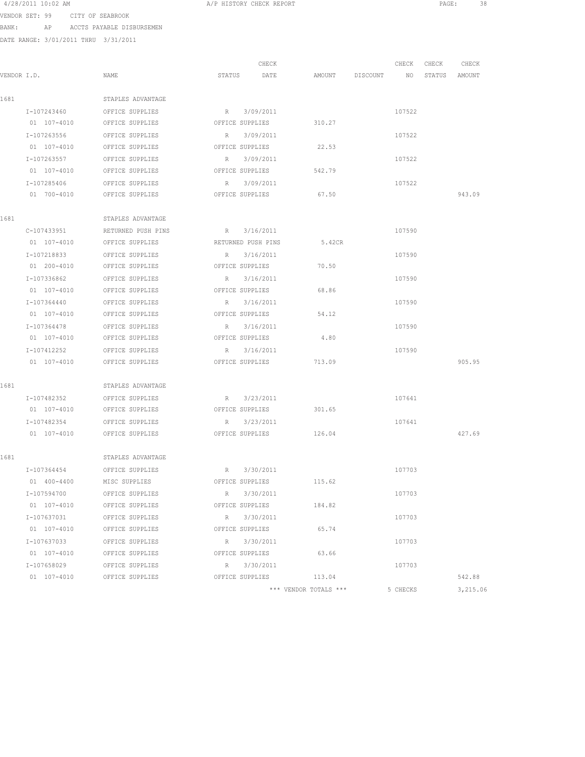4/28/2011 10:02 AM A/P HISTORY CHECK REPORT

VENDOR SET: 99 CITY OF SEABROOK
BANK: AP ACCTS PAYABLE DISBURSEMEN
DATE RANGE: 3/01/2011 THRU 3/31/2011

| VENDOR I.D. | NAME | STATUS | CHECK DATE | AMOUNT | DISCOUNT | CHECK NO | CHECK STATUS | CHECK AMOUNT |
|---|---|---|---|---|---|---|---|---|
| 1681 | STAPLES ADVANTAGE | | | | | | | |
| I-107243460 | OFFICE SUPPLIES | R | 3/09/2011 | | | 107522 | | |
| 01 107-4010 | OFFICE SUPPLIES | OFFICE SUPPLIES | | 310.27 | | | | |
| I-107263556 | OFFICE SUPPLIES | R | 3/09/2011 | | | 107522 | | |
| 01 107-4010 | OFFICE SUPPLIES | OFFICE SUPPLIES | | 22.53 | | | | |
| I-107263557 | OFFICE SUPPLIES | R | 3/09/2011 | | | 107522 | | |
| 01 107-4010 | OFFICE SUPPLIES | OFFICE SUPPLIES | | 542.79 | | | | |
| I-107285406 | OFFICE SUPPLIES | R | 3/09/2011 | | | 107522 | | |
| 01 700-4010 | OFFICE SUPPLIES | OFFICE SUPPLIES | | 67.50 | | | | 943.09 |
| 1681 | STAPLES ADVANTAGE | | | | | | | |
| C-107433951 | RETURNED PUSH PINS | R | 3/16/2011 | | | 107590 | | |
| 01 107-4010 | OFFICE SUPPLIES | RETURNED PUSH PINS | | 5.42CR | | | | |
| I-107218833 | OFFICE SUPPLIES | R | 3/16/2011 | | | 107590 | | |
| 01 200-4010 | OFFICE SUPPLIES | OFFICE SUPPLIES | | 70.50 | | | | |
| I-107336862 | OFFICE SUPPLIES | R | 3/16/2011 | | | 107590 | | |
| 01 107-4010 | OFFICE SUPPLIES | OFFICE SUPPLIES | | 68.86 | | | | |
| I-107364440 | OFFICE SUPPLIES | R | 3/16/2011 | | | 107590 | | |
| 01 107-4010 | OFFICE SUPPLIES | OFFICE SUPPLIES | | 54.12 | | | | |
| I-107364478 | OFFICE SUPPLIES | R | 3/16/2011 | | | 107590 | | |
| 01 107-4010 | OFFICE SUPPLIES | OFFICE SUPPLIES | | 4.80 | | | | |
| I-107412252 | OFFICE SUPPLIES | R | 3/16/2011 | | | 107590 | | |
| 01 107-4010 | OFFICE SUPPLIES | OFFICE SUPPLIES | | 713.09 | | | | 905.95 |
| 1681 | STAPLES ADVANTAGE | | | | | | | |
| I-107482352 | OFFICE SUPPLIES | R | 3/23/2011 | | | 107641 | | |
| 01 107-4010 | OFFICE SUPPLIES | OFFICE SUPPLIES | | 301.65 | | | | |
| I-107482354 | OFFICE SUPPLIES | R | 3/23/2011 | | | 107641 | | |
| 01 107-4010 | OFFICE SUPPLIES | OFFICE SUPPLIES | | 126.04 | | | | 427.69 |
| 1681 | STAPLES ADVANTAGE | | | | | | | |
| I-107364454 | OFFICE SUPPLIES | R | 3/30/2011 | | | 107703 | | |
| 01 400-4400 | MISC SUPPLIES | OFFICE SUPPLIES | | 115.62 | | | | |
| I-107594700 | OFFICE SUPPLIES | R | 3/30/2011 | | | 107703 | | |
| 01 107-4010 | OFFICE SUPPLIES | OFFICE SUPPLIES | | 184.82 | | | | |
| I-107637031 | OFFICE SUPPLIES | R | 3/30/2011 | | | 107703 | | |
| 01 107-4010 | OFFICE SUPPLIES | OFFICE SUPPLIES | | 65.74 | | | | |
| I-107637033 | OFFICE SUPPLIES | R | 3/30/2011 | | | 107703 | | |
| 01 107-4010 | OFFICE SUPPLIES | OFFICE SUPPLIES | | 63.66 | | | | |
| I-107658029 | OFFICE SUPPLIES | R | 3/30/2011 | | | 107703 | | |
| 01 107-4010 | OFFICE SUPPLIES | OFFICE SUPPLIES | | 113.04 | | | | 542.88 |
| | | | | *** VENDOR TOTALS *** | | 5 CHECKS | | 3,215.06 |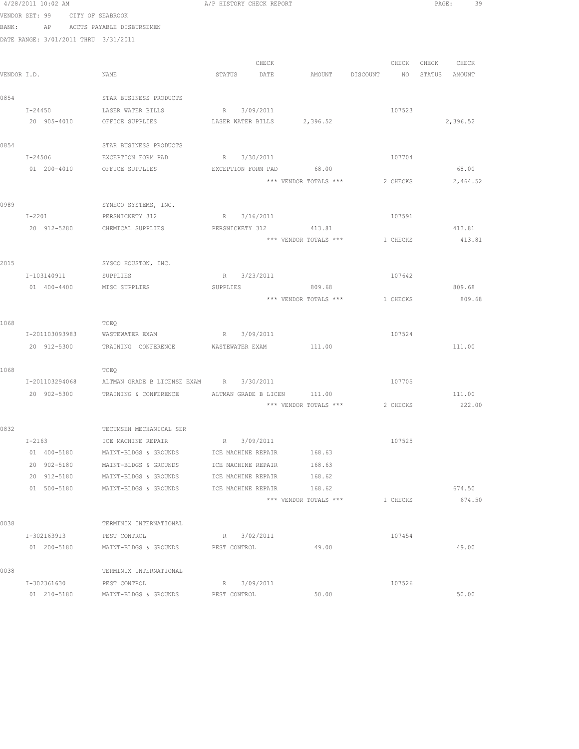4/28/2011 10:02 AM A/P HISTORY CHECK REPORT

VENDOR SET: 99 CITY OF SEABROOK

BANK: AP ACCTS PAYABLE DISBURSEMEN

DATE RANGE: 3/01/2011 THRU 3/31/2011

| VENDOR I.D. | NAME | STATUS | CHECK DATE | AMOUNT | DISCOUNT | CHECK NO | CHECK STATUS | CHECK AMOUNT |
|---|---|---|---|---|---|---|---|---|
| 0854 | STAR BUSINESS PRODUCTS | | | | | | | |
| I-24450 | LASER WATER BILLS | R | 3/09/2011 | | | 107523 | | |
| 20 905-4010 | OFFICE SUPPLIES | LASER WATER BILLS | | 2,396.52 | | | | 2,396.52 |
| 0854 | STAR BUSINESS PRODUCTS | | | | | | | |
| I-24506 | EXCEPTION FORM PAD | R | 3/30/2011 | | | 107704 | | |
| 01 200-4010 | OFFICE SUPPLIES | EXCEPTION FORM PAD | | 68.00 | | | | 68.00 |
| | | | | *** VENDOR TOTALS *** | | 2 CHECKS | | 2,464.52 |
| 0989 | SYNECO SYSTEMS, INC. | | | | | | | |
| I-2201 | PERSNICKETY 312 | R | 3/16/2011 | | | 107591 | | |
| 20 912-5280 | CHEMICAL SUPPLIES | PERSNICKETY 312 | | 413.81 | | | | 413.81 |
| | | | | *** VENDOR TOTALS *** | | 1 CHECKS | | 413.81 |
| 2015 | SYSCO HOUSTON, INC. | | | | | | | |
| I-103140911 | SUPPLIES | R | 3/23/2011 | | | 107642 | | |
| 01 400-4400 | MISC SUPPLIES | SUPPLIES | | 809.68 | | | | 809.68 |
| | | | | *** VENDOR TOTALS *** | | 1 CHECKS | | 809.68 |
| 1068 | TCEQ | | | | | | | |
| I-201103093983 | WASTEWATER EXAM | R | 3/09/2011 | | | 107524 | | |
| 20 912-5300 | TRAINING CONFERENCE | WASTEWATER EXAM | | 111.00 | | | | 111.00 |
| 1068 | TCEQ | | | | | | | |
| I-201103294068 | ALTMAN GRADE B LICENSE EXAM | R | 3/30/2011 | | | 107705 | | |
| 20 902-5300 | TRAINING & CONFERENCE | ALTMAN GRADE B LICEN | | 111.00 | | | | 111.00 |
| | | | | *** VENDOR TOTALS *** | | 2 CHECKS | | 222.00 |
| 0832 | TECUMSEH MECHANICAL SER | | | | | | | |
| I-2163 | ICE MACHINE REPAIR | R | 3/09/2011 | | | 107525 | | |
| 01 400-5180 | MAINT-BLDGS & GROUNDS | ICE MACHINE REPAIR | | 168.63 | | | | |
| 20 902-5180 | MAINT-BLDGS & GROUNDS | ICE MACHINE REPAIR | | 168.63 | | | | |
| 20 912-5180 | MAINT-BLDGS & GROUNDS | ICE MACHINE REPAIR | | 168.62 | | | | |
| 01 500-5180 | MAINT-BLDGS & GROUNDS | ICE MACHINE REPAIR | | 168.62 | | | | 674.50 |
| | | | | *** VENDOR TOTALS *** | | 1 CHECKS | | 674.50 |
| 0038 | TERMINIX INTERNATIONAL | | | | | | | |
| I-302163913 | PEST CONTROL | R | 3/02/2011 | | | 107454 | | |
| 01 200-5180 | MAINT-BLDGS & GROUNDS | PEST CONTROL | | 49.00 | | | | 49.00 |
| 0038 | TERMINIX INTERNATIONAL | | | | | | | |
| I-302361630 | PEST CONTROL | R | 3/09/2011 | | | 107526 | | |
| 01 210-5180 | MAINT-BLDGS & GROUNDS | PEST CONTROL | | 50.00 | | | | 50.00 |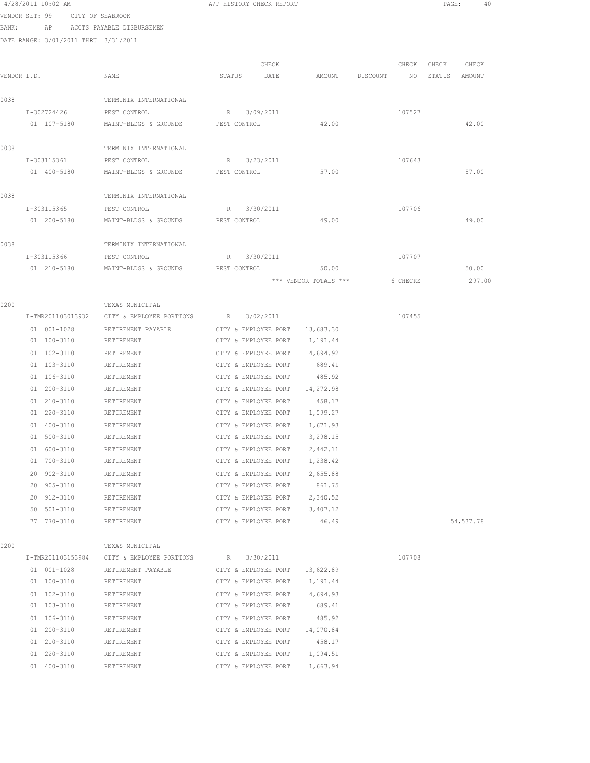4/28/2011 10:02 AM A/P HISTORY CHECK REPORT

VENDOR SET: 99 CITY OF SEABROOK

BANK: AP ACCTS PAYABLE DISBURSEMEN

DATE RANGE: 3/01/2011 THRU 3/31/2011

| VENDOR I.D. | NAME | STATUS | CHECK DATE | AMOUNT | DISCOUNT | CHECK NO | CHECK STATUS | CHECK AMOUNT |
|---|---|---|---|---|---|---|---|---|
| 0038 | TERMINIX INTERNATIONAL | | | | | | | |
| I-302724426 | PEST CONTROL | R | 3/09/2011 | | | 107527 | | |
| 01 107-5180 | MAINT-BLDGS & GROUNDS | PEST CONTROL | | 42.00 | | | | 42.00 |
| 0038 | TERMINIX INTERNATIONAL | | | | | | | |
| I-303115361 | PEST CONTROL | R | 3/23/2011 | | | 107643 | | |
| 01 400-5180 | MAINT-BLDGS & GROUNDS | PEST CONTROL | | 57.00 | | | | 57.00 |
| 0038 | TERMINIX INTERNATIONAL | | | | | | | |
| I-303115365 | PEST CONTROL | R | 3/30/2011 | | | 107706 | | |
| 01 200-5180 | MAINT-BLDGS & GROUNDS | PEST CONTROL | | 49.00 | | | | 49.00 |
| 0038 | TERMINIX INTERNATIONAL | | | | | | | |
| I-303115366 | PEST CONTROL | R | 3/30/2011 | | | 107707 | | |
| 01 210-5180 | MAINT-BLDGS & GROUNDS | PEST CONTROL | | 50.00 | | | | 50.00 |
| | | | | *** VENDOR TOTALS *** | | 6 CHECKS | | 297.00 |
| 0200 | TEXAS MUNICIPAL | | | | | | | |
| I-TMR201103013932 | CITY & EMPLOYEE PORTIONS | R | 3/02/2011 | | | 107455 | | |
| 01 001-1028 | RETIREMENT PAYABLE | CITY & EMPLOYEE PORT | | 13,683.30 | | | | |
| 01 100-3110 | RETIREMENT | CITY & EMPLOYEE PORT | | 1,191.44 | | | | |
| 01 102-3110 | RETIREMENT | CITY & EMPLOYEE PORT | | 4,694.92 | | | | |
| 01 103-3110 | RETIREMENT | CITY & EMPLOYEE PORT | | 689.41 | | | | |
| 01 106-3110 | RETIREMENT | CITY & EMPLOYEE PORT | | 485.92 | | | | |
| 01 200-3110 | RETIREMENT | CITY & EMPLOYEE PORT | | 14,272.98 | | | | |
| 01 210-3110 | RETIREMENT | CITY & EMPLOYEE PORT | | 458.17 | | | | |
| 01 220-3110 | RETIREMENT | CITY & EMPLOYEE PORT | | 1,099.27 | | | | |
| 01 400-3110 | RETIREMENT | CITY & EMPLOYEE PORT | | 1,671.93 | | | | |
| 01 500-3110 | RETIREMENT | CITY & EMPLOYEE PORT | | 3,298.15 | | | | |
| 01 600-3110 | RETIREMENT | CITY & EMPLOYEE PORT | | 2,442.11 | | | | |
| 01 700-3110 | RETIREMENT | CITY & EMPLOYEE PORT | | 1,238.42 | | | | |
| 20 902-3110 | RETIREMENT | CITY & EMPLOYEE PORT | | 2,655.88 | | | | |
| 20 905-3110 | RETIREMENT | CITY & EMPLOYEE PORT | | 861.75 | | | | |
| 20 912-3110 | RETIREMENT | CITY & EMPLOYEE PORT | | 2,340.52 | | | | |
| 50 501-3110 | RETIREMENT | CITY & EMPLOYEE PORT | | 3,407.12 | | | | |
| 77 770-3110 | RETIREMENT | CITY & EMPLOYEE PORT | | 46.49 | | | | 54,537.78 |
| 0200 | TEXAS MUNICIPAL | | | | | | | |
| I-TMR201103153984 | CITY & EMPLOYEE PORTIONS | R | 3/30/2011 | | | 107708 | | |
| 01 001-1028 | RETIREMENT PAYABLE | CITY & EMPLOYEE PORT | | 13,622.89 | | | | |
| 01 100-3110 | RETIREMENT | CITY & EMPLOYEE PORT | | 1,191.44 | | | | |
| 01 102-3110 | RETIREMENT | CITY & EMPLOYEE PORT | | 4,694.93 | | | | |
| 01 103-3110 | RETIREMENT | CITY & EMPLOYEE PORT | | 689.41 | | | | |
| 01 106-3110 | RETIREMENT | CITY & EMPLOYEE PORT | | 485.92 | | | | |
| 01 200-3110 | RETIREMENT | CITY & EMPLOYEE PORT | | 14,070.84 | | | | |
| 01 210-3110 | RETIREMENT | CITY & EMPLOYEE PORT | | 458.17 | | | | |
| 01 220-3110 | RETIREMENT | CITY & EMPLOYEE PORT | | 1,094.51 | | | | |
| 01 400-3110 | RETIREMENT | CITY & EMPLOYEE PORT | | 1,663.94 | | | | |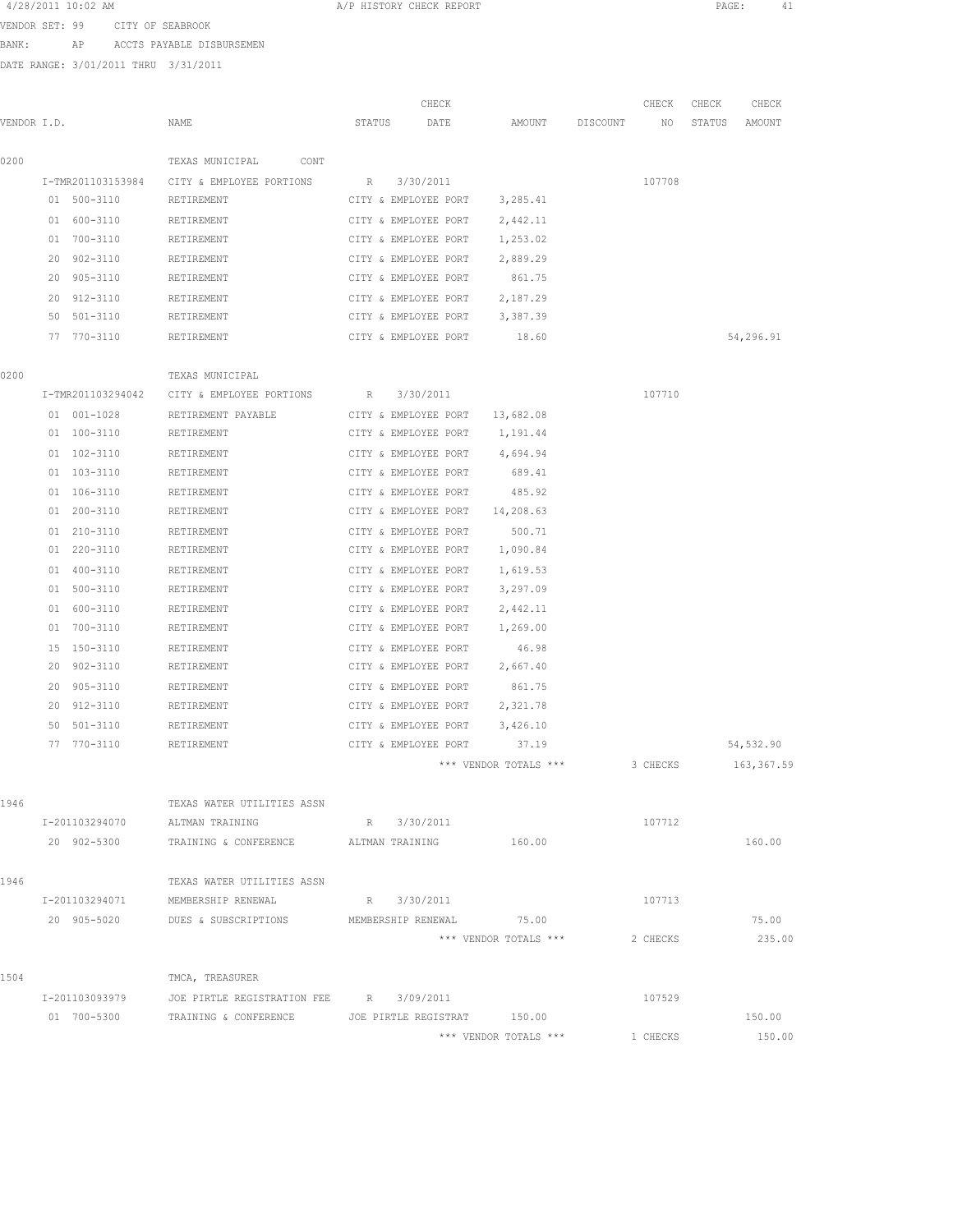4/28/2011 10:02 AM A/P HISTORY CHECK REPORT

VENDOR SET: 99 CITY OF SEABROOK

BANK: AP ACCTS PAYABLE DISBURSEMEN

DATE RANGE: 3/01/2011 THRU 3/31/2011

| VENDOR I.D. | NAME | STATUS | CHECK DATE | AMOUNT | DISCOUNT | CHECK NO | CHECK STATUS | CHECK AMOUNT |
|---|---|---|---|---|---|---|---|---|
| 0200 | TEXAS MUNICIPAL CONT | | | | | | | |
| I-TMR201103153984 | CITY & EMPLOYEE PORTIONS | R | 3/30/2011 | | | 107708 | | |
| 01 500-3110 | RETIREMENT | CITY & EMPLOYEE PORT | | 3,285.41 | | | | |
| 01 600-3110 | RETIREMENT | CITY & EMPLOYEE PORT | | 2,442.11 | | | | |
| 01 700-3110 | RETIREMENT | CITY & EMPLOYEE PORT | | 1,253.02 | | | | |
| 20 902-3110 | RETIREMENT | CITY & EMPLOYEE PORT | | 2,889.29 | | | | |
| 20 905-3110 | RETIREMENT | CITY & EMPLOYEE PORT | | 861.75 | | | | |
| 20 912-3110 | RETIREMENT | CITY & EMPLOYEE PORT | | 2,187.29 | | | | |
| 50 501-3110 | RETIREMENT | CITY & EMPLOYEE PORT | | 3,387.39 | | | | |
| 77 770-3110 | RETIREMENT | CITY & EMPLOYEE PORT | | 18.60 | | | | 54,296.91 |
| 0200 | TEXAS MUNICIPAL | | | | | | | |
| I-TMR201103294042 | CITY & EMPLOYEE PORTIONS | R | 3/30/2011 | | | 107710 | | |
| 01 001-1028 | RETIREMENT PAYABLE | CITY & EMPLOYEE PORT | | 13,682.08 | | | | |
| 01 100-3110 | RETIREMENT | CITY & EMPLOYEE PORT | | 1,191.44 | | | | |
| 01 102-3110 | RETIREMENT | CITY & EMPLOYEE PORT | | 4,694.94 | | | | |
| 01 103-3110 | RETIREMENT | CITY & EMPLOYEE PORT | | 689.41 | | | | |
| 01 106-3110 | RETIREMENT | CITY & EMPLOYEE PORT | | 485.92 | | | | |
| 01 200-3110 | RETIREMENT | CITY & EMPLOYEE PORT | | 14,208.63 | | | | |
| 01 210-3110 | RETIREMENT | CITY & EMPLOYEE PORT | | 500.71 | | | | |
| 01 220-3110 | RETIREMENT | CITY & EMPLOYEE PORT | | 1,090.84 | | | | |
| 01 400-3110 | RETIREMENT | CITY & EMPLOYEE PORT | | 1,619.53 | | | | |
| 01 500-3110 | RETIREMENT | CITY & EMPLOYEE PORT | | 3,297.09 | | | | |
| 01 600-3110 | RETIREMENT | CITY & EMPLOYEE PORT | | 2,442.11 | | | | |
| 01 700-3110 | RETIREMENT | CITY & EMPLOYEE PORT | | 1,269.00 | | | | |
| 15 150-3110 | RETIREMENT | CITY & EMPLOYEE PORT | | 46.98 | | | | |
| 20 902-3110 | RETIREMENT | CITY & EMPLOYEE PORT | | 2,667.40 | | | | |
| 20 905-3110 | RETIREMENT | CITY & EMPLOYEE PORT | | 861.75 | | | | |
| 20 912-3110 | RETIREMENT | CITY & EMPLOYEE PORT | | 2,321.78 | | | | |
| 50 501-3110 | RETIREMENT | CITY & EMPLOYEE PORT | | 3,426.10 | | | | |
| 77 770-3110 | RETIREMENT | CITY & EMPLOYEE PORT | | 37.19 | | | | 54,532.90 |
| | | | | *** VENDOR TOTALS *** | | 3 CHECKS | | 163,367.59 |
| 1946 | TEXAS WATER UTILITIES ASSN | | | | | | | |
| I-201103294070 | ALTMAN TRAINING | R | 3/30/2011 | | | 107712 | | |
| 20 902-5300 | TRAINING & CONFERENCE | ALTMAN TRAINING | | 160.00 | | | | 160.00 |
| 1946 | TEXAS WATER UTILITIES ASSN | | | | | | | |
| I-201103294071 | MEMBERSHIP RENEWAL | R | 3/30/2011 | | | 107713 | | |
| 20 905-5020 | DUES & SUBSCRIPTIONS | MEMBERSHIP RENEWAL | | 75.00 | | | | 75.00 |
| | | | | *** VENDOR TOTALS *** | | 2 CHECKS | | 235.00 |
| 1504 | TMCA, TREASURER | | | | | | | |
| I-201103093979 | JOE PIRTLE REGISTRATION FEE | R | 3/09/2011 | | | 107529 | | |
| 01 700-5300 | TRAINING & CONFERENCE | JOE PIRTLE REGISTRAT | | 150.00 | | | | 150.00 |
| | | | | *** VENDOR TOTALS *** | | 1 CHECKS | | 150.00 |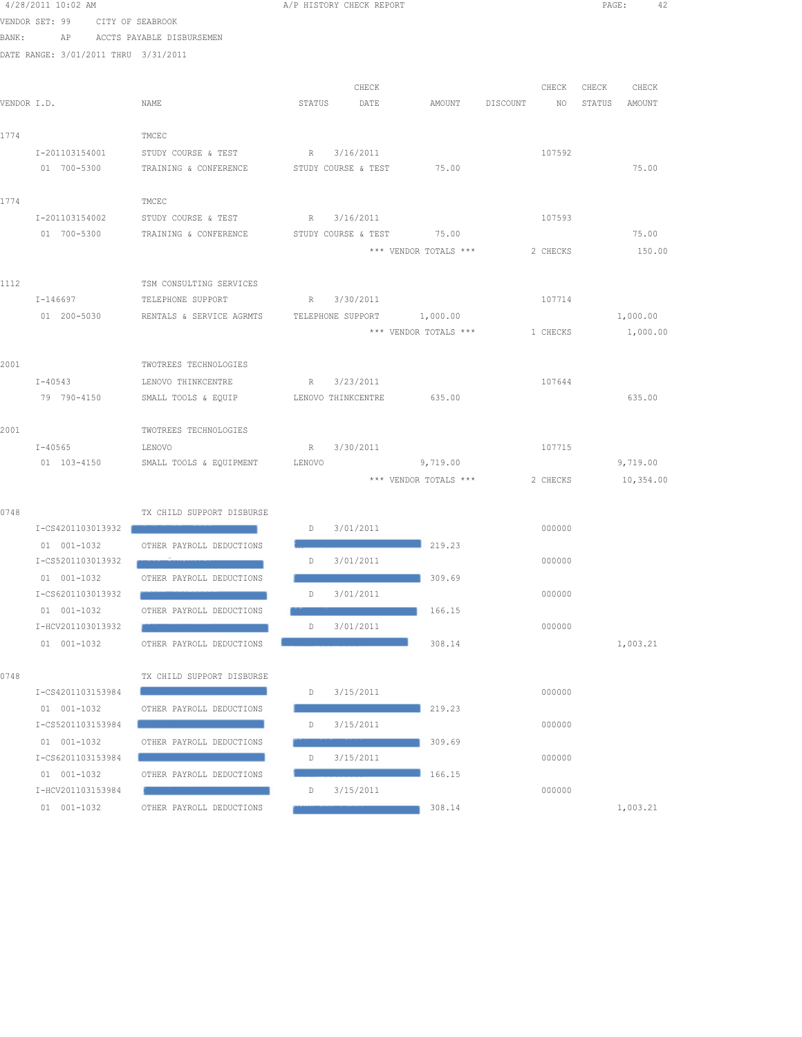4/28/2011 10:02 AM A/P HISTORY CHECK REPORT

VENDOR SET: 99 CITY OF SEABROOK
BANK: AP ACCTS PAYABLE DISBURSEMEN
DATE RANGE: 3/01/2011 THRU 3/31/2011

| VENDOR I.D. | NAME | STATUS | CHECK DATE | AMOUNT | DISCOUNT | CHECK NO | CHECK STATUS | CHECK AMOUNT |
|---|---|---|---|---|---|---|---|---|
| 1774 | TMCEC | | | | | | | |
| I-201103154001 | STUDY COURSE & TEST | R | 3/16/2011 | | | 107592 | | |
| 01 700-5300 | TRAINING & CONFERENCE | STUDY COURSE & TEST | | 75.00 | | | | 75.00 |
| 1774 | TMCEC | | | | | | | |
| I-201103154002 | STUDY COURSE & TEST | R | 3/16/2011 | | | 107593 | | |
| 01 700-5300 | TRAINING & CONFERENCE | STUDY COURSE & TEST | | 75.00 | | | | 75.00 |
| | | | *** VENDOR TOTALS *** | | | 2 CHECKS | | 150.00 |
| 1112 | TSM CONSULTING SERVICES | | | | | | | |
| I-146697 | TELEPHONE SUPPORT | R | 3/30/2011 | | | 107714 | | |
| 01 200-5030 | RENTALS & SERVICE AGRMTS | TELEPHONE SUPPORT | | 1,000.00 | | | | 1,000.00 |
| | | | *** VENDOR TOTALS *** | | | 1 CHECKS | | 1,000.00 |
| 2001 | TWOTREES TECHNOLOGIES | | | | | | | |
| I-40543 | LENOVO THINKCENTRE | R | 3/23/2011 | | | 107644 | | |
| 79 790-4150 | SMALL TOOLS & EQUIP | LENOVO THINKCENTRE | | 635.00 | | | | 635.00 |
| 2001 | TWOTREES TECHNOLOGIES | | | | | | | |
| I-40565 | LENOVO | R | 3/30/2011 | | | 107715 | | |
| 01 103-4150 | SMALL TOOLS & EQUIPMENT | LENOVO | | 9,719.00 | | | | 9,719.00 |
| | | | *** VENDOR TOTALS *** | | | 2 CHECKS | | 10,354.00 |
| 0748 | TX CHILD SUPPORT DISBURSE | | | | | | | |
| I-CS4201103013932 | | D | 3/01/2011 | | | 000000 | | |
| 01 001-1032 | OTHER PAYROLL DEDUCTIONS | | | 219.23 | | | | |
| I-CS5201103013932 | | D | 3/01/2011 | | | 000000 | | |
| 01 001-1032 | OTHER PAYROLL DEDUCTIONS | | | 309.69 | | | | |
| I-CS6201103013932 | | D | 3/01/2011 | | | 000000 | | |
| 01 001-1032 | OTHER PAYROLL DEDUCTIONS | | | 166.15 | | | | |
| I-HCV201103013932 | | D | 3/01/2011 | | | 000000 | | |
| 01 001-1032 | OTHER PAYROLL DEDUCTIONS | | | 308.14 | | | | 1,003.21 |
| 0748 | TX CHILD SUPPORT DISBURSE | | | | | | | |
| I-CS4201103153984 | | D | 3/15/2011 | | | 000000 | | |
| 01 001-1032 | OTHER PAYROLL DEDUCTIONS | | | 219.23 | | | | |
| I-CS5201103153984 | | D | 3/15/2011 | | | 000000 | | |
| 01 001-1032 | OTHER PAYROLL DEDUCTIONS | | | 309.69 | | | | |
| I-CS6201103153984 | | D | 3/15/2011 | | | 000000 | | |
| 01 001-1032 | OTHER PAYROLL DEDUCTIONS | | | 166.15 | | | | |
| I-HCV201103153984 | | D | 3/15/2011 | | | 000000 | | |
| 01 001-1032 | OTHER PAYROLL DEDUCTIONS | | | 308.14 | | | | 1,003.21 |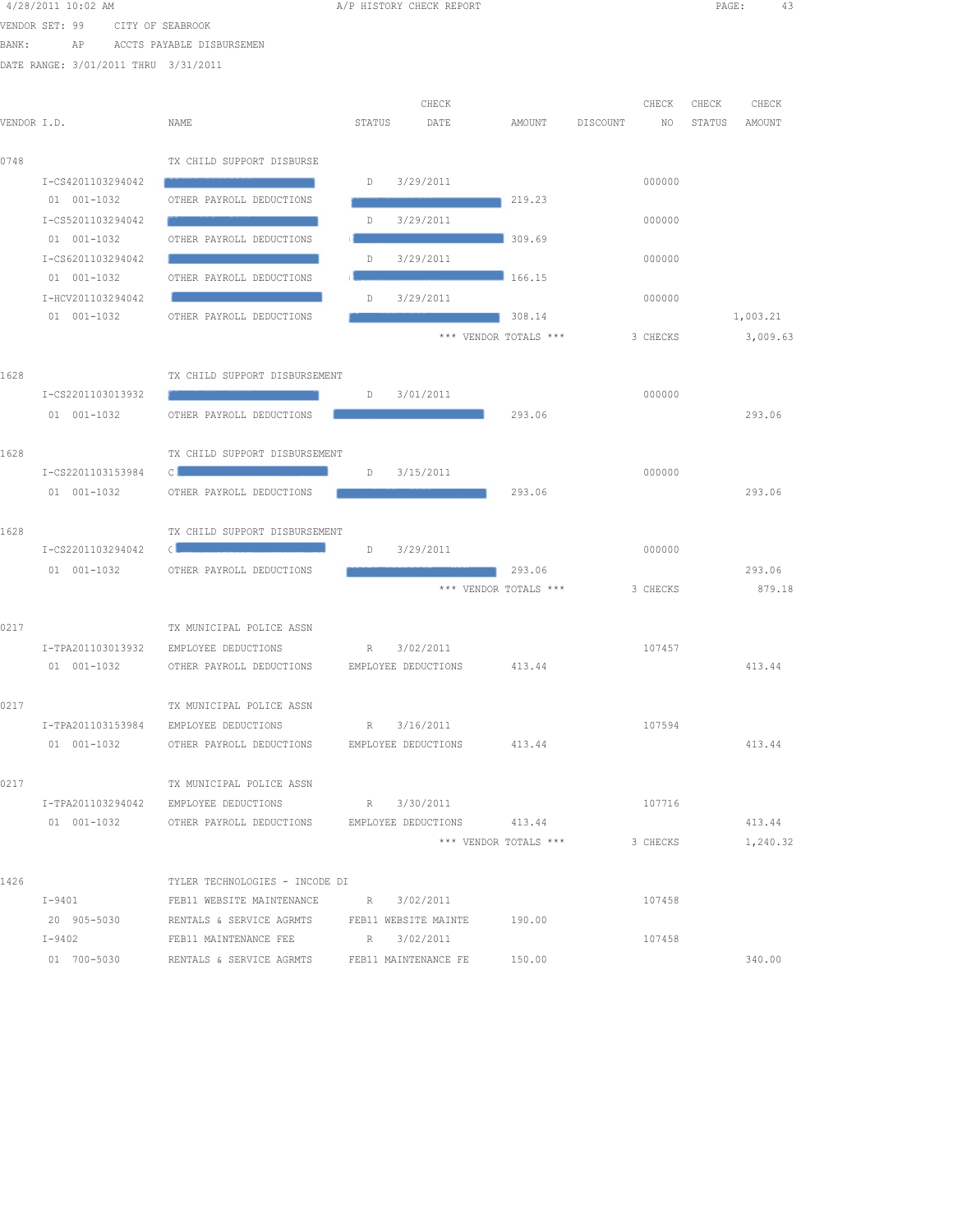4/28/2011 10:02 AM A/P HISTORY CHECK REPORT

VENDOR SET: 99 CITY OF SEABROOK
BANK: AP ACCTS PAYABLE DISBURSEMEN
DATE RANGE: 3/01/2011 THRU 3/31/2011

| VENDOR I.D. | NAME | STATUS | CHECK DATE | AMOUNT | DISCOUNT | CHECK NO | CHECK STATUS | CHECK AMOUNT |
|---|---|---|---|---|---|---|---|---|
| 0748 | TX CHILD SUPPORT DISBURSE | | | | | | | |
| I-CS4201103294042 | | D | 3/29/2011 | | | 000000 | | |
| 01 001-1032 | OTHER PAYROLL DEDUCTIONS | | | 219.23 | | | | |
| I-CS5201103294042 | | D | 3/29/2011 | | | 000000 | | |
| 01 001-1032 | OTHER PAYROLL DEDUCTIONS | | | 309.69 | | | | |
| I-CS6201103294042 | | D | 3/29/2011 | | | 000000 | | |
| 01 001-1032 | OTHER PAYROLL DEDUCTIONS | | | 166.15 | | | | |
| I-HCV201103294042 | | D | 3/29/2011 | | | 000000 | | |
| 01 001-1032 | OTHER PAYROLL DEDUCTIONS | | | 308.14 | | | | 1,003.21 |
| | | | *** VENDOR TOTALS *** | | | 3 CHECKS | | 3,009.63 |
| 1628 | TX CHILD SUPPORT DISBURSEMENT | | | | | | | |
| I-CS2201103013932 | | D | 3/01/2011 | | | 000000 | | |
| 01 001-1032 | OTHER PAYROLL DEDUCTIONS | | | 293.06 | | | | 293.06 |
| 1628 | TX CHILD SUPPORT DISBURSEMENT | | | | | | | |
| I-CS2201103153984 | C | D | 3/15/2011 | | | 000000 | | |
| 01 001-1032 | OTHER PAYROLL DEDUCTIONS | | | 293.06 | | | | 293.06 |
| 1628 | TX CHILD SUPPORT DISBURSEMENT | | | | | | | |
| I-CS2201103294042 | C | D | 3/29/2011 | | | 000000 | | |
| 01 001-1032 | OTHER PAYROLL DEDUCTIONS | | | 293.06 | | | | 293.06 |
| | | | *** VENDOR TOTALS *** | | | 3 CHECKS | | 879.18 |
| 0217 | TX MUNICIPAL POLICE ASSN | | | | | | | |
| I-TPA201103013932 | EMPLOYEE DEDUCTIONS | R | 3/02/2011 | | | 107457 | | |
| 01 001-1032 | OTHER PAYROLL DEDUCTIONS | EMPLOYEE DEDUCTIONS | | 413.44 | | | | 413.44 |
| 0217 | TX MUNICIPAL POLICE ASSN | | | | | | | |
| I-TPA201103153984 | EMPLOYEE DEDUCTIONS | R | 3/16/2011 | | | 107594 | | |
| 01 001-1032 | OTHER PAYROLL DEDUCTIONS | EMPLOYEE DEDUCTIONS | | 413.44 | | | | 413.44 |
| 0217 | TX MUNICIPAL POLICE ASSN | | | | | | | |
| I-TPA201103294042 | EMPLOYEE DEDUCTIONS | R | 3/30/2011 | | | 107716 | | |
| 01 001-1032 | OTHER PAYROLL DEDUCTIONS | EMPLOYEE DEDUCTIONS | | 413.44 | | | | 413.44 |
| | | | *** VENDOR TOTALS *** | | | 3 CHECKS | | 1,240.32 |
| 1426 | TYLER TECHNOLOGIES - INCODE DI | | | | | | | |
| I-9401 | FEB11 WEBSITE MAINTENANCE | R | 3/02/2011 | | | 107458 | | |
| 20 905-5030 | RENTALS & SERVICE AGRMTS | FEB11 WEBSITE MAINTE | | 190.00 | | | | |
| I-9402 | FEB11 MAINTENANCE FEE | R | 3/02/2011 | | | 107458 | | |
| 01 700-5030 | RENTALS & SERVICE AGRMTS | FEB11 MAINTENANCE FE | | 150.00 | | | | 340.00 |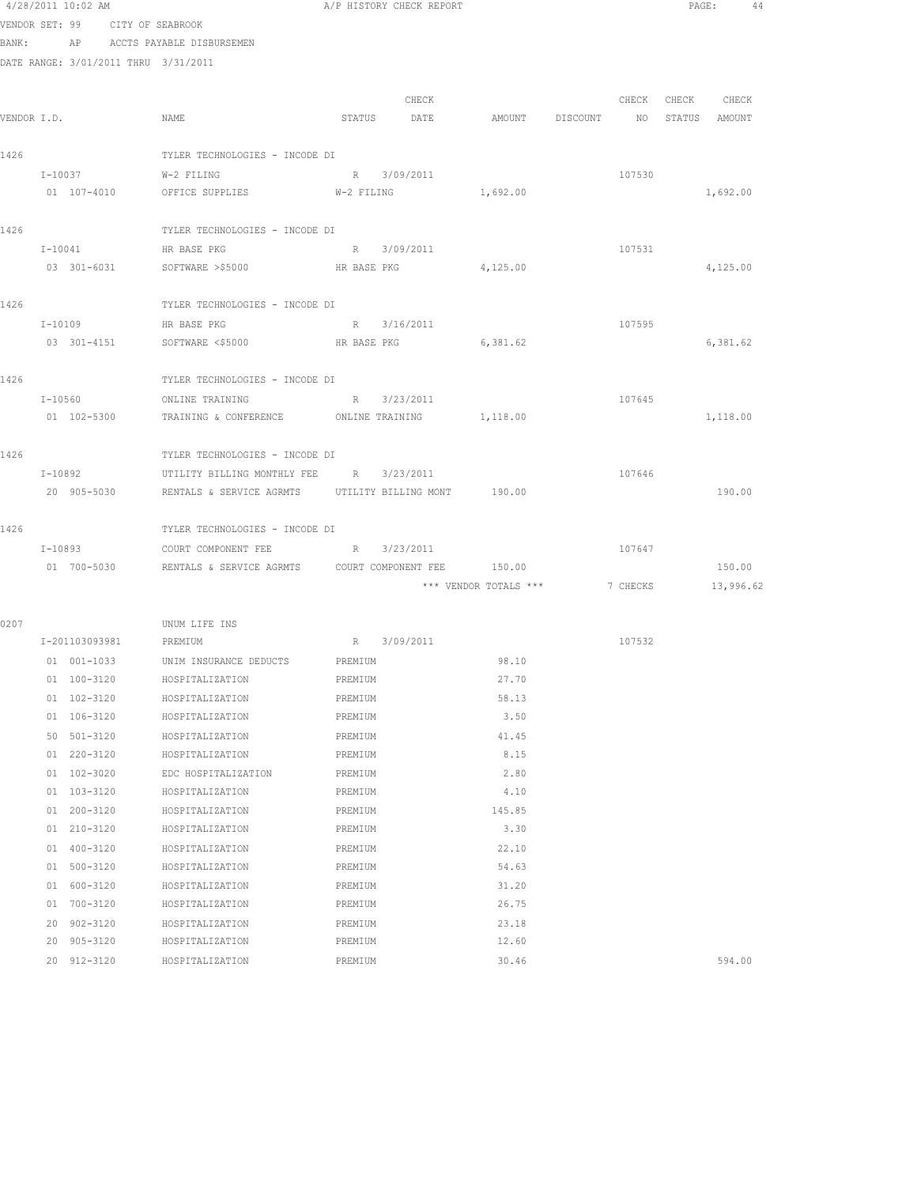4/28/2011 10:02 AM A/P HISTORY CHECK REPORT

VENDOR SET: 99 CITY OF SEABROOK

BANK: AP ACCTS PAYABLE DISBURSEMEN

DATE RANGE: 3/01/2011 THRU 3/31/2011

| VENDOR I.D. | NAME | STATUS | CHECK DATE | AMOUNT | DISCOUNT | CHECK NO | CHECK STATUS | CHECK AMOUNT |
|---|---|---|---|---|---|---|---|---|
| 1426 | TYLER TECHNOLOGIES - INCODE DI | | | | | | | |
| I-10037 | W-2 FILING | R | 3/09/2011 | | | 107530 | | |
| 01 107-4010 | OFFICE SUPPLIES | W-2 FILING | | 1,692.00 | | | | 1,692.00 |
| 1426 | TYLER TECHNOLOGIES - INCODE DI | | | | | | | |
| I-10041 | HR BASE PKG | R | 3/09/2011 | | | 107531 | | |
| 03 301-6031 | SOFTWARE >$5000 | HR BASE PKG | | 4,125.00 | | | | 4,125.00 |
| 1426 | TYLER TECHNOLOGIES - INCODE DI | | | | | | | |
| I-10109 | HR BASE PKG | R | 3/16/2011 | | | 107595 | | |
| 03 301-4151 | SOFTWARE <$5000 | HR BASE PKG | | 6,381.62 | | | | 6,381.62 |
| 1426 | TYLER TECHNOLOGIES - INCODE DI | | | | | | | |
| I-10560 | ONLINE TRAINING | R | 3/23/2011 | | | 107645 | | |
| 01 102-5300 | TRAINING & CONFERENCE | ONLINE TRAINING | | 1,118.00 | | | | 1,118.00 |
| 1426 | TYLER TECHNOLOGIES - INCODE DI | | | | | | | |
| I-10892 | UTILITY BILLING MONTHLY FEE | R | 3/23/2011 | | | 107646 | | |
| 20 905-5030 | RENTALS & SERVICE AGRMTS | UTILITY BILLING MONT | | 190.00 | | | | 190.00 |
| 1426 | TYLER TECHNOLOGIES - INCODE DI | | | | | | | |
| I-10893 | COURT COMPONENT FEE | R | 3/23/2011 | | | 107647 | | |
| 01 700-5030 | RENTALS & SERVICE AGRMTS | COURT COMPONENT FEE | | 150.00 | | | | 150.00 |
| | | | | *** VENDOR TOTALS *** | | 7 CHECKS | | 13,996.62 |
| 0207 | UNUM LIFE INS | | | | | | | |
| I-201103093981 | PREMIUM | R | 3/09/2011 | | | 107532 | | |
| 01 001-1033 | UNIM INSURANCE DEDUCTS | PREMIUM | | 98.10 | | | | |
| 01 100-3120 | HOSPITALIZATION | PREMIUM | | 27.70 | | | | |
| 01 102-3120 | HOSPITALIZATION | PREMIUM | | 58.13 | | | | |
| 01 106-3120 | HOSPITALIZATION | PREMIUM | | 3.50 | | | | |
| 50 501-3120 | HOSPITALIZATION | PREMIUM | | 41.45 | | | | |
| 01 220-3120 | HOSPITALIZATION | PREMIUM | | 8.15 | | | | |
| 01 102-3020 | EDC HOSPITALIZATION | PREMIUM | | 2.80 | | | | |
| 01 103-3120 | HOSPITALIZATION | PREMIUM | | 4.10 | | | | |
| 01 200-3120 | HOSPITALIZATION | PREMIUM | | 145.85 | | | | |
| 01 210-3120 | HOSPITALIZATION | PREMIUM | | 3.30 | | | | |
| 01 400-3120 | HOSPITALIZATION | PREMIUM | | 22.10 | | | | |
| 01 500-3120 | HOSPITALIZATION | PREMIUM | | 54.63 | | | | |
| 01 600-3120 | HOSPITALIZATION | PREMIUM | | 31.20 | | | | |
| 01 700-3120 | HOSPITALIZATION | PREMIUM | | 26.75 | | | | |
| 20 902-3120 | HOSPITALIZATION | PREMIUM | | 23.18 | | | | |
| 20 905-3120 | HOSPITALIZATION | PREMIUM | | 12.60 | | | | |
| 20 912-3120 | HOSPITALIZATION | PREMIUM | | 30.46 | | | | 594.00 |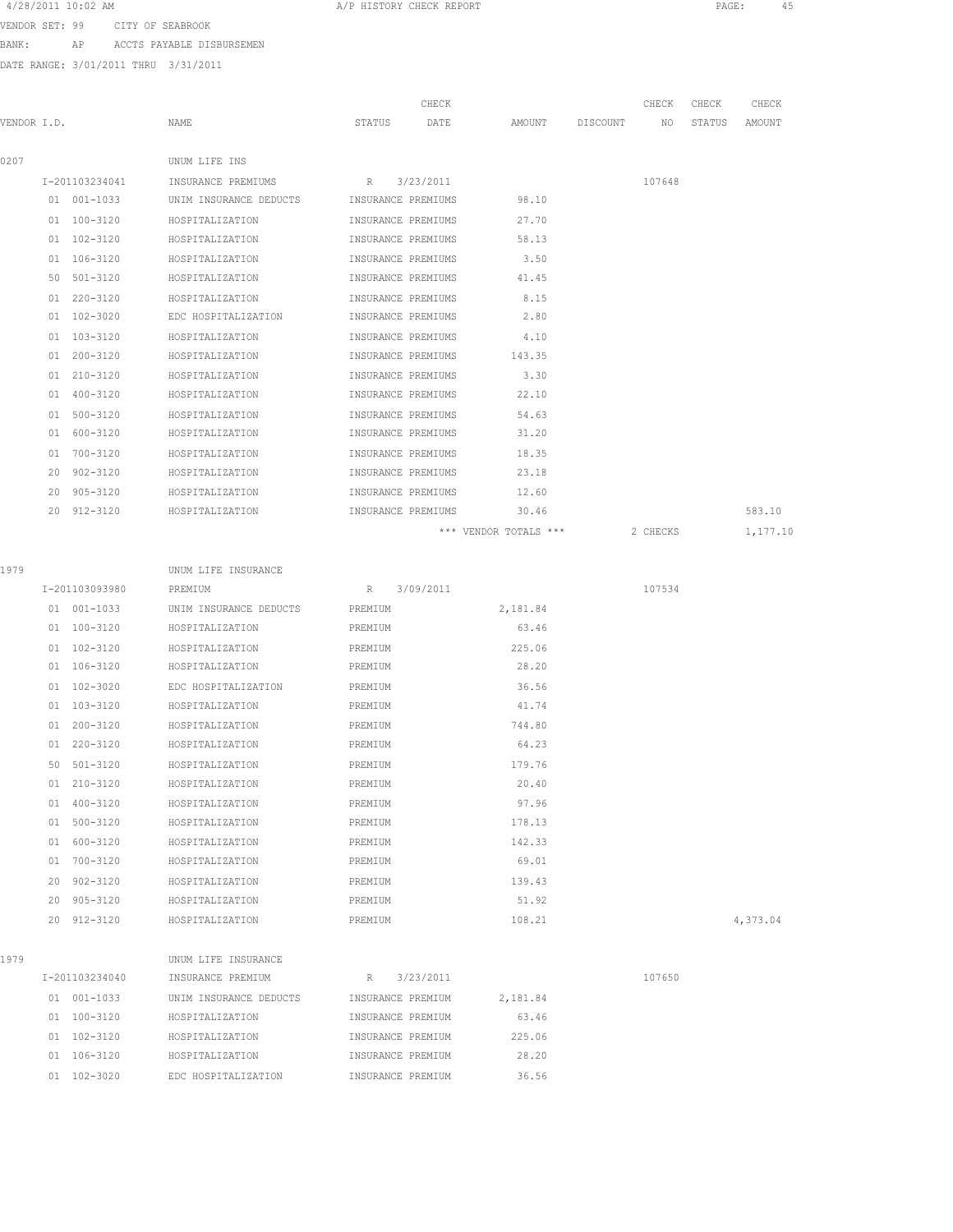4/28/2011 10:02 AM A/P HISTORY CHECK REPORT

VENDOR SET: 99 CITY OF SEABROOK

BANK: AP ACCTS PAYABLE DISBURSEMEN

DATE RANGE: 3/01/2011 THRU 3/31/2011

| VENDOR I.D. | NAME | STATUS | CHECK DATE | AMOUNT | DISCOUNT | CHECK NO | CHECK STATUS | CHECK AMOUNT |
|---|---|---|---|---|---|---|---|---|
| 0207 | UNUM LIFE INS | | | | | | | |
| I-201103234041 | INSURANCE PREMIUMS | R | 3/23/2011 | | | 107648 | | |
| 01 001-1033 | UNIM INSURANCE DEDUCTS | INSURANCE PREMIUMS | | 98.10 | | | | |
| 01 100-3120 | HOSPITALIZATION | INSURANCE PREMIUMS | | 27.70 | | | | |
| 01 102-3120 | HOSPITALIZATION | INSURANCE PREMIUMS | | 58.13 | | | | |
| 01 106-3120 | HOSPITALIZATION | INSURANCE PREMIUMS | | 3.50 | | | | |
| 50 501-3120 | HOSPITALIZATION | INSURANCE PREMIUMS | | 41.45 | | | | |
| 01 220-3120 | HOSPITALIZATION | INSURANCE PREMIUMS | | 8.15 | | | | |
| 01 102-3020 | EDC HOSPITALIZATION | INSURANCE PREMIUMS | | 2.80 | | | | |
| 01 103-3120 | HOSPITALIZATION | INSURANCE PREMIUMS | | 4.10 | | | | |
| 01 200-3120 | HOSPITALIZATION | INSURANCE PREMIUMS | | 143.35 | | | | |
| 01 210-3120 | HOSPITALIZATION | INSURANCE PREMIUMS | | 3.30 | | | | |
| 01 400-3120 | HOSPITALIZATION | INSURANCE PREMIUMS | | 22.10 | | | | |
| 01 500-3120 | HOSPITALIZATION | INSURANCE PREMIUMS | | 54.63 | | | | |
| 01 600-3120 | HOSPITALIZATION | INSURANCE PREMIUMS | | 31.20 | | | | |
| 01 700-3120 | HOSPITALIZATION | INSURANCE PREMIUMS | | 18.35 | | | | |
| 20 902-3120 | HOSPITALIZATION | INSURANCE PREMIUMS | | 23.18 | | | | |
| 20 905-3120 | HOSPITALIZATION | INSURANCE PREMIUMS | | 12.60 | | | | |
| 20 912-3120 | HOSPITALIZATION | INSURANCE PREMIUMS | | 30.46 | | | | 583.10 |
| | | | | *** VENDOR TOTALS *** | | 2 CHECKS | | 1,177.10 |
| 1979 | UNUM LIFE INSURANCE | | | | | | | |
| I-201103093980 | PREMIUM | R | 3/09/2011 | | | 107534 | | |
| 01 001-1033 | UNIM INSURANCE DEDUCTS | PREMIUM | | 2,181.84 | | | | |
| 01 100-3120 | HOSPITALIZATION | PREMIUM | | 63.46 | | | | |
| 01 102-3120 | HOSPITALIZATION | PREMIUM | | 225.06 | | | | |
| 01 106-3120 | HOSPITALIZATION | PREMIUM | | 28.20 | | | | |
| 01 102-3020 | EDC HOSPITALIZATION | PREMIUM | | 36.56 | | | | |
| 01 103-3120 | HOSPITALIZATION | PREMIUM | | 41.74 | | | | |
| 01 200-3120 | HOSPITALIZATION | PREMIUM | | 744.80 | | | | |
| 01 220-3120 | HOSPITALIZATION | PREMIUM | | 64.23 | | | | |
| 50 501-3120 | HOSPITALIZATION | PREMIUM | | 179.76 | | | | |
| 01 210-3120 | HOSPITALIZATION | PREMIUM | | 20.40 | | | | |
| 01 400-3120 | HOSPITALIZATION | PREMIUM | | 97.96 | | | | |
| 01 500-3120 | HOSPITALIZATION | PREMIUM | | 178.13 | | | | |
| 01 600-3120 | HOSPITALIZATION | PREMIUM | | 142.33 | | | | |
| 01 700-3120 | HOSPITALIZATION | PREMIUM | | 69.01 | | | | |
| 20 902-3120 | HOSPITALIZATION | PREMIUM | | 139.43 | | | | |
| 20 905-3120 | HOSPITALIZATION | PREMIUM | | 51.92 | | | | |
| 20 912-3120 | HOSPITALIZATION | PREMIUM | | 108.21 | | | | 4,373.04 |
| 1979 | UNUM LIFE INSURANCE | | | | | | | |
| I-201103234040 | INSURANCE PREMIUM | R | 3/23/2011 | | | 107650 | | |
| 01 001-1033 | UNIM INSURANCE DEDUCTS | INSURANCE PREMIUM | | 2,181.84 | | | | |
| 01 100-3120 | HOSPITALIZATION | INSURANCE PREMIUM | | 63.46 | | | | |
| 01 102-3120 | HOSPITALIZATION | INSURANCE PREMIUM | | 225.06 | | | | |
| 01 106-3120 | HOSPITALIZATION | INSURANCE PREMIUM | | 28.20 | | | | |
| 01 102-3020 | EDC HOSPITALIZATION | INSURANCE PREMIUM | | 36.56 | | | | |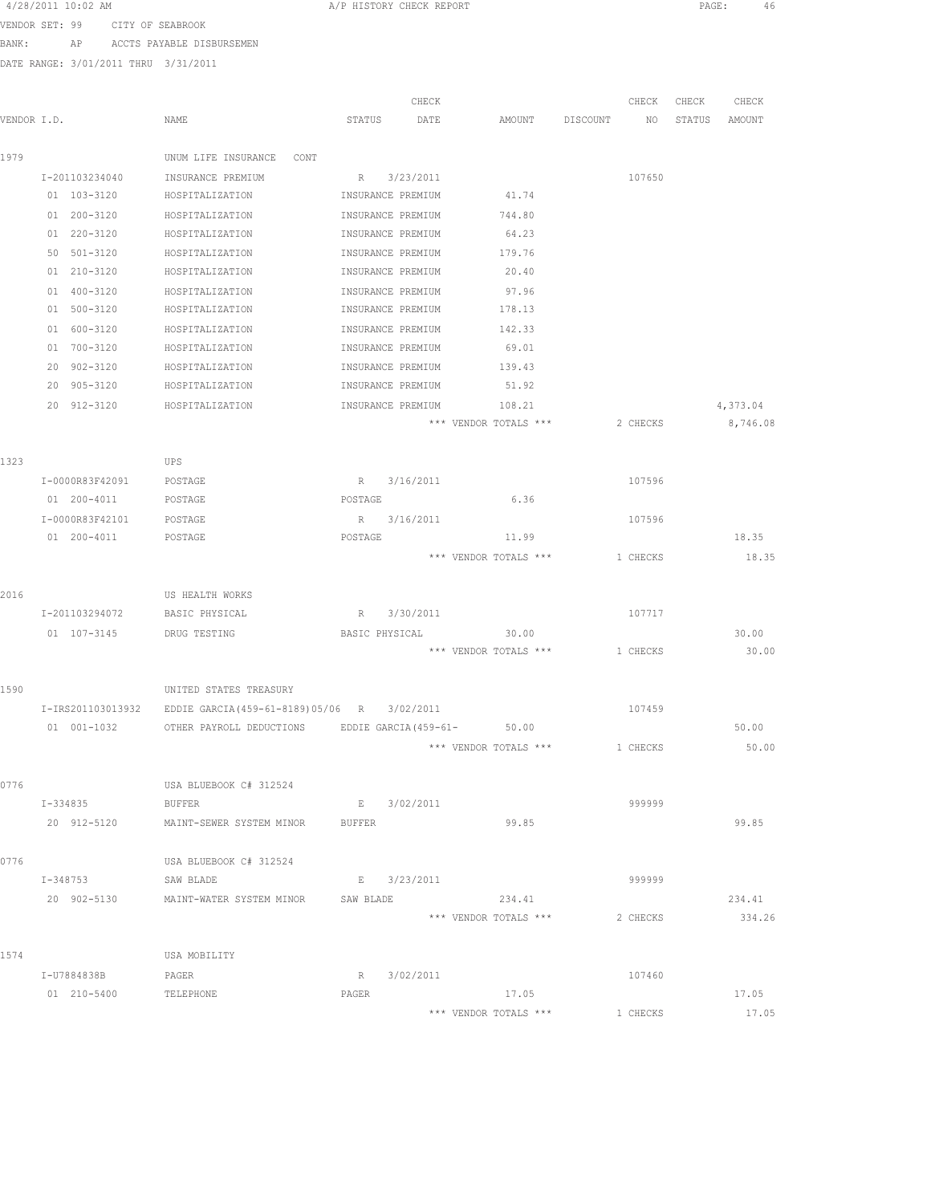4/28/2011 10:02 AM A/P HISTORY CHECK REPORT

VENDOR SET: 99 CITY OF SEABROOK

BANK: AP ACCTS PAYABLE DISBURSEMEN

DATE RANGE: 3/01/2011 THRU 3/31/2011

| VENDOR I.D. | NAME | STATUS | CHECK DATE | AMOUNT | DISCOUNT | CHECK NO | CHECK STATUS | CHECK AMOUNT |
|---|---|---|---|---|---|---|---|---|
| 1979 | UNUM LIFE INSURANCE CONT | | | | | | | |
| I-201103234040 | INSURANCE PREMIUM | R | 3/23/2011 | | | 107650 | | |
| 01 103-3120 | HOSPITALIZATION | INSURANCE PREMIUM | | 41.74 | | | | |
| 01 200-3120 | HOSPITALIZATION | INSURANCE PREMIUM | | 744.80 | | | | |
| 01 220-3120 | HOSPITALIZATION | INSURANCE PREMIUM | | 64.23 | | | | |
| 50 501-3120 | HOSPITALIZATION | INSURANCE PREMIUM | | 179.76 | | | | |
| 01 210-3120 | HOSPITALIZATION | INSURANCE PREMIUM | | 20.40 | | | | |
| 01 400-3120 | HOSPITALIZATION | INSURANCE PREMIUM | | 97.96 | | | | |
| 01 500-3120 | HOSPITALIZATION | INSURANCE PREMIUM | | 178.13 | | | | |
| 01 600-3120 | HOSPITALIZATION | INSURANCE PREMIUM | | 142.33 | | | | |
| 01 700-3120 | HOSPITALIZATION | INSURANCE PREMIUM | | 69.01 | | | | |
| 20 902-3120 | HOSPITALIZATION | INSURANCE PREMIUM | | 139.43 | | | | |
| 20 905-3120 | HOSPITALIZATION | INSURANCE PREMIUM | | 51.92 | | | | |
| 20 912-3120 | HOSPITALIZATION | INSURANCE PREMIUM | | 108.21 | | | | 4,373.04 |
| | | | | *** VENDOR TOTALS *** | | 2 CHECKS | | 8,746.08 |
| 1323 | UPS | | | | | | | |
| I-0000R83F42091 | POSTAGE | R | 3/16/2011 | | | 107596 | | |
| 01 200-4011 | POSTAGE | POSTAGE | | 6.36 | | | | |
| I-0000R83F42101 | POSTAGE | R | 3/16/2011 | | | 107596 | | |
| 01 200-4011 | POSTAGE | POSTAGE | | 11.99 | | | | 18.35 |
| | | | | *** VENDOR TOTALS *** | | 1 CHECKS | | 18.35 |
| 2016 | US HEALTH WORKS | | | | | | | |
| I-201103294072 | BASIC PHYSICAL | R | 3/30/2011 | | | 107717 | | |
| 01 107-3145 | DRUG TESTING | BASIC PHYSICAL | | 30.00 | | | | 30.00 |
| | | | | *** VENDOR TOTALS *** | | 1 CHECKS | | 30.00 |
| 1590 | UNITED STATES TREASURY | | | | | | | |
| I-IRS201103013932 | EDDIE GARCIA(459-61-8189)05/06 | R | 3/02/2011 | | | 107459 | | |
| 01 001-1032 | OTHER PAYROLL DEDUCTIONS | EDDIE GARCIA(459-61- | | 50.00 | | | | 50.00 |
| | | | | *** VENDOR TOTALS *** | | 1 CHECKS | | 50.00 |
| 0776 | USA BLUEBOOK C# 312524 | | | | | | | |
| I-334835 | BUFFER | E | 3/02/2011 | | | 999999 | | |
| 20 912-5120 | MAINT-SEWER SYSTEM MINOR | BUFFER | | 99.85 | | | | 99.85 |
| 0776 | USA BLUEBOOK C# 312524 | | | | | | | |
| I-348753 | SAW BLADE | E | 3/23/2011 | | | 999999 | | |
| 20 902-5130 | MAINT-WATER SYSTEM MINOR | SAW BLADE | | 234.41 | | | | 234.41 |
| | | | | *** VENDOR TOTALS *** | | 2 CHECKS | | 334.26 |
| 1574 | USA MOBILITY | | | | | | | |
| I-U7884838B | PAGER | R | 3/02/2011 | | | 107460 | | |
| 01 210-5400 | TELEPHONE | PAGER | | 17.05 | | | | 17.05 |
| | | | | *** VENDOR TOTALS *** | | 1 CHECKS | | 17.05 |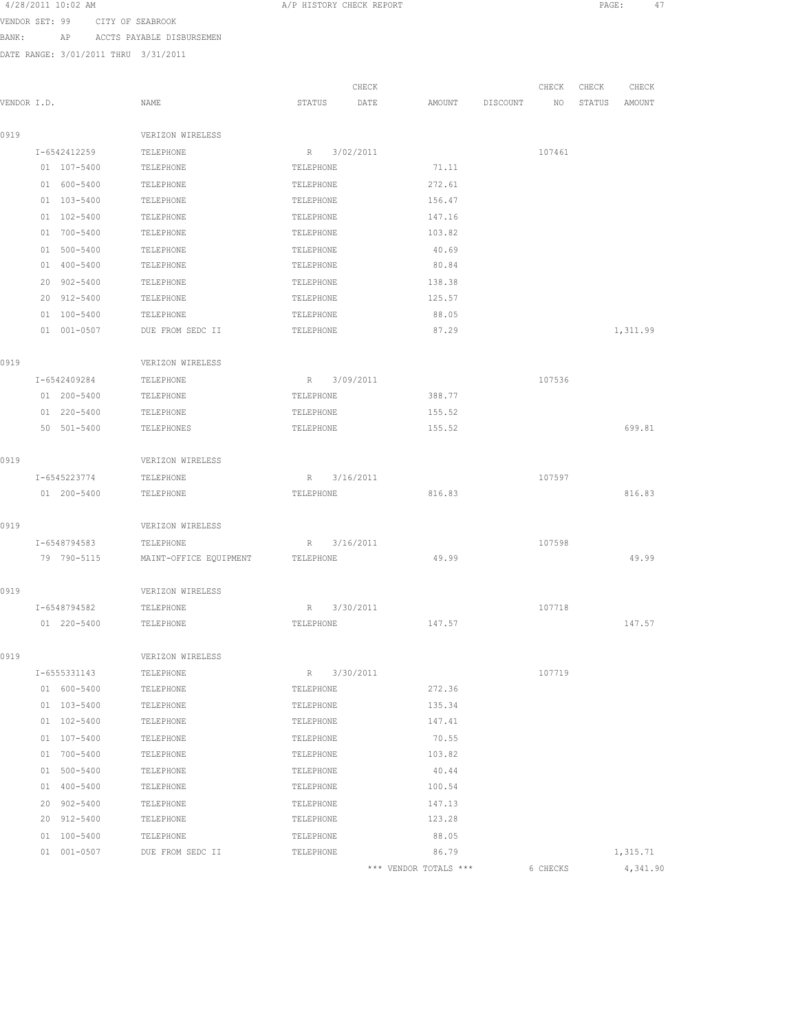4/28/2011 10:02 AM A/P HISTORY CHECK REPORT PAGE: 47

VENDOR SET: 99 CITY OF SEABROOK

BANK: AP ACCTS PAYABLE DISBURSEMEN

DATE RANGE: 3/01/2011 THRU 3/31/2011

| VENDOR I.D. | NAME | STATUS | CHECK DATE | AMOUNT | DISCOUNT | CHECK NO | CHECK STATUS | CHECK AMOUNT |
|---|---|---|---|---|---|---|---|---|
| 0919 | VERIZON WIRELESS | | | | | | | |
| I-6542412259 | TELEPHONE | R | 3/02/2011 | | | 107461 | | |
| 01 107-5400 | TELEPHONE | TELEPHONE | | 71.11 | | | | |
| 01 600-5400 | TELEPHONE | TELEPHONE | | 272.61 | | | | |
| 01 103-5400 | TELEPHONE | TELEPHONE | | 156.47 | | | | |
| 01 102-5400 | TELEPHONE | TELEPHONE | | 147.16 | | | | |
| 01 700-5400 | TELEPHONE | TELEPHONE | | 103.82 | | | | |
| 01 500-5400 | TELEPHONE | TELEPHONE | | 40.69 | | | | |
| 01 400-5400 | TELEPHONE | TELEPHONE | | 80.84 | | | | |
| 20 902-5400 | TELEPHONE | TELEPHONE | | 138.38 | | | | |
| 20 912-5400 | TELEPHONE | TELEPHONE | | 125.57 | | | | |
| 01 100-5400 | TELEPHONE | TELEPHONE | | 88.05 | | | | |
| 01 001-0507 | DUE FROM SEDC II | TELEPHONE | | 87.29 | | | | 1,311.99 |
| 0919 | VERIZON WIRELESS | | | | | | | |
| I-6542409284 | TELEPHONE | R | 3/09/2011 | | | 107536 | | |
| 01 200-5400 | TELEPHONE | TELEPHONE | | 388.77 | | | | |
| 01 220-5400 | TELEPHONE | TELEPHONE | | 155.52 | | | | |
| 50 501-5400 | TELEPHONES | TELEPHONE | | 155.52 | | | | 699.81 |
| 0919 | VERIZON WIRELESS | | | | | | | |
| I-6545223774 | TELEPHONE | R | 3/16/2011 | | | 107597 | | |
| 01 200-5400 | TELEPHONE | TELEPHONE | | 816.83 | | | | 816.83 |
| 0919 | VERIZON WIRELESS | | | | | | | |
| I-6548794583 | TELEPHONE | R | 3/16/2011 | | | 107598 | | |
| 79 790-5115 | MAINT-OFFICE EQUIPMENT | TELEPHONE | | 49.99 | | | | 49.99 |
| 0919 | VERIZON WIRELESS | | | | | | | |
| I-6548794582 | TELEPHONE | R | 3/30/2011 | | | 107718 | | |
| 01 220-5400 | TELEPHONE | TELEPHONE | | 147.57 | | | | 147.57 |
| 0919 | VERIZON WIRELESS | | | | | | | |
| I-6555331143 | TELEPHONE | R | 3/30/2011 | | | 107719 | | |
| 01 600-5400 | TELEPHONE | TELEPHONE | | 272.36 | | | | |
| 01 103-5400 | TELEPHONE | TELEPHONE | | 135.34 | | | | |
| 01 102-5400 | TELEPHONE | TELEPHONE | | 147.41 | | | | |
| 01 107-5400 | TELEPHONE | TELEPHONE | | 70.55 | | | | |
| 01 700-5400 | TELEPHONE | TELEPHONE | | 103.82 | | | | |
| 01 500-5400 | TELEPHONE | TELEPHONE | | 40.44 | | | | |
| 01 400-5400 | TELEPHONE | TELEPHONE | | 100.54 | | | | |
| 20 902-5400 | TELEPHONE | TELEPHONE | | 147.13 | | | | |
| 20 912-5400 | TELEPHONE | TELEPHONE | | 123.28 | | | | |
| 01 100-5400 | TELEPHONE | TELEPHONE | | 88.05 | | | | |
| 01 001-0507 | DUE FROM SEDC II | TELEPHONE | | 86.79 | | | | 1,315.71 |
| | | | | *** VENDOR TOTALS *** | | 6 CHECKS | | 4,341.90 |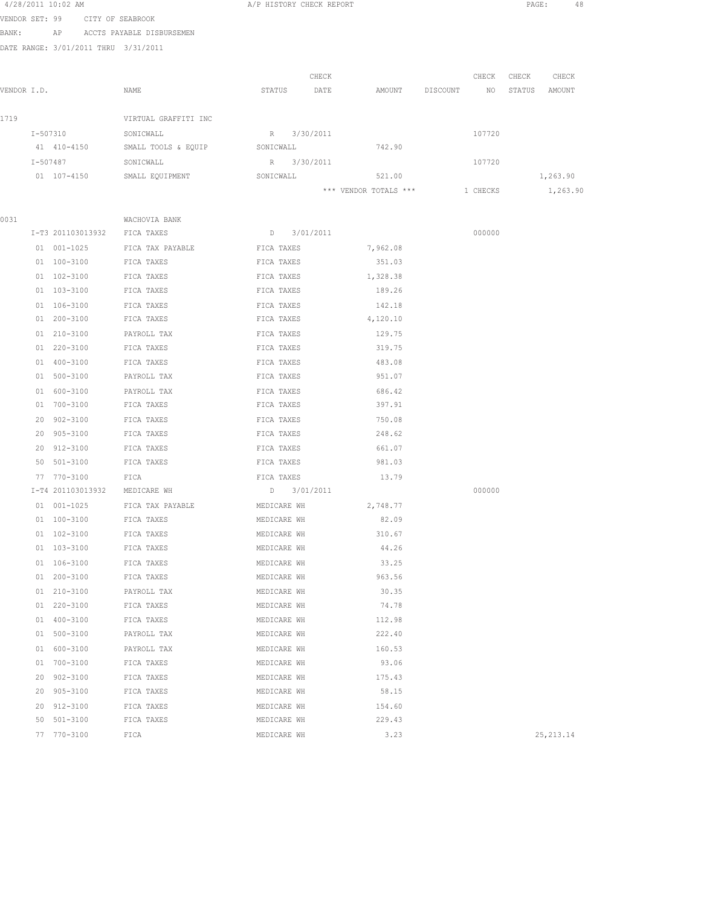4/28/2011 10:02 AM A/P HISTORY CHECK REPORT

VENDOR SET: 99 CITY OF SEABROOK

BANK: AP ACCTS PAYABLE DISBURSEMEN

DATE RANGE: 3/01/2011 THRU 3/31/2011

| VENDOR I.D. | NAME | STATUS | CHECK DATE | AMOUNT | DISCOUNT | CHECK NO | CHECK STATUS | CHECK AMOUNT |
|---|---|---|---|---|---|---|---|---|
| 1719 | VIRTUAL GRAFFITI INC | | | | | | | |
| I-507310 | SONICWALL | R | 3/30/2011 | | | 107720 | | |
| 41 410-4150 | SMALL TOOLS & EQUIP | SONICWALL | | 742.90 | | | | |
| I-507487 | SONICWALL | R | 3/30/2011 | | | 107720 | | |
| 01 107-4150 | SMALL EQUIPMENT | SONICWALL | | 521.00 | | | | 1,263.90 |
| | | | | *** VENDOR TOTALS *** | | 1 CHECKS | | 1,263.90 |
| 0031 | WACHOVIA BANK | | | | | | | |
| I-T3 201103013932 | FICA TAXES | D | 3/01/2011 | | | 000000 | | |
| 01 001-1025 | FICA TAX PAYABLE | FICA TAXES | | 7,962.08 | | | | |
| 01 100-3100 | FICA TAXES | FICA TAXES | | 351.03 | | | | |
| 01 102-3100 | FICA TAXES | FICA TAXES | | 1,328.38 | | | | |
| 01 103-3100 | FICA TAXES | FICA TAXES | | 189.26 | | | | |
| 01 106-3100 | FICA TAXES | FICA TAXES | | 142.18 | | | | |
| 01 200-3100 | FICA TAXES | FICA TAXES | | 4,120.10 | | | | |
| 01 210-3100 | PAYROLL TAX | FICA TAXES | | 129.75 | | | | |
| 01 220-3100 | FICA TAXES | FICA TAXES | | 319.75 | | | | |
| 01 400-3100 | FICA TAXES | FICA TAXES | | 483.08 | | | | |
| 01 500-3100 | PAYROLL TAX | FICA TAXES | | 951.07 | | | | |
| 01 600-3100 | PAYROLL TAX | FICA TAXES | | 686.42 | | | | |
| 01 700-3100 | FICA TAXES | FICA TAXES | | 397.91 | | | | |
| 20 902-3100 | FICA TAXES | FICA TAXES | | 750.08 | | | | |
| 20 905-3100 | FICA TAXES | FICA TAXES | | 248.62 | | | | |
| 20 912-3100 | FICA TAXES | FICA TAXES | | 661.07 | | | | |
| 50 501-3100 | FICA TAXES | FICA TAXES | | 981.03 | | | | |
| 77 770-3100 | FICA | FICA TAXES | | 13.79 | | | | |
| I-T4 201103013932 | MEDICARE WH | D | 3/01/2011 | | | 000000 | | |
| 01 001-1025 | FICA TAX PAYABLE | MEDICARE WH | | 2,748.77 | | | | |
| 01 100-3100 | FICA TAXES | MEDICARE WH | | 82.09 | | | | |
| 01 102-3100 | FICA TAXES | MEDICARE WH | | 310.67 | | | | |
| 01 103-3100 | FICA TAXES | MEDICARE WH | | 44.26 | | | | |
| 01 106-3100 | FICA TAXES | MEDICARE WH | | 33.25 | | | | |
| 01 200-3100 | FICA TAXES | MEDICARE WH | | 963.56 | | | | |
| 01 210-3100 | PAYROLL TAX | MEDICARE WH | | 30.35 | | | | |
| 01 220-3100 | FICA TAXES | MEDICARE WH | | 74.78 | | | | |
| 01 400-3100 | FICA TAXES | MEDICARE WH | | 112.98 | | | | |
| 01 500-3100 | PAYROLL TAX | MEDICARE WH | | 222.40 | | | | |
| 01 600-3100 | PAYROLL TAX | MEDICARE WH | | 160.53 | | | | |
| 01 700-3100 | FICA TAXES | MEDICARE WH | | 93.06 | | | | |
| 20 902-3100 | FICA TAXES | MEDICARE WH | | 175.43 | | | | |
| 20 905-3100 | FICA TAXES | MEDICARE WH | | 58.15 | | | | |
| 20 912-3100 | FICA TAXES | MEDICARE WH | | 154.60 | | | | |
| 50 501-3100 | FICA TAXES | MEDICARE WH | | 229.43 | | | | |
| 77 770-3100 | FICA | MEDICARE WH | | 3.23 | | | | 25,213.14 |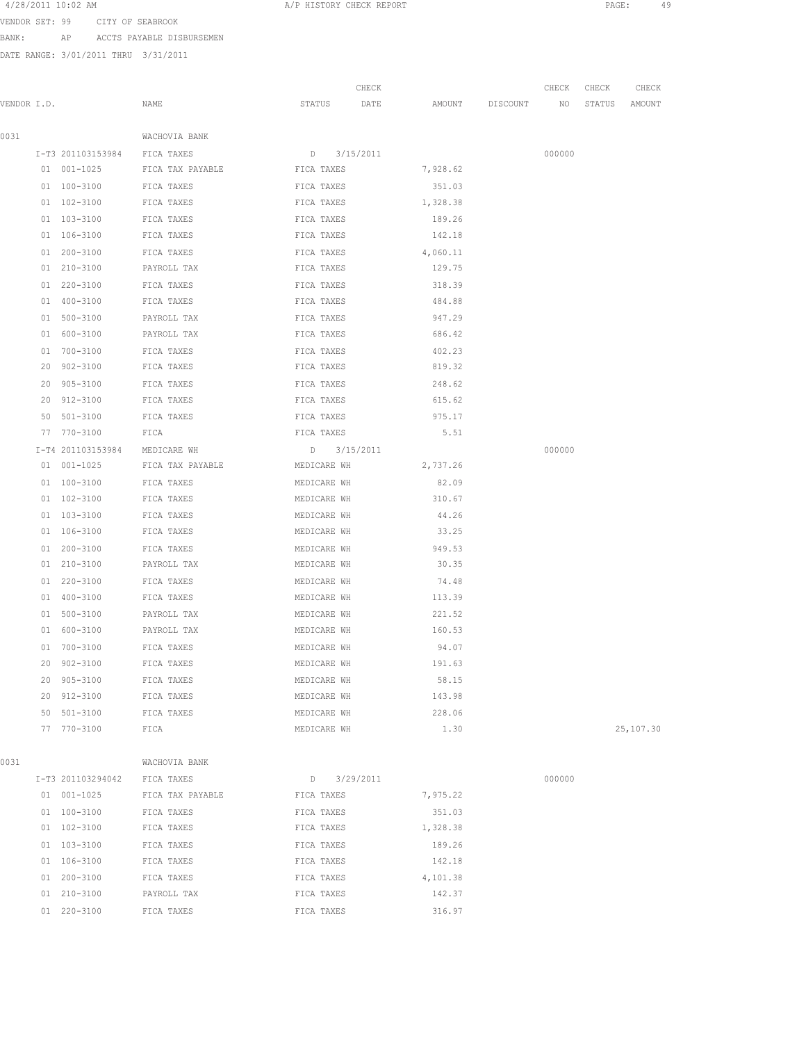4/28/2011 10:02 AM A/P HISTORY CHECK REPORT

VENDOR SET: 99 CITY OF SEABROOK

BANK: AP ACCTS PAYABLE DISBURSEMEN

DATE RANGE: 3/01/2011 THRU 3/31/2011

| VENDOR I.D. | NAME | STATUS | CHECK DATE | AMOUNT | DISCOUNT | CHECK NO | CHECK STATUS | CHECK AMOUNT |
|---|---|---|---|---|---|---|---|---|
| 0031 | WACHOVIA BANK | | | | | | | |
| I-T3 201103153984 | FICA TAXES | D | 3/15/2011 | | | 000000 | | |
| 01 001-1025 | FICA TAX PAYABLE | FICA TAXES | | 7,928.62 | | | | |
| 01 100-3100 | FICA TAXES | FICA TAXES | | 351.03 | | | | |
| 01 102-3100 | FICA TAXES | FICA TAXES | | 1,328.38 | | | | |
| 01 103-3100 | FICA TAXES | FICA TAXES | | 189.26 | | | | |
| 01 106-3100 | FICA TAXES | FICA TAXES | | 142.18 | | | | |
| 01 200-3100 | FICA TAXES | FICA TAXES | | 4,060.11 | | | | |
| 01 210-3100 | PAYROLL TAX | FICA TAXES | | 129.75 | | | | |
| 01 220-3100 | FICA TAXES | FICA TAXES | | 318.39 | | | | |
| 01 400-3100 | FICA TAXES | FICA TAXES | | 484.88 | | | | |
| 01 500-3100 | PAYROLL TAX | FICA TAXES | | 947.29 | | | | |
| 01 600-3100 | PAYROLL TAX | FICA TAXES | | 686.42 | | | | |
| 01 700-3100 | FICA TAXES | FICA TAXES | | 402.23 | | | | |
| 20 902-3100 | FICA TAXES | FICA TAXES | | 819.32 | | | | |
| 20 905-3100 | FICA TAXES | FICA TAXES | | 248.62 | | | | |
| 20 912-3100 | FICA TAXES | FICA TAXES | | 615.62 | | | | |
| 50 501-3100 | FICA TAXES | FICA TAXES | | 975.17 | | | | |
| 77 770-3100 | FICA | FICA TAXES | | 5.51 | | | | |
| I-T4 201103153984 | MEDICARE WH | D | 3/15/2011 | | | 000000 | | |
| 01 001-1025 | FICA TAX PAYABLE | MEDICARE WH | | 2,737.26 | | | | |
| 01 100-3100 | FICA TAXES | MEDICARE WH | | 82.09 | | | | |
| 01 102-3100 | FICA TAXES | MEDICARE WH | | 310.67 | | | | |
| 01 103-3100 | FICA TAXES | MEDICARE WH | | 44.26 | | | | |
| 01 106-3100 | FICA TAXES | MEDICARE WH | | 33.25 | | | | |
| 01 200-3100 | FICA TAXES | MEDICARE WH | | 949.53 | | | | |
| 01 210-3100 | PAYROLL TAX | MEDICARE WH | | 30.35 | | | | |
| 01 220-3100 | FICA TAXES | MEDICARE WH | | 74.48 | | | | |
| 01 400-3100 | FICA TAXES | MEDICARE WH | | 113.39 | | | | |
| 01 500-3100 | PAYROLL TAX | MEDICARE WH | | 221.52 | | | | |
| 01 600-3100 | PAYROLL TAX | MEDICARE WH | | 160.53 | | | | |
| 01 700-3100 | FICA TAXES | MEDICARE WH | | 94.07 | | | | |
| 20 902-3100 | FICA TAXES | MEDICARE WH | | 191.63 | | | | |
| 20 905-3100 | FICA TAXES | MEDICARE WH | | 58.15 | | | | |
| 20 912-3100 | FICA TAXES | MEDICARE WH | | 143.98 | | | | |
| 50 501-3100 | FICA TAXES | MEDICARE WH | | 228.06 | | | | |
| 77 770-3100 | FICA | MEDICARE WH | | 1.30 | | | | 25,107.30 |
| 0031 | WACHOVIA BANK | | | | | | | |
| I-T3 201103294042 | FICA TAXES | D | 3/29/2011 | | | 000000 | | |
| 01 001-1025 | FICA TAX PAYABLE | FICA TAXES | | 7,975.22 | | | | |
| 01 100-3100 | FICA TAXES | FICA TAXES | | 351.03 | | | | |
| 01 102-3100 | FICA TAXES | FICA TAXES | | 1,328.38 | | | | |
| 01 103-3100 | FICA TAXES | FICA TAXES | | 189.26 | | | | |
| 01 106-3100 | FICA TAXES | FICA TAXES | | 142.18 | | | | |
| 01 200-3100 | FICA TAXES | FICA TAXES | | 4,101.38 | | | | |
| 01 210-3100 | PAYROLL TAX | FICA TAXES | | 142.37 | | | | |
| 01 220-3100 | FICA TAXES | FICA TAXES | | 316.97 | | | | |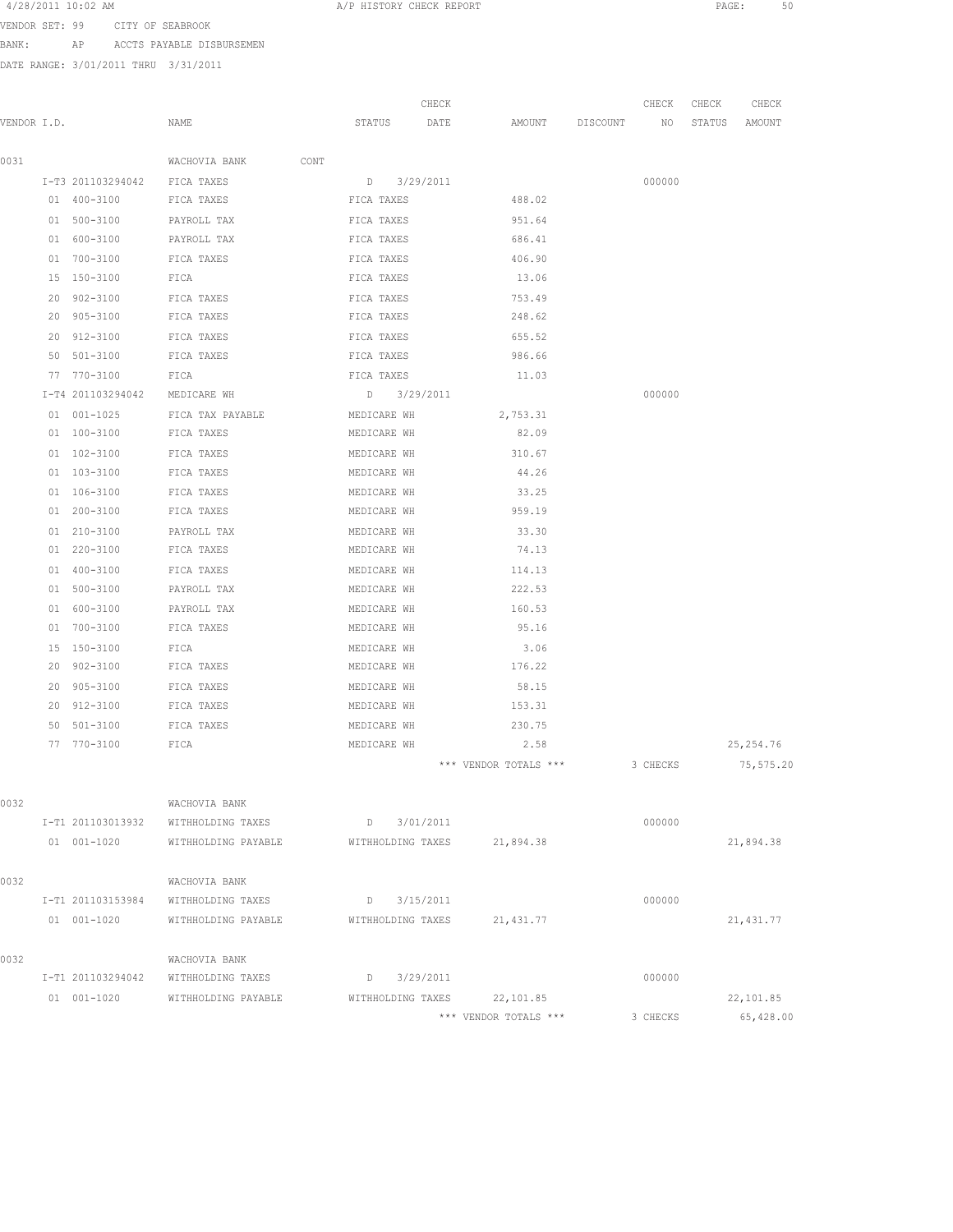4/28/2011 10:02 AM A/P HISTORY CHECK REPORT

VENDOR SET: 99 CITY OF SEABROOK

BANK: AP ACCTS PAYABLE DISBURSEMEN

DATE RANGE: 3/01/2011 THRU 3/31/2011

| VENDOR I.D. | | NAME | STATUS | CHECK DATE | AMOUNT | DISCOUNT | CHECK NO | CHECK STATUS | CHECK AMOUNT |
|---|---|---|---|---|---|---|---|---|---|
| 0031 | | WACHOVIA BANK CONT | | | | | | | |
| | I-T3 201103294042 | FICA TAXES | D | 3/29/2011 | | | 000000 | | |
| | 01 400-3100 | FICA TAXES | FICA TAXES | | 488.02 | | | | |
| | 01 500-3100 | PAYROLL TAX | FICA TAXES | | 951.64 | | | | |
| | 01 600-3100 | PAYROLL TAX | FICA TAXES | | 686.41 | | | | |
| | 01 700-3100 | FICA TAXES | FICA TAXES | | 406.90 | | | | |
| | 15 150-3100 | FICA | FICA TAXES | | 13.06 | | | | |
| | 20 902-3100 | FICA TAXES | FICA TAXES | | 753.49 | | | | |
| | 20 905-3100 | FICA TAXES | FICA TAXES | | 248.62 | | | | |
| | 20 912-3100 | FICA TAXES | FICA TAXES | | 655.52 | | | | |
| | 50 501-3100 | FICA TAXES | FICA TAXES | | 986.66 | | | | |
| | 77 770-3100 | FICA | FICA TAXES | | 11.03 | | | | |
| | I-T4 201103294042 | MEDICARE WH | D | 3/29/2011 | | | 000000 | | |
| | 01 001-1025 | FICA TAX PAYABLE | MEDICARE WH | | 2,753.31 | | | | |
| | 01 100-3100 | FICA TAXES | MEDICARE WH | | 82.09 | | | | |
| | 01 102-3100 | FICA TAXES | MEDICARE WH | | 310.67 | | | | |
| | 01 103-3100 | FICA TAXES | MEDICARE WH | | 44.26 | | | | |
| | 01 106-3100 | FICA TAXES | MEDICARE WH | | 33.25 | | | | |
| | 01 200-3100 | FICA TAXES | MEDICARE WH | | 959.19 | | | | |
| | 01 210-3100 | PAYROLL TAX | MEDICARE WH | | 33.30 | | | | |
| | 01 220-3100 | FICA TAXES | MEDICARE WH | | 74.13 | | | | |
| | 01 400-3100 | FICA TAXES | MEDICARE WH | | 114.13 | | | | |
| | 01 500-3100 | PAYROLL TAX | MEDICARE WH | | 222.53 | | | | |
| | 01 600-3100 | PAYROLL TAX | MEDICARE WH | | 160.53 | | | | |
| | 01 700-3100 | FICA TAXES | MEDICARE WH | | 95.16 | | | | |
| | 15 150-3100 | FICA | MEDICARE WH | | 3.06 | | | | |
| | 20 902-3100 | FICA TAXES | MEDICARE WH | | 176.22 | | | | |
| | 20 905-3100 | FICA TAXES | MEDICARE WH | | 58.15 | | | | |
| | 20 912-3100 | FICA TAXES | MEDICARE WH | | 153.31 | | | | |
| | 50 501-3100 | FICA TAXES | MEDICARE WH | | 230.75 | | | | |
| | 77 770-3100 | FICA | MEDICARE WH | | 2.58 | | | | 25,254.76 |
| | | | | | *** VENDOR TOTALS *** | | 3 CHECKS | | 75,575.20 |
| 0032 | | WACHOVIA BANK | | | | | | | |
| | I-T1 201103013932 | WITHHOLDING TAXES | D | 3/01/2011 | | | 000000 | | |
| | 01 001-1020 | WITHHOLDING PAYABLE | WITHHOLDING TAXES | | 21,894.38 | | | | 21,894.38 |
| 0032 | | WACHOVIA BANK | | | | | | | |
| | I-T1 201103153984 | WITHHOLDING TAXES | D | 3/15/2011 | | | 000000 | | |
| | 01 001-1020 | WITHHOLDING PAYABLE | WITHHOLDING TAXES | | 21,431.77 | | | | 21,431.77 |
| 0032 | | WACHOVIA BANK | | | | | | | |
| | I-T1 201103294042 | WITHHOLDING TAXES | D | 3/29/2011 | | | 000000 | | |
| | 01 001-1020 | WITHHOLDING PAYABLE | WITHHOLDING TAXES | | 22,101.85 | | | | 22,101.85 |
| | | | | | *** VENDOR TOTALS *** | | 3 CHECKS | | 65,428.00 |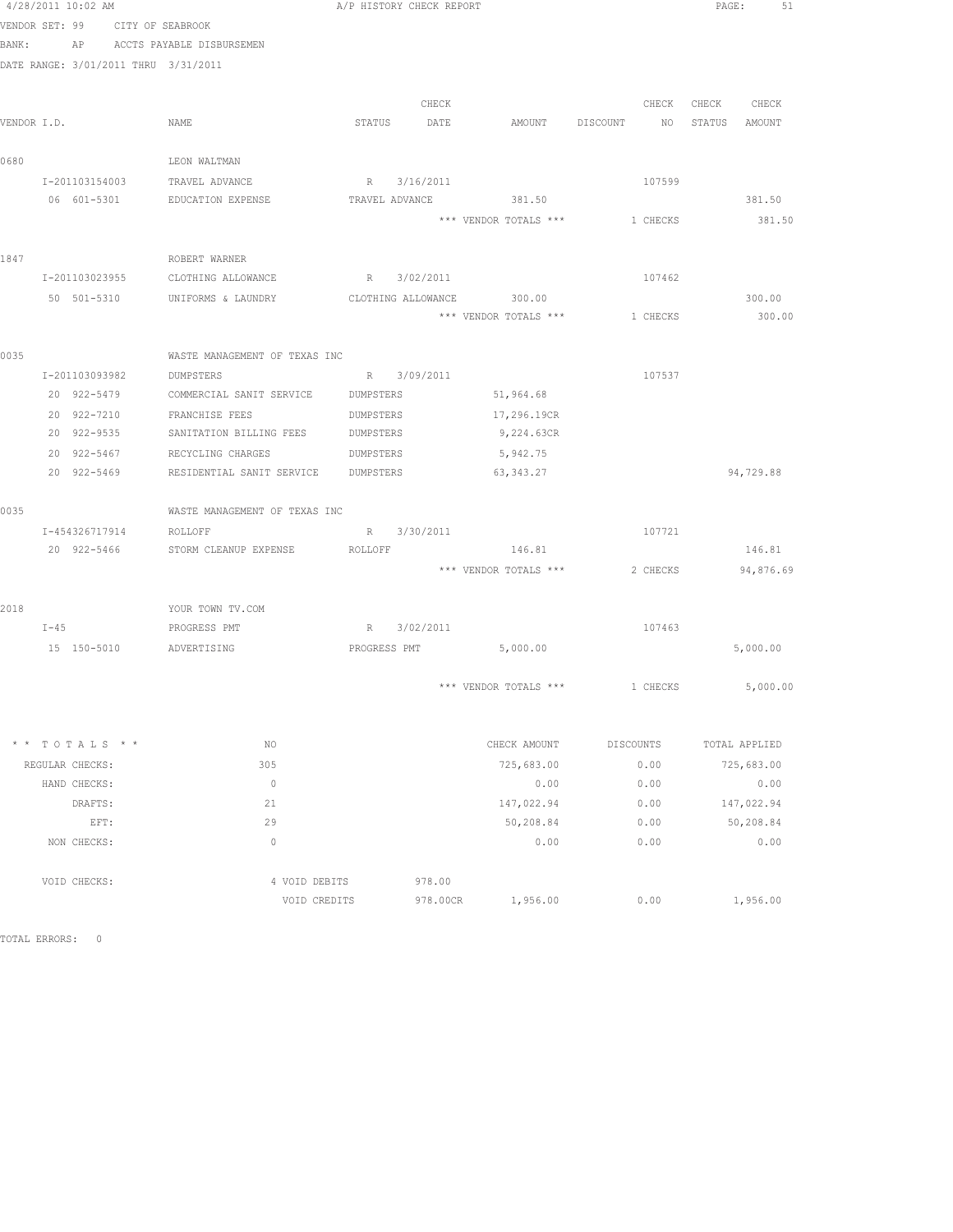4/28/2011 10:02 AM A/P HISTORY CHECK REPORT

VENDOR SET: 99 CITY OF SEABROOK
BANK: AP ACCTS PAYABLE DISBURSEMEN
DATE RANGE: 3/01/2011 THRU 3/31/2011

| VENDOR I.D. | NAME | STATUS | CHECK DATE | AMOUNT | DISCOUNT | CHECK NO | CHECK STATUS | CHECK AMOUNT |
|---|---|---|---|---|---|---|---|---|
| 0680 | LEON WALTMAN | | | | | | | |
| I-201103154003 | TRAVEL ADVANCE | R | 3/16/2011 | | | 107599 | | |
| 06 601-5301 | EDUCATION EXPENSE | TRAVEL ADVANCE | | 381.50 | | | | 381.50 |
| | | | | *** VENDOR TOTALS *** | | 1 CHECKS | | 381.50 |
| 1847 | ROBERT WARNER | | | | | | | |
| I-201103023955 | CLOTHING ALLOWANCE | R | 3/02/2011 | | | 107462 | | |
| 50 501-5310 | UNIFORMS & LAUNDRY | CLOTHING ALLOWANCE | | 300.00 | | | | 300.00 |
| | | | | *** VENDOR TOTALS *** | | 1 CHECKS | | 300.00 |
| 0035 | WASTE MANAGEMENT OF TEXAS INC | | | | | | | |
| I-201103093982 | DUMPSTERS | R | 3/09/2011 | | | 107537 | | |
| 20 922-5479 | COMMERCIAL SANIT SERVICE | DUMPSTERS | | 51,964.68 | | | | |
| 20 922-7210 | FRANCHISE FEES | DUMPSTERS | | 17,296.19CR | | | | |
| 20 922-9535 | SANITATION BILLING FEES | DUMPSTERS | | 9,224.63CR | | | | |
| 20 922-5467 | RECYCLING CHARGES | DUMPSTERS | | 5,942.75 | | | | |
| 20 922-5469 | RESIDENTIAL SANIT SERVICE | DUMPSTERS | | 63,343.27 | | | | 94,729.88 |
| 0035 | WASTE MANAGEMENT OF TEXAS INC | | | | | | | |
| I-454326717914 | ROLLOFF | R | 3/30/2011 | | | 107721 | | |
| 20 922-5466 | STORM CLEANUP EXPENSE | ROLLOFF | | 146.81 | | | | 146.81 |
| | | | | *** VENDOR TOTALS *** | | 2 CHECKS | | 94,876.69 |
| 2018 | YOUR TOWN TV.COM | | | | | | | |
| I-45 | PROGRESS PMT | R | 3/02/2011 | | | 107463 | | |
| 15 150-5010 | ADVERTISING | PROGRESS PMT | | 5,000.00 | | | | 5,000.00 |
| | | | | *** VENDOR TOTALS *** | | 1 CHECKS | | 5,000.00 |

| * * TOTALS * * | NO | | CHECK AMOUNT | DISCOUNTS | TOTAL APPLIED |
|---|---|---|---|---|---|
| REGULAR CHECKS: | 305 | | 725,683.00 | 0.00 | 725,683.00 |
| HAND CHECKS: | 0 | | 0.00 | 0.00 | 0.00 |
| DRAFTS: | 21 | | 147,022.94 | 0.00 | 147,022.94 |
| EFT: | 29 | | 50,208.84 | 0.00 | 50,208.84 |
| NON CHECKS: | 0 | | 0.00 | 0.00 | 0.00 |
| VOID CHECKS: | 4 VOID DEBITS | 978.00 | | | |
| | VOID CREDITS | 978.00CR | 1,956.00 | 0.00 | 1,956.00 |

TOTAL ERRORS: 0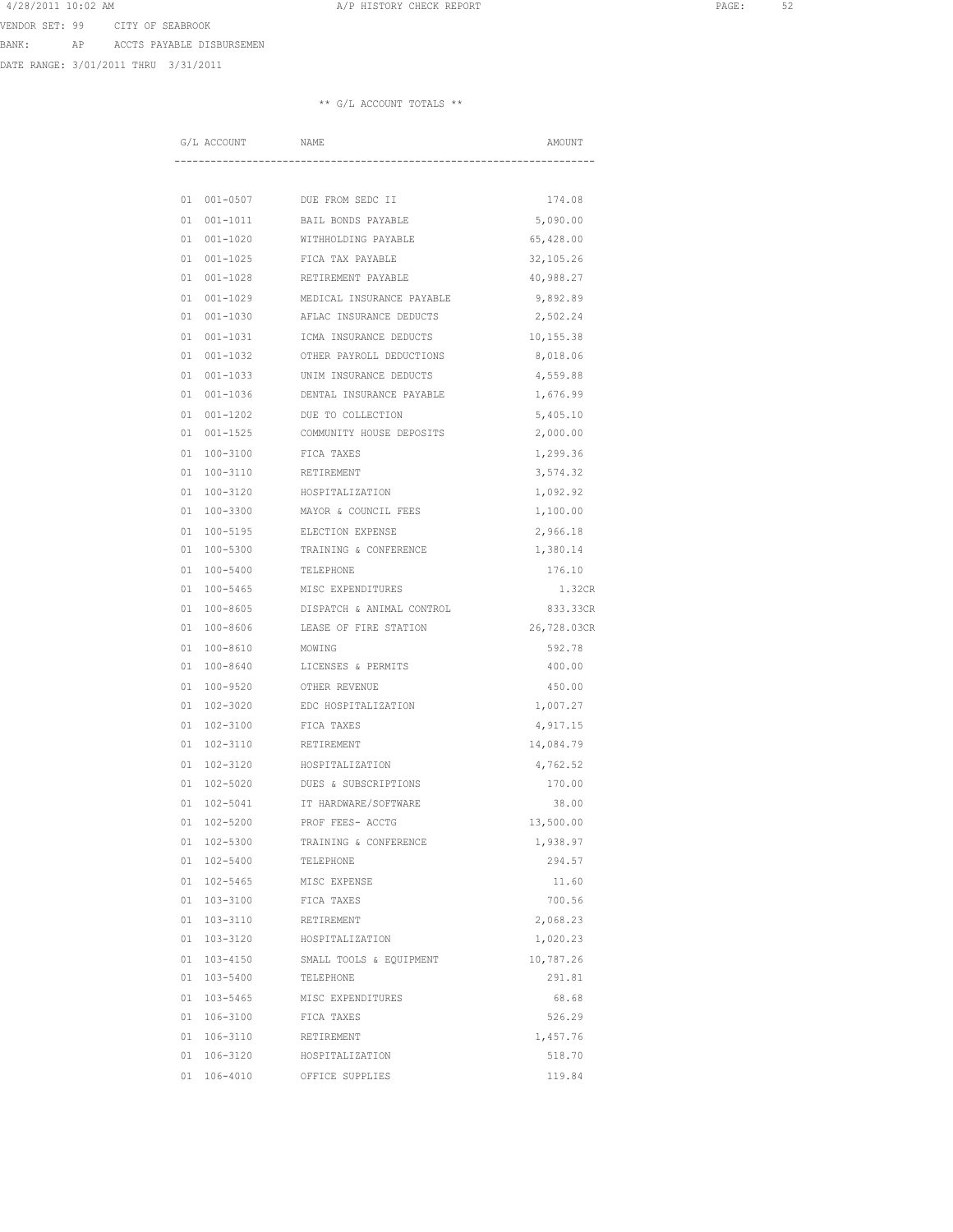VENDOR SET: 99 CITY OF SEABROOK

BANK: AP ACCTS PAYABLE DISBURSEMEN

DATE RANGE: 3/01/2011 THRU 3/31/2011

** G/L ACCOUNT TOTALS **

| G/L ACCOUNT | NAME | AMOUNT |
|---|---|---|
| 01 001-0507 | DUE FROM SEDC II | 174.08 |
| 01 001-1011 | BAIL BONDS PAYABLE | 5,090.00 |
| 01 001-1020 | WITHHOLDING PAYABLE | 65,428.00 |
| 01 001-1025 | FICA TAX PAYABLE | 32,105.26 |
| 01 001-1028 | RETIREMENT PAYABLE | 40,988.27 |
| 01 001-1029 | MEDICAL INSURANCE PAYABLE | 9,892.89 |
| 01 001-1030 | AFLAC INSURANCE DEDUCTS | 2,502.24 |
| 01 001-1031 | ICMA INSURANCE DEDUCTS | 10,155.38 |
| 01 001-1032 | OTHER PAYROLL DEDUCTIONS | 8,018.06 |
| 01 001-1033 | UNIM INSURANCE DEDUCTS | 4,559.88 |
| 01 001-1036 | DENTAL INSURANCE PAYABLE | 1,676.99 |
| 01 001-1202 | DUE TO COLLECTION | 5,405.10 |
| 01 001-1525 | COMMUNITY HOUSE DEPOSITS | 2,000.00 |
| 01 100-3100 | FICA TAXES | 1,299.36 |
| 01 100-3110 | RETIREMENT | 3,574.32 |
| 01 100-3120 | HOSPITALIZATION | 1,092.92 |
| 01 100-3300 | MAYOR & COUNCIL FEES | 1,100.00 |
| 01 100-5195 | ELECTION EXPENSE | 2,966.18 |
| 01 100-5300 | TRAINING & CONFERENCE | 1,380.14 |
| 01 100-5400 | TELEPHONE | 176.10 |
| 01 100-5465 | MISC EXPENDITURES | 1.32CR |
| 01 100-8605 | DISPATCH & ANIMAL CONTROL | 833.33CR |
| 01 100-8606 | LEASE OF FIRE STATION | 26,728.03CR |
| 01 100-8610 | MOWING | 592.78 |
| 01 100-8640 | LICENSES & PERMITS | 400.00 |
| 01 100-9520 | OTHER REVENUE | 450.00 |
| 01 102-3020 | EDC HOSPITALIZATION | 1,007.27 |
| 01 102-3100 | FICA TAXES | 4,917.15 |
| 01 102-3110 | RETIREMENT | 14,084.79 |
| 01 102-3120 | HOSPITALIZATION | 4,762.52 |
| 01 102-5020 | DUES & SUBSCRIPTIONS | 170.00 |
| 01 102-5041 | IT HARDWARE/SOFTWARE | 38.00 |
| 01 102-5200 | PROF FEES- ACCTG | 13,500.00 |
| 01 102-5300 | TRAINING & CONFERENCE | 1,938.97 |
| 01 102-5400 | TELEPHONE | 294.57 |
| 01 102-5465 | MISC EXPENSE | 11.60 |
| 01 103-3100 | FICA TAXES | 700.56 |
| 01 103-3110 | RETIREMENT | 2,068.23 |
| 01 103-3120 | HOSPITALIZATION | 1,020.23 |
| 01 103-4150 | SMALL TOOLS & EQUIPMENT | 10,787.26 |
| 01 103-5400 | TELEPHONE | 291.81 |
| 01 103-5465 | MISC EXPENDITURES | 68.68 |
| 01 106-3100 | FICA TAXES | 526.29 |
| 01 106-3110 | RETIREMENT | 1,457.76 |
| 01 106-3120 | HOSPITALIZATION | 518.70 |
| 01 106-4010 | OFFICE SUPPLIES | 119.84 |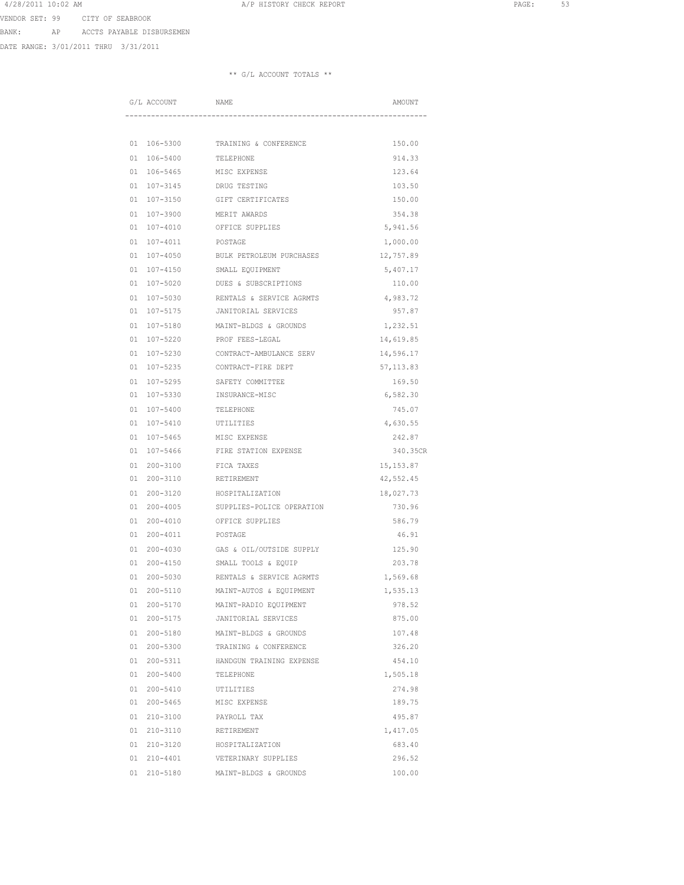VENDOR SET: 99 CITY OF SEABROOK

BANK: AP ACCTS PAYABLE DISBURSEMEN

DATE RANGE: 3/01/2011 THRU 3/31/2011

** G/L ACCOUNT TOTALS **

| G/L ACCOUNT | NAME | AMOUNT |
|---|---|---|
| 01 106-5300 | TRAINING & CONFERENCE | 150.00 |
| 01 106-5400 | TELEPHONE | 914.33 |
| 01 106-5465 | MISC EXPENSE | 123.64 |
| 01 107-3145 | DRUG TESTING | 103.50 |
| 01 107-3150 | GIFT CERTIFICATES | 150.00 |
| 01 107-3900 | MERIT AWARDS | 354.38 |
| 01 107-4010 | OFFICE SUPPLIES | 5,941.56 |
| 01 107-4011 | POSTAGE | 1,000.00 |
| 01 107-4050 | BULK PETROLEUM PURCHASES | 12,757.89 |
| 01 107-4150 | SMALL EQUIPMENT | 5,407.17 |
| 01 107-5020 | DUES & SUBSCRIPTIONS | 110.00 |
| 01 107-5030 | RENTALS & SERVICE AGRMTS | 4,983.72 |
| 01 107-5175 | JANITORIAL SERVICES | 957.87 |
| 01 107-5180 | MAINT-BLDGS & GROUNDS | 1,232.51 |
| 01 107-5220 | PROF FEES-LEGAL | 14,619.85 |
| 01 107-5230 | CONTRACT-AMBULANCE SERV | 14,596.17 |
| 01 107-5235 | CONTRACT-FIRE DEPT | 57,113.83 |
| 01 107-5295 | SAFETY COMMITTEE | 169.50 |
| 01 107-5330 | INSURANCE-MISC | 6,582.30 |
| 01 107-5400 | TELEPHONE | 745.07 |
| 01 107-5410 | UTILITIES | 4,630.55 |
| 01 107-5465 | MISC EXPENSE | 242.87 |
| 01 107-5466 | FIRE STATION EXPENSE | 340.35CR |
| 01 200-3100 | FICA TAXES | 15,153.87 |
| 01 200-3110 | RETIREMENT | 42,552.45 |
| 01 200-3120 | HOSPITALIZATION | 18,027.73 |
| 01 200-4005 | SUPPLIES-POLICE OPERATION | 730.96 |
| 01 200-4010 | OFFICE SUPPLIES | 586.79 |
| 01 200-4011 | POSTAGE | 46.91 |
| 01 200-4030 | GAS & OIL/OUTSIDE SUPPLY | 125.90 |
| 01 200-4150 | SMALL TOOLS & EQUIP | 203.78 |
| 01 200-5030 | RENTALS & SERVICE AGRMTS | 1,569.68 |
| 01 200-5110 | MAINT-AUTOS & EQUIPMENT | 1,535.13 |
| 01 200-5170 | MAINT-RADIO EQUIPMENT | 978.52 |
| 01 200-5175 | JANITORIAL SERVICES | 875.00 |
| 01 200-5180 | MAINT-BLDGS & GROUNDS | 107.48 |
| 01 200-5300 | TRAINING & CONFERENCE | 326.20 |
| 01 200-5311 | HANDGUN TRAINING EXPENSE | 454.10 |
| 01 200-5400 | TELEPHONE | 1,505.18 |
| 01 200-5410 | UTILITIES | 274.98 |
| 01 200-5465 | MISC EXPENSE | 189.75 |
| 01 210-3100 | PAYROLL TAX | 495.87 |
| 01 210-3110 | RETIREMENT | 1,417.05 |
| 01 210-3120 | HOSPITALIZATION | 683.40 |
| 01 210-4401 | VETERINARY SUPPLIES | 296.52 |
| 01 210-5180 | MAINT-BLDGS & GROUNDS | 100.00 |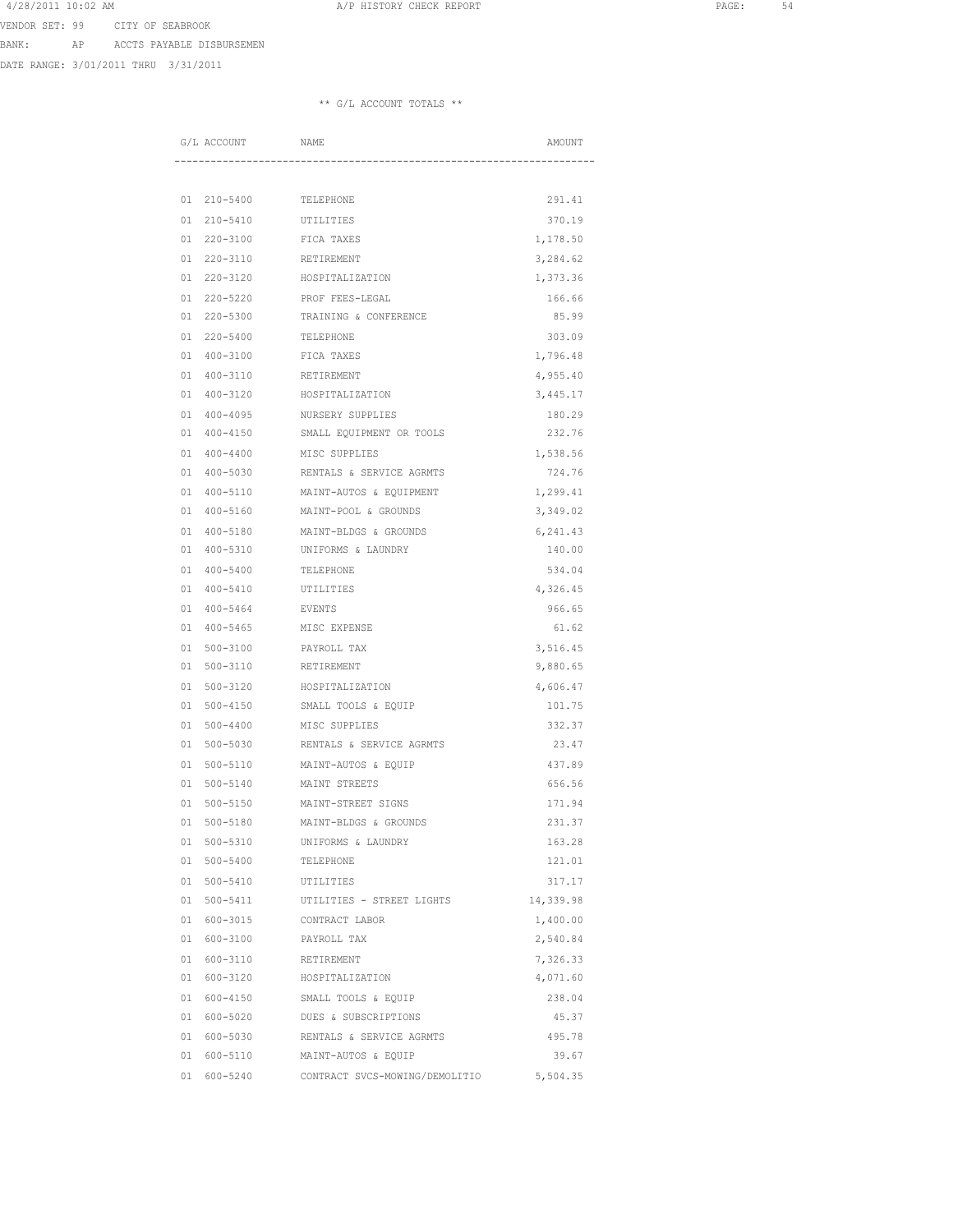4/28/2011 10:02 AM A/P HISTORY CHECK REPORT

VENDOR SET: 99 CITY OF SEABROOK

BANK: AP ACCTS PAYABLE DISBURSEMEN

DATE RANGE: 3/01/2011 THRU 3/31/2011

** G/L ACCOUNT TOTALS **

| G/L ACCOUNT | NAME | AMOUNT |
|---|---|---|
| 01 210-5400 | TELEPHONE | 291.41 |
| 01 210-5410 | UTILITIES | 370.19 |
| 01 220-3100 | FICA TAXES | 1,178.50 |
| 01 220-3110 | RETIREMENT | 3,284.62 |
| 01 220-3120 | HOSPITALIZATION | 1,373.36 |
| 01 220-5220 | PROF FEES-LEGAL | 166.66 |
| 01 220-5300 | TRAINING & CONFERENCE | 85.99 |
| 01 220-5400 | TELEPHONE | 303.09 |
| 01 400-3100 | FICA TAXES | 1,796.48 |
| 01 400-3110 | RETIREMENT | 4,955.40 |
| 01 400-3120 | HOSPITALIZATION | 3,445.17 |
| 01 400-4095 | NURSERY SUPPLIES | 180.29 |
| 01 400-4150 | SMALL EQUIPMENT OR TOOLS | 232.76 |
| 01 400-4400 | MISC SUPPLIES | 1,538.56 |
| 01 400-5030 | RENTALS & SERVICE AGRMTS | 724.76 |
| 01 400-5110 | MAINT-AUTOS & EQUIPMENT | 1,299.41 |
| 01 400-5160 | MAINT-POOL & GROUNDS | 3,349.02 |
| 01 400-5180 | MAINT-BLDGS & GROUNDS | 6,241.43 |
| 01 400-5310 | UNIFORMS & LAUNDRY | 140.00 |
| 01 400-5400 | TELEPHONE | 534.04 |
| 01 400-5410 | UTILITIES | 4,326.45 |
| 01 400-5464 | EVENTS | 966.65 |
| 01 400-5465 | MISC EXPENSE | 61.62 |
| 01 500-3100 | PAYROLL TAX | 3,516.45 |
| 01 500-3110 | RETIREMENT | 9,880.65 |
| 01 500-3120 | HOSPITALIZATION | 4,606.47 |
| 01 500-4150 | SMALL TOOLS & EQUIP | 101.75 |
| 01 500-4400 | MISC SUPPLIES | 332.37 |
| 01 500-5030 | RENTALS & SERVICE AGRMTS | 23.47 |
| 01 500-5110 | MAINT-AUTOS & EQUIP | 437.89 |
| 01 500-5140 | MAINT STREETS | 656.56 |
| 01 500-5150 | MAINT-STREET SIGNS | 171.94 |
| 01 500-5180 | MAINT-BLDGS & GROUNDS | 231.37 |
| 01 500-5310 | UNIFORMS & LAUNDRY | 163.28 |
| 01 500-5400 | TELEPHONE | 121.01 |
| 01 500-5410 | UTILITIES | 317.17 |
| 01 500-5411 | UTILITIES - STREET LIGHTS | 14,339.98 |
| 01 600-3015 | CONTRACT LABOR | 1,400.00 |
| 01 600-3100 | PAYROLL TAX | 2,540.84 |
| 01 600-3110 | RETIREMENT | 7,326.33 |
| 01 600-3120 | HOSPITALIZATION | 4,071.60 |
| 01 600-4150 | SMALL TOOLS & EQUIP | 238.04 |
| 01 600-5020 | DUES & SUBSCRIPTIONS | 45.37 |
| 01 600-5030 | RENTALS & SERVICE AGRMTS | 495.78 |
| 01 600-5110 | MAINT-AUTOS & EQUIP | 39.67 |
| 01 600-5240 | CONTRACT SVCS-MOWING/DEMOLITIO | 5,504.35 |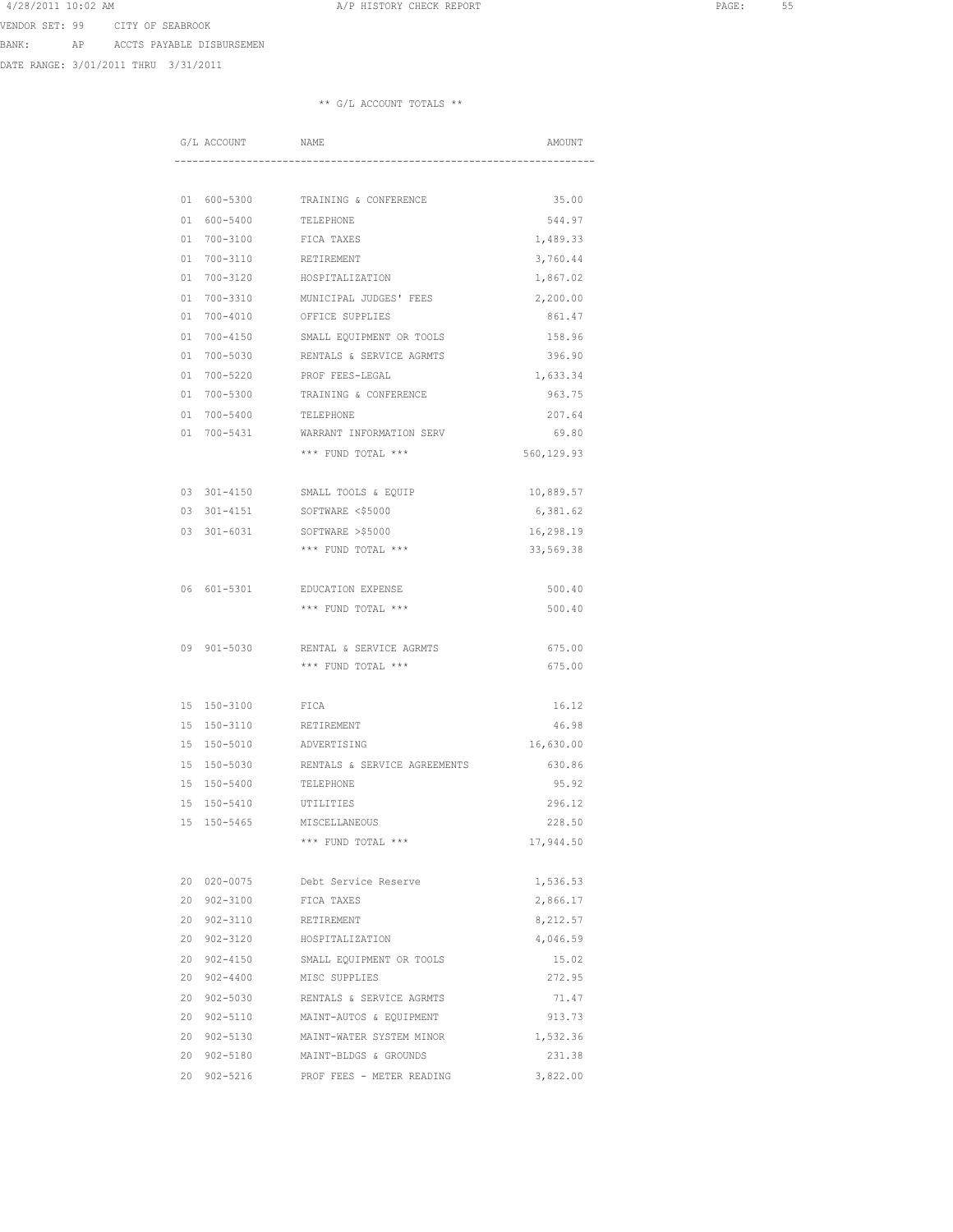VENDOR SET: 99 CITY OF SEABROOK

BANK: AP ACCTS PAYABLE DISBURSEMEN

DATE RANGE: 3/01/2011 THRU 3/31/2011

** G/L ACCOUNT TOTALS **

| G/L ACCOUNT | NAME | AMOUNT |
|---|---|---|
| 01 600-5300 | TRAINING & CONFERENCE | 35.00 |
| 01 600-5400 | TELEPHONE | 544.97 |
| 01 700-3100 | FICA TAXES | 1,489.33 |
| 01 700-3110 | RETIREMENT | 3,760.44 |
| 01 700-3120 | HOSPITALIZATION | 1,867.02 |
| 01 700-3310 | MUNICIPAL JUDGES' FEES | 2,200.00 |
| 01 700-4010 | OFFICE SUPPLIES | 861.47 |
| 01 700-4150 | SMALL EQUIPMENT OR TOOLS | 158.96 |
| 01 700-5030 | RENTALS & SERVICE AGRMTS | 396.90 |
| 01 700-5220 | PROF FEES-LEGAL | 1,633.34 |
| 01 700-5300 | TRAINING & CONFERENCE | 963.75 |
| 01 700-5400 | TELEPHONE | 207.64 |
| 01 700-5431 | WARRANT INFORMATION SERV | 69.80 |
| | *** FUND TOTAL *** | 560,129.93 |
| 03 301-4150 | SMALL TOOLS & EQUIP | 10,889.57 |
| 03 301-4151 | SOFTWARE <$5000 | 6,381.62 |
| 03 301-6031 | SOFTWARE >$5000 | 16,298.19 |
| | *** FUND TOTAL *** | 33,569.38 |
| 06 601-5301 | EDUCATION EXPENSE | 500.40 |
| | *** FUND TOTAL *** | 500.40 |
| 09 901-5030 | RENTAL & SERVICE AGRMTS | 675.00 |
| | *** FUND TOTAL *** | 675.00 |
| 15 150-3100 | FICA | 16.12 |
| 15 150-3110 | RETIREMENT | 46.98 |
| 15 150-5010 | ADVERTISING | 16,630.00 |
| 15 150-5030 | RENTALS & SERVICE AGREEMENTS | 630.86 |
| 15 150-5400 | TELEPHONE | 95.92 |
| 15 150-5410 | UTILITIES | 296.12 |
| 15 150-5465 | MISCELLANEOUS | 228.50 |
| | *** FUND TOTAL *** | 17,944.50 |
| 20 020-0075 | Debt Service Reserve | 1,536.53 |
| 20 902-3100 | FICA TAXES | 2,866.17 |
| 20 902-3110 | RETIREMENT | 8,212.57 |
| 20 902-3120 | HOSPITALIZATION | 4,046.59 |
| 20 902-4150 | SMALL EQUIPMENT OR TOOLS | 15.02 |
| 20 902-4400 | MISC SUPPLIES | 272.95 |
| 20 902-5030 | RENTALS & SERVICE AGRMTS | 71.47 |
| 20 902-5110 | MAINT-AUTOS & EQUIPMENT | 913.73 |
| 20 902-5130 | MAINT-WATER SYSTEM MINOR | 1,532.36 |
| 20 902-5180 | MAINT-BLDGS & GROUNDS | 231.38 |
| 20 902-5216 | PROF FEES - METER READING | 3,822.00 |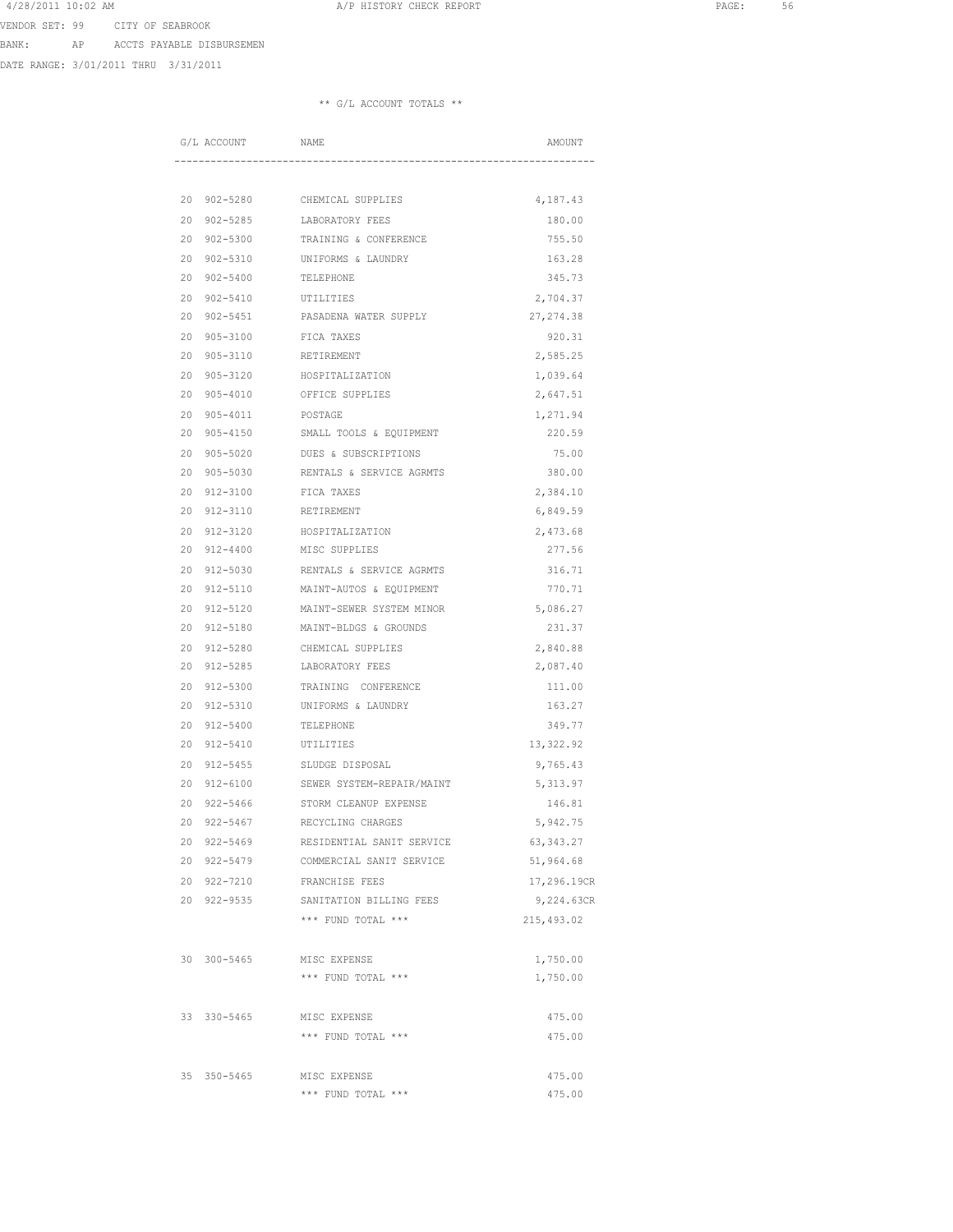4/28/2011 10:02 AM A/P HISTORY CHECK REPORT

VENDOR SET: 99 CITY OF SEABROOK
BANK: AP ACCTS PAYABLE DISBURSEMEN
DATE RANGE: 3/01/2011 THRU 3/31/2011

** G/L ACCOUNT TOTALS **

| G/L ACCOUNT | NAME | AMOUNT |
|---|---|---|
| 20 902-5280 | CHEMICAL SUPPLIES | 4,187.43 |
| 20 902-5285 | LABORATORY FEES | 180.00 |
| 20 902-5300 | TRAINING & CONFERENCE | 755.50 |
| 20 902-5310 | UNIFORMS & LAUNDRY | 163.28 |
| 20 902-5400 | TELEPHONE | 345.73 |
| 20 902-5410 | UTILITIES | 2,704.37 |
| 20 902-5451 | PASADENA WATER SUPPLY | 27,274.38 |
| 20 905-3100 | FICA TAXES | 920.31 |
| 20 905-3110 | RETIREMENT | 2,585.25 |
| 20 905-3120 | HOSPITALIZATION | 1,039.64 |
| 20 905-4010 | OFFICE SUPPLIES | 2,647.51 |
| 20 905-4011 | POSTAGE | 1,271.94 |
| 20 905-4150 | SMALL TOOLS & EQUIPMENT | 220.59 |
| 20 905-5020 | DUES & SUBSCRIPTIONS | 75.00 |
| 20 905-5030 | RENTALS & SERVICE AGRMTS | 380.00 |
| 20 912-3100 | FICA TAXES | 2,384.10 |
| 20 912-3110 | RETIREMENT | 6,849.59 |
| 20 912-3120 | HOSPITALIZATION | 2,473.68 |
| 20 912-4400 | MISC SUPPLIES | 277.56 |
| 20 912-5030 | RENTALS & SERVICE AGRMTS | 316.71 |
| 20 912-5110 | MAINT-AUTOS & EQUIPMENT | 770.71 |
| 20 912-5120 | MAINT-SEWER SYSTEM MINOR | 5,086.27 |
| 20 912-5180 | MAINT-BLDGS & GROUNDS | 231.37 |
| 20 912-5280 | CHEMICAL SUPPLIES | 2,840.88 |
| 20 912-5285 | LABORATORY FEES | 2,087.40 |
| 20 912-5300 | TRAINING CONFERENCE | 111.00 |
| 20 912-5310 | UNIFORMS & LAUNDRY | 163.27 |
| 20 912-5400 | TELEPHONE | 349.77 |
| 20 912-5410 | UTILITIES | 13,322.92 |
| 20 912-5455 | SLUDGE DISPOSAL | 9,765.43 |
| 20 912-6100 | SEWER SYSTEM-REPAIR/MAINT | 5,313.97 |
| 20 922-5466 | STORM CLEANUP EXPENSE | 146.81 |
| 20 922-5467 | RECYCLING CHARGES | 5,942.75 |
| 20 922-5469 | RESIDENTIAL SANIT SERVICE | 63,343.27 |
| 20 922-5479 | COMMERCIAL SANIT SERVICE | 51,964.68 |
| 20 922-7210 | FRANCHISE FEES | 17,296.19CR |
| 20 922-9535 | SANITATION BILLING FEES | 9,224.63CR |
| | *** FUND TOTAL *** | 215,493.02 |
| 30 300-5465 | MISC EXPENSE | 1,750.00 |
| | *** FUND TOTAL *** | 1,750.00 |
| 33 330-5465 | MISC EXPENSE | 475.00 |
| | *** FUND TOTAL *** | 475.00 |
| 35 350-5465 | MISC EXPENSE | 475.00 |
| | *** FUND TOTAL *** | 475.00 |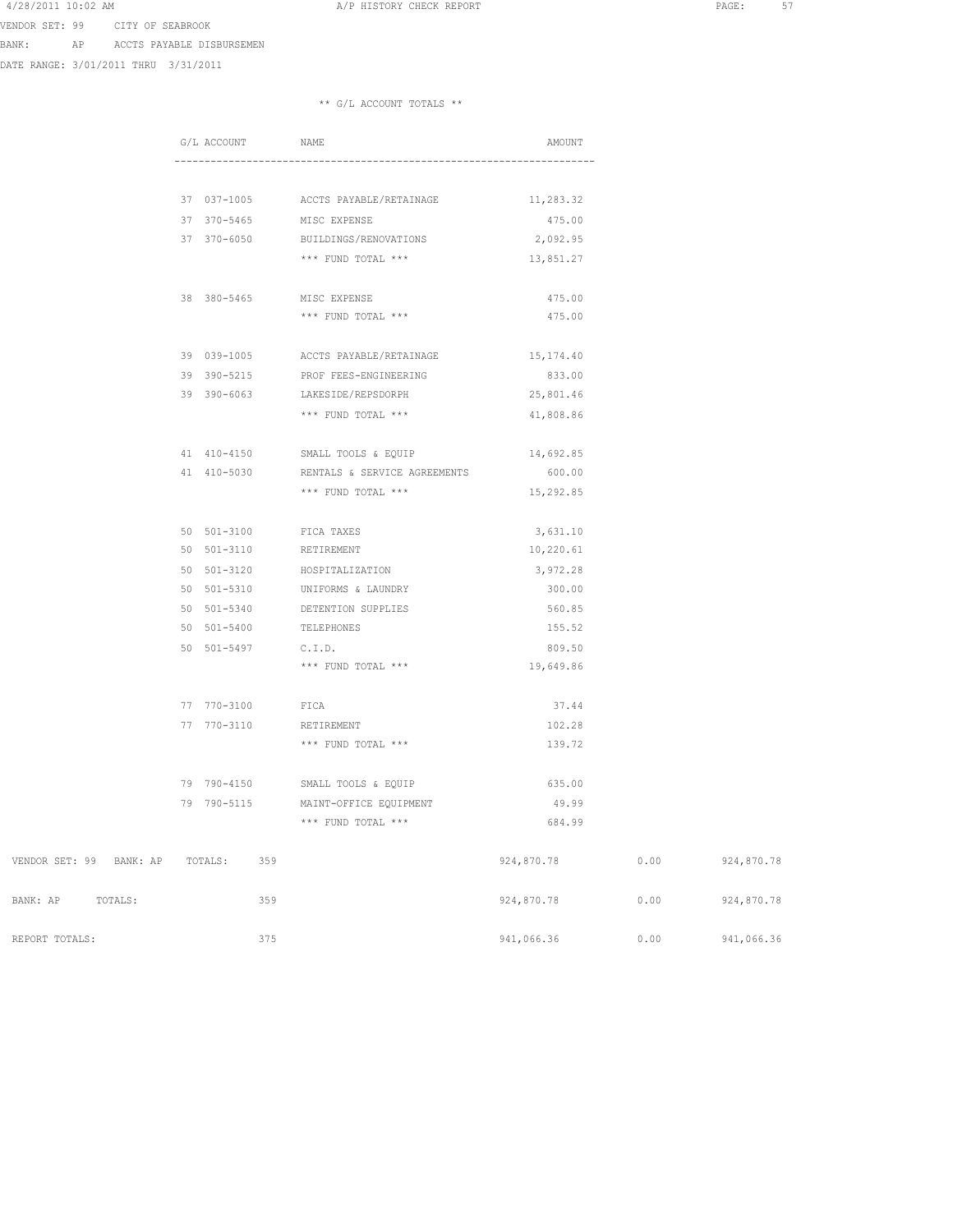VENDOR SET: 99 CITY OF SEABROOK

BANK: AP ACCTS PAYABLE DISBURSEMEN

DATE RANGE: 3/01/2011 THRU 3/31/2011

** G/L ACCOUNT TOTALS **

| G/L ACCOUNT | NAME | AMOUNT |
|---|---|---|
| 37 037-1005 | ACCTS PAYABLE/RETAINAGE | 11,283.32 |
| 37 370-5465 | MISC EXPENSE | 475.00 |
| 37 370-6050 | BUILDINGS/RENOVATIONS | 2,092.95 |
| | *** FUND TOTAL *** | 13,851.27 |
| 38 380-5465 | MISC EXPENSE | 475.00 |
| | *** FUND TOTAL *** | 475.00 |
| 39 039-1005 | ACCTS PAYABLE/RETAINAGE | 15,174.40 |
| 39 390-5215 | PROF FEES-ENGINEERING | 833.00 |
| 39 390-6063 | LAKESIDE/REPSDORPH | 25,801.46 |
| | *** FUND TOTAL *** | 41,808.86 |
| 41 410-4150 | SMALL TOOLS & EQUIP | 14,692.85 |
| 41 410-5030 | RENTALS & SERVICE AGREEMENTS | 600.00 |
| | *** FUND TOTAL *** | 15,292.85 |
| 50 501-3100 | FICA TAXES | 3,631.10 |
| 50 501-3110 | RETIREMENT | 10,220.61 |
| 50 501-3120 | HOSPITALIZATION | 3,972.28 |
| 50 501-5310 | UNIFORMS & LAUNDRY | 300.00 |
| 50 501-5340 | DETENTION SUPPLIES | 560.85 |
| 50 501-5400 | TELEPHONES | 155.52 |
| 50 501-5497 | C.I.D. | 809.50 |
| | *** FUND TOTAL *** | 19,649.86 |
| 77 770-3100 | FICA | 37.44 |
| 77 770-3110 | RETIREMENT | 102.28 |
| | *** FUND TOTAL *** | 139.72 |
| 79 790-4150 | SMALL TOOLS & EQUIP | 635.00 |
| 79 790-5115 | MAINT-OFFICE EQUIPMENT | 49.99 |
| | *** FUND TOTAL *** | 684.99 |

| | COUNT | AMOUNT | | TOTAL |
|---|---|---|---|---|
| VENDOR SET: 99 BANK: AP TOTALS: | 359 | 924,870.78 | 0.00 | 924,870.78 |
| BANK: AP TOTALS: | 359 | 924,870.78 | 0.00 | 924,870.78 |
| REPORT TOTALS: | 375 | 941,066.36 | 0.00 | 941,066.36 |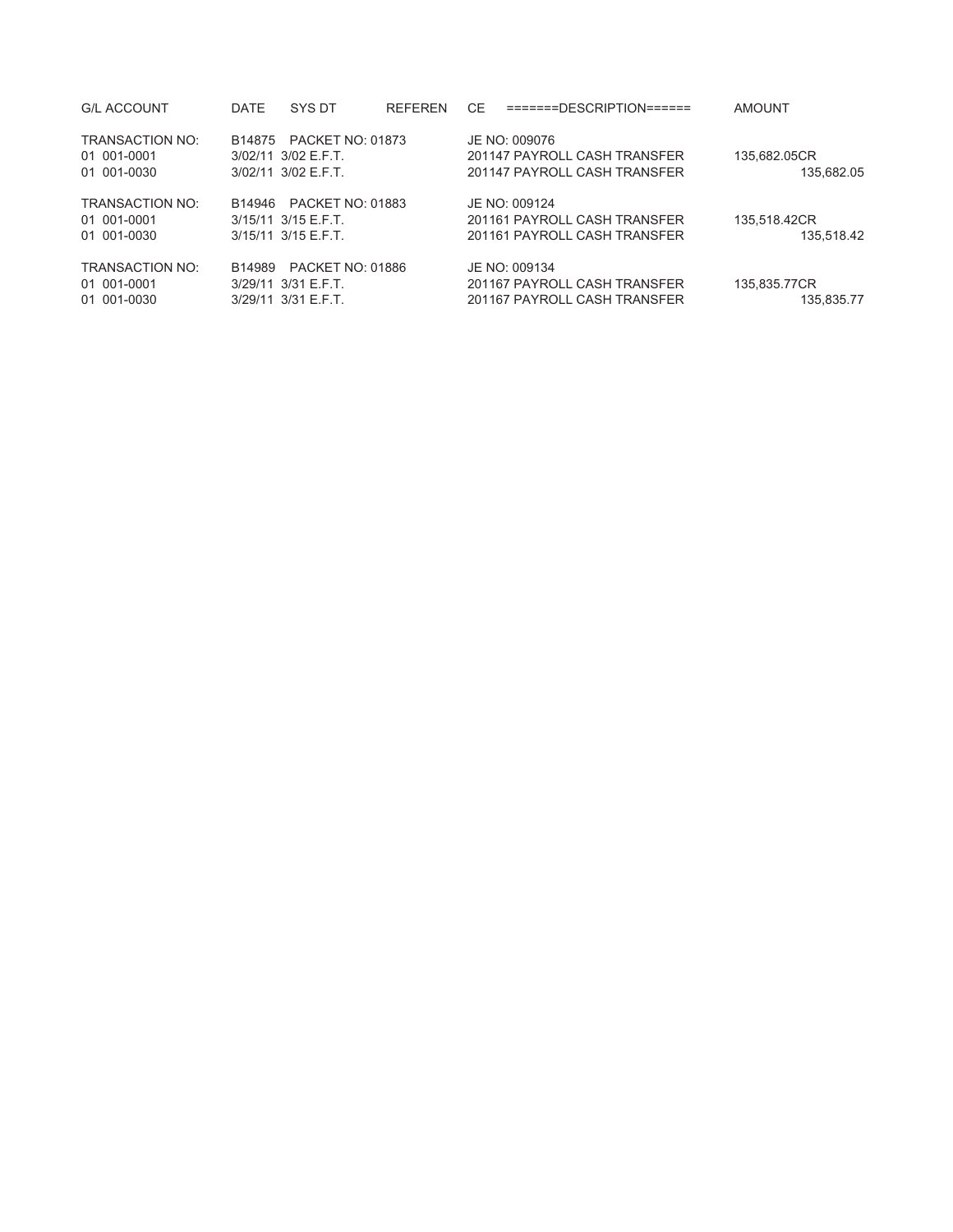| G/L ACCOUNT | DATE | SYS DT | REFEREN | CE | =======DESCRIPTION====== | AMOUNT | |
|---|---|---|---|---|---|---|---|
| TRANSACTION NO: | B14875 | PACKET NO: 01873 | | | JE NO: 009076 | | |
| 01 001-0001 | 3/02/11 | 3/02 E.F.T. | | | 201147 PAYROLL CASH TRANSFER | 135,682.05CR | |
| 01 001-0030 | 3/02/11 | 3/02 E.F.T. | | | 201147 PAYROLL CASH TRANSFER | | 135,682.05 |
| TRANSACTION NO: | B14946 | PACKET NO: 01883 | | | JE NO: 009124 | | |
| 01 001-0001 | 3/15/11 | 3/15 E.F.T. | | | 201161 PAYROLL CASH TRANSFER | 135,518.42CR | |
| 01 001-0030 | 3/15/11 | 3/15 E.F.T. | | | 201161 PAYROLL CASH TRANSFER | | 135,518.42 |
| TRANSACTION NO: | B14989 | PACKET NO: 01886 | | | JE NO: 009134 | | |
| 01 001-0001 | 3/29/11 | 3/31 E.F.T. | | | 201167 PAYROLL CASH TRANSFER | 135,835.77CR | |
| 01 001-0030 | 3/29/11 | 3/31 E.F.T. | | | 201167 PAYROLL CASH TRANSFER | | 135,835.77 |